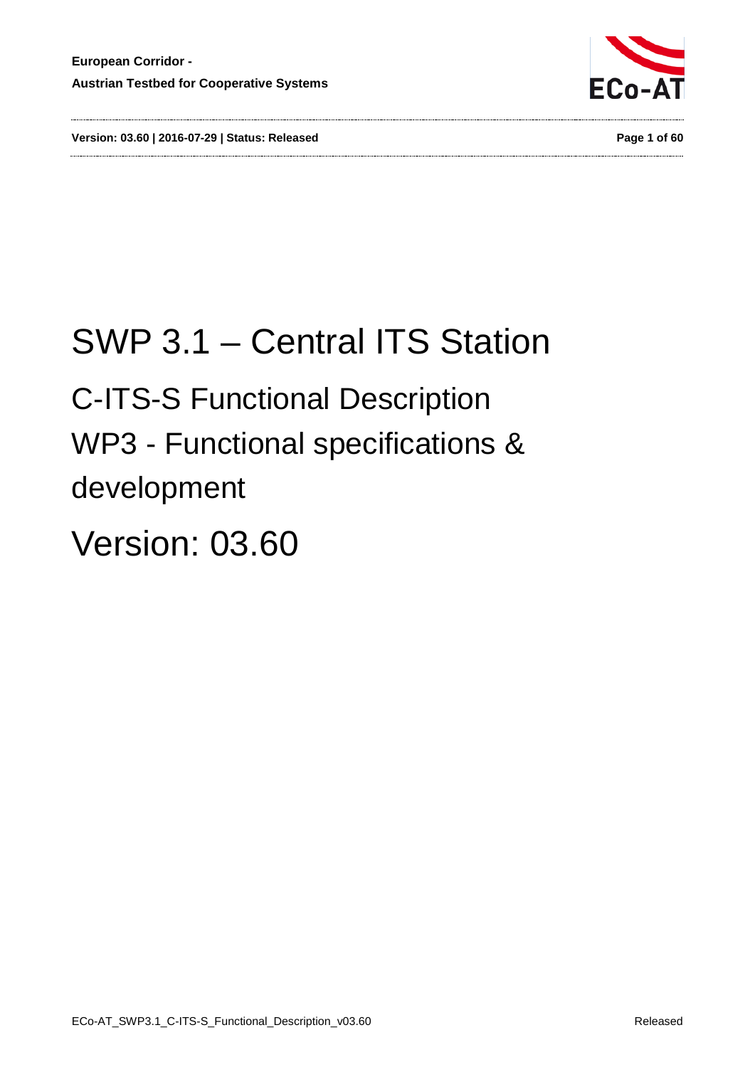# SWP 3.1 – Central ITS Station

## C-ITS-S Functional Description

## WP3 - Functional specifications & development

# Version: 03.60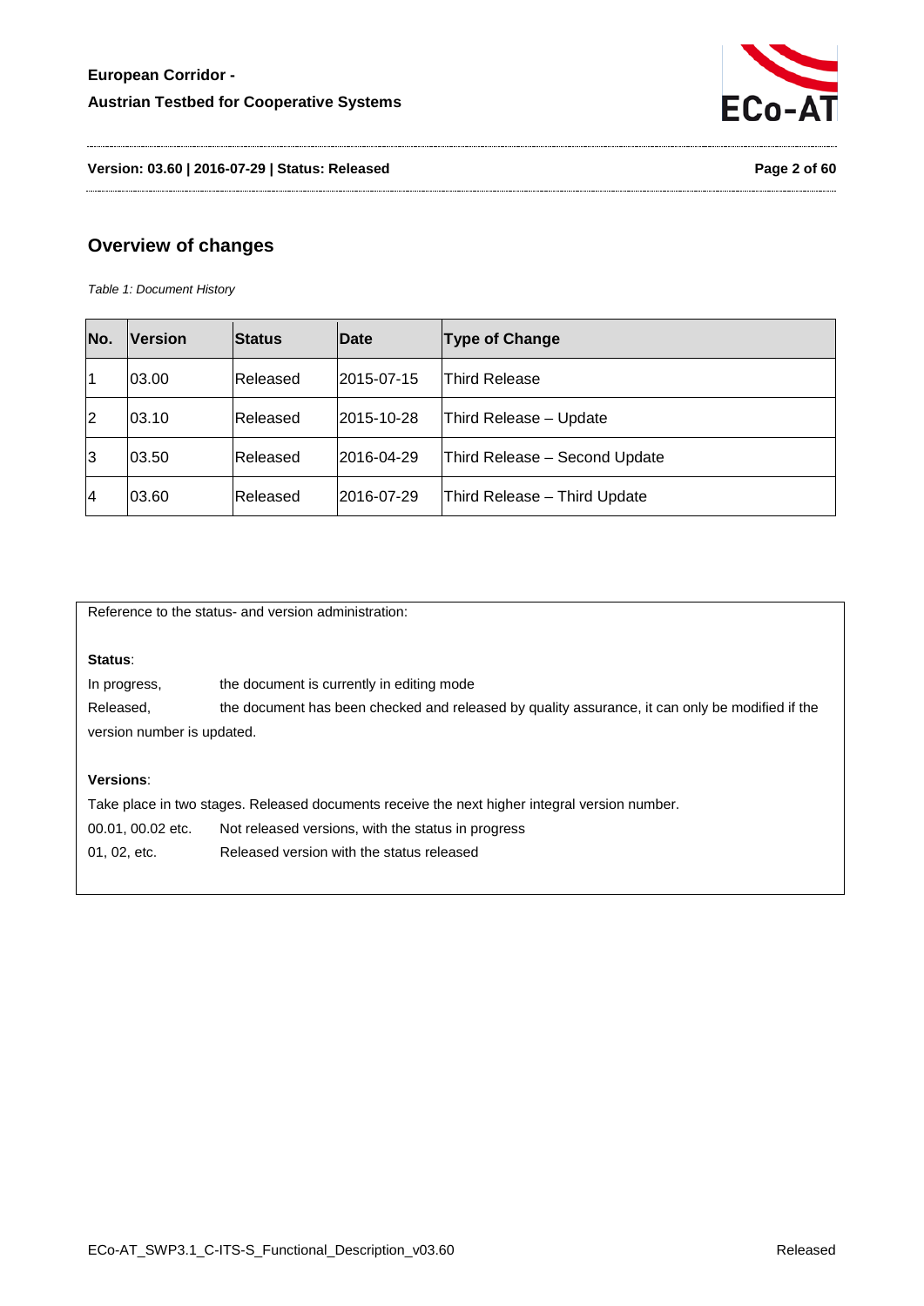## Overview of changes

*Table 1: Document History*

| No. | Version | Status | Date | Type of Change |
|---|---|---|---|---|
| 1 | 03.00 | Released | 2015-07-15 | Third Release |
| 2 | 03.10 | Released | 2015-10-28 | Third Release – Update |
| 3 | 03.50 | Released | 2016-04-29 | Third Release – Second Update |
| 4 | 03.60 | Released | 2016-07-29 | Third Release – Third Update |

Reference to the status- and version administration:

**Status**:

In progress, the document is currently in editing mode

Released, the document has been checked and released by quality assurance, it can only be modified if the version number is updated.

**Versions**:

Take place in two stages. Released documents receive the next higher integral version number.

00.01, 00.02 etc. Not released versions, with the status in progress

01, 02, etc. Released version with the status released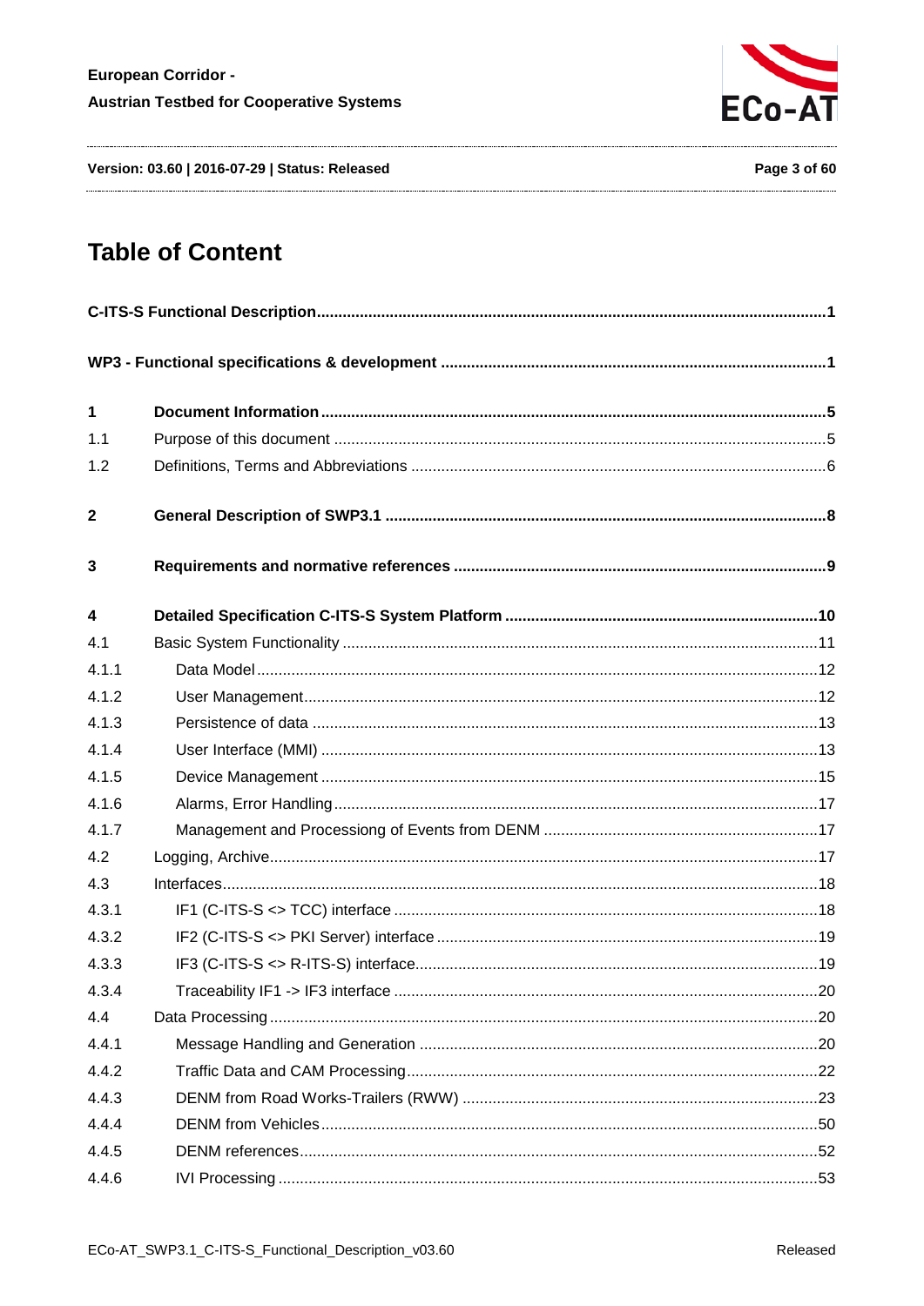# Table of Content

**C-ITS-S Functional Description** ..... **1**

**WP3 - Functional specifications & development** ..... **1**

**1 Document Information** ..... **5**
1.1 Purpose of this document ..... 5
1.2 Definitions, Terms and Abbreviations ..... 6

**2 General Description of SWP3.1** ..... **8**

**3 Requirements and normative references** ..... **9**

**4 Detailed Specification C-ITS-S System Platform** ..... **10**
4.1 Basic System Functionality ..... 11
4.1.1 Data Model ..... 12
4.1.2 User Management ..... 12
4.1.3 Persistence of data ..... 13
4.1.4 User Interface (MMI) ..... 13
4.1.5 Device Management ..... 15
4.1.6 Alarms, Error Handling ..... 17
4.1.7 Management and Processiong of Events from DENM ..... 17
4.2 Logging, Archive ..... 17
4.3 Interfaces ..... 18
4.3.1 IF1 (C-ITS-S <> TCC) interface ..... 18
4.3.2 IF2 (C-ITS-S <> PKI Server) interface ..... 19
4.3.3 IF3 (C-ITS-S <> R-ITS-S) interface ..... 19
4.3.4 Traceability IF1 -> IF3 interface ..... 20
4.4 Data Processing ..... 20
4.4.1 Message Handling and Generation ..... 20
4.4.2 Traffic Data and CAM Processing ..... 22
4.4.3 DENM from Road Works-Trailers (RWW) ..... 23
4.4.4 DENM from Vehicles ..... 50
4.4.5 DENM references ..... 52
4.4.6 IVI Processing ..... 53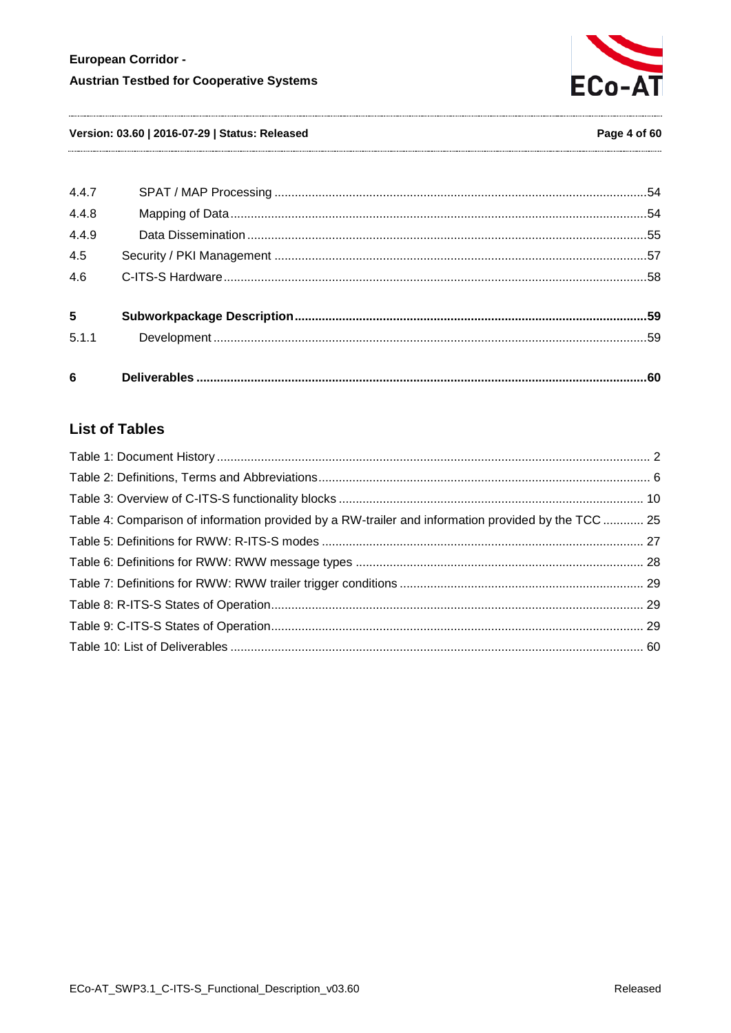4.4.7 SPAT / MAP Processing ....54
4.4.8 Mapping of Data ....54
4.4.9 Data Dissemination ....55
4.5 Security / PKI Management ....57
4.6 C-ITS-S Hardware ....58

**5 Subworkpackage Description ....59**
5.1.1 Development ....59

**6 Deliverables ....60**

## List of Tables

Table 1: Document History .... 2
Table 2: Definitions, Terms and Abbreviations .... 6
Table 3: Overview of C-ITS-S functionality blocks .... 10
Table 4: Comparison of information provided by a RW-trailer and information provided by the TCC .... 25
Table 5: Definitions for RWW: R-ITS-S modes .... 27
Table 6: Definitions for RWW: RWW message types .... 28
Table 7: Definitions for RWW: RWW trailer trigger conditions .... 29
Table 8: R-ITS-S States of Operation .... 29
Table 9: C-ITS-S States of Operation .... 29
Table 10: List of Deliverables .... 60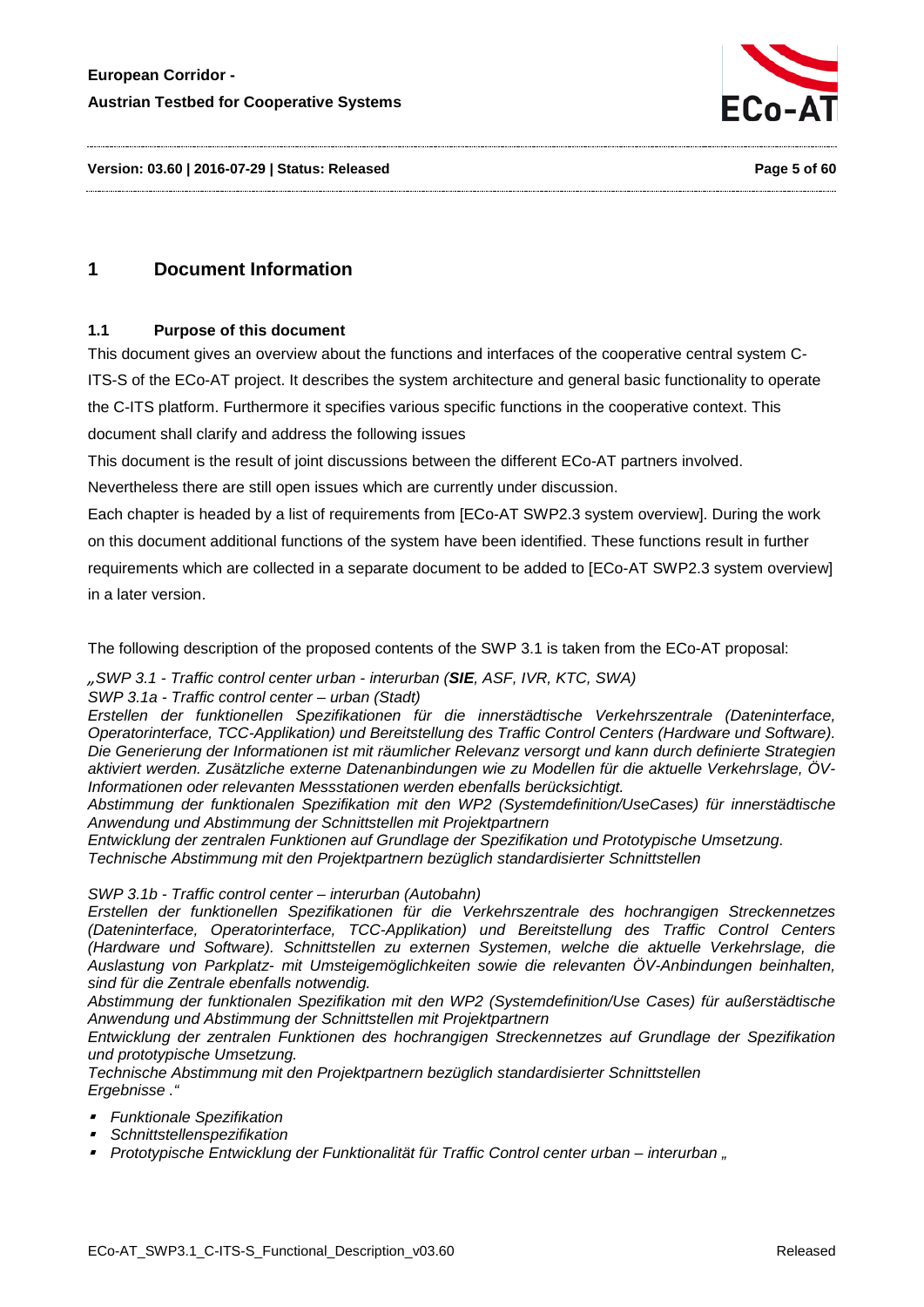# 1 Document Information

## 1.1 Purpose of this document

This document gives an overview about the functions and interfaces of the cooperative central system C-ITS-S of the ECo-AT project. It describes the system architecture and general basic functionality to operate the C-ITS platform. Furthermore it specifies various specific functions in the cooperative context. This document shall clarify and address the following issues

This document is the result of joint discussions between the different ECo-AT partners involved.

Nevertheless there are still open issues which are currently under discussion.

Each chapter is headed by a list of requirements from [ECo-AT SWP2.3 system overview]. During the work on this document additional functions of the system have been identified. These functions result in further requirements which are collected in a separate document to be added to [ECo-AT SWP2.3 system overview] in a later version.

The following description of the proposed contents of the SWP 3.1 is taken from the ECo-AT proposal:

*„SWP 3.1 - Traffic control center urban - interurban (**SIE**, ASF, IVR, KTC, SWA)*

*SWP 3.1a - Traffic control center – urban (Stadt)*

*Erstellen der funktionellen Spezifikationen für die innerstädtische Verkehrszentrale (Dateninterface, Operatorinterface, TCC-Applikation) und Bereitstellung des Traffic Control Centers (Hardware und Software). Die Generierung der Informationen ist mit räumlicher Relevanz versorgt und kann durch definierte Strategien aktiviert werden. Zusätzliche externe Datenanbindungen wie zu Modellen für die aktuelle Verkehrslage, ÖV-Informationen oder relevanten Messstationen werden ebenfalls berücksichtigt.*

*Abstimmung der funktionalen Spezifikation mit den WP2 (Systemdefinition/UseCases) für innerstädtische Anwendung und Abstimmung der Schnittstellen mit Projektpartnern*

*Entwicklung der zentralen Funktionen auf Grundlage der Spezifikation und Prototypische Umsetzung.*

*Technische Abstimmung mit den Projektpartnern bezüglich standardisierter Schnittstellen*

*SWP 3.1b - Traffic control center – interurban (Autobahn)*

*Erstellen der funktionellen Spezifikationen für die Verkehrszentrale des hochrangigen Streckennetzes (Dateninterface, Operatorinterface, TCC-Applikation) und Bereitstellung des Traffic Control Centers (Hardware und Software). Schnittstellen zu externen Systemen, welche die aktuelle Verkehrslage, die Auslastung von Parkplatz- mit Umsteigemöglichkeiten sowie die relevanten ÖV-Anbindungen beinhalten, sind für die Zentrale ebenfalls notwendig.*

*Abstimmung der funktionalen Spezifikation mit den WP2 (Systemdefinition/Use Cases) für außerstädtische Anwendung und Abstimmung der Schnittstellen mit Projektpartnern*

*Entwicklung der zentralen Funktionen des hochrangigen Streckennetzes auf Grundlage der Spezifikation und prototypische Umsetzung.*

*Technische Abstimmung mit den Projektpartnern bezüglich standardisierter Schnittstellen*

*Ergebnisse ."*

- *Funktionale Spezifikation*
- *Schnittstellenspezifikation*
- *Prototypische Entwicklung der Funktionalität für Traffic Control center urban – interurban „*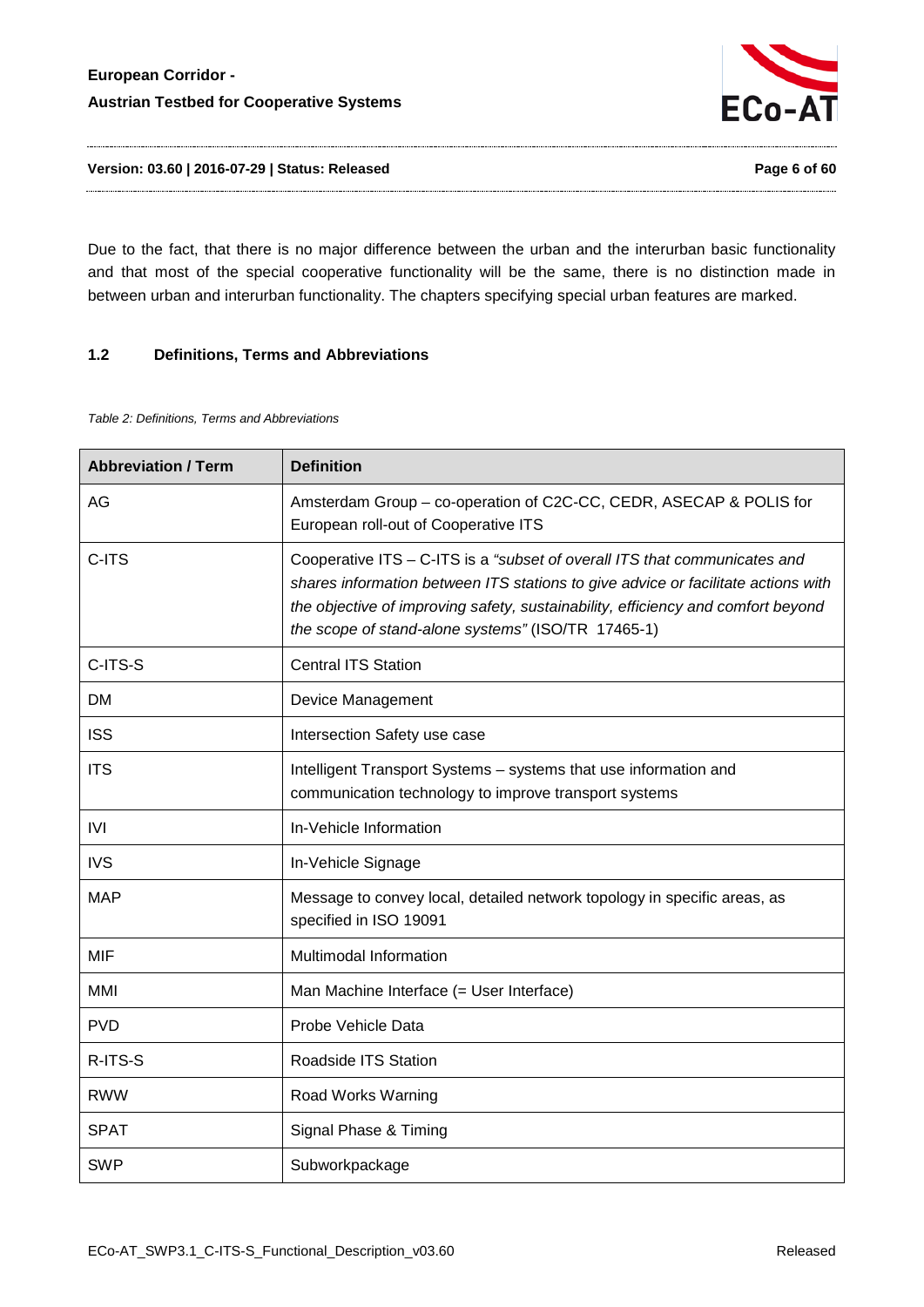Due to the fact, that there is no major difference between the urban and the interurban basic functionality and that most of the special cooperative functionality will be the same, there is no distinction made in between urban and interurban functionality. The chapters specifying special urban features are marked.

## 1.2 Definitions, Terms and Abbreviations

*Table 2: Definitions, Terms and Abbreviations*

| Abbreviation / Term | Definition |
|---|---|
| AG | Amsterdam Group – co-operation of C2C-CC, CEDR, ASECAP & POLIS for European roll-out of Cooperative ITS |
| C-ITS | Cooperative ITS – C-ITS is a *"subset of overall ITS that communicates and shares information between ITS stations to give advice or facilitate actions with the objective of improving safety, sustainability, efficiency and comfort beyond the scope of stand-alone systems"* (ISO/TR 17465-1) |
| C-ITS-S | Central ITS Station |
| DM | Device Management |
| ISS | Intersection Safety use case |
| ITS | Intelligent Transport Systems – systems that use information and communication technology to improve transport systems |
| IVI | In-Vehicle Information |
| IVS | In-Vehicle Signage |
| MAP | Message to convey local, detailed network topology in specific areas, as specified in ISO 19091 |
| MIF | Multimodal Information |
| MMI | Man Machine Interface (= User Interface) |
| PVD | Probe Vehicle Data |
| R-ITS-S | Roadside ITS Station |
| RWW | Road Works Warning |
| SPAT | Signal Phase & Timing |
| SWP | Subworkpackage |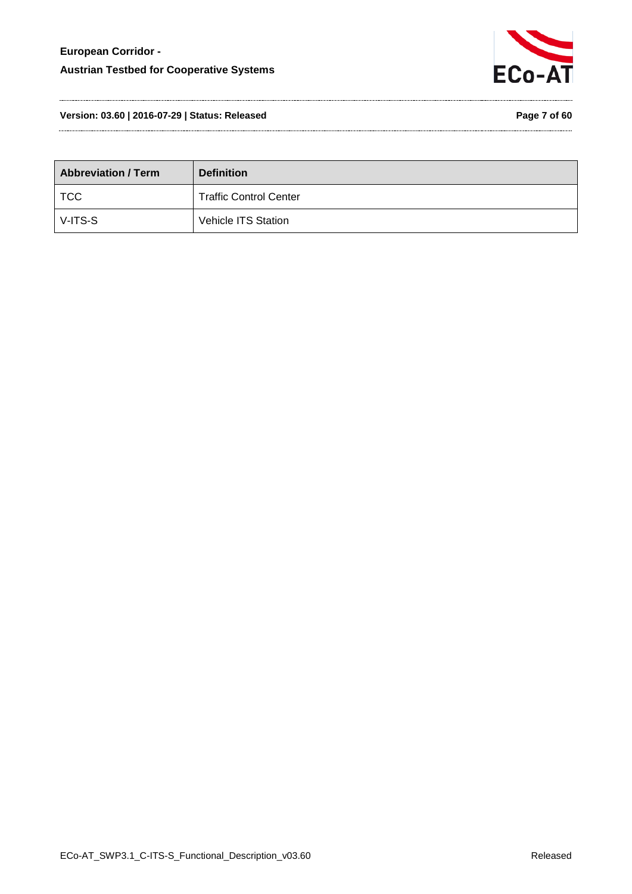| Abbreviation / Term | Definition |
|---|---|
| TCC | Traffic Control Center |
| V-ITS-S | Vehicle ITS Station |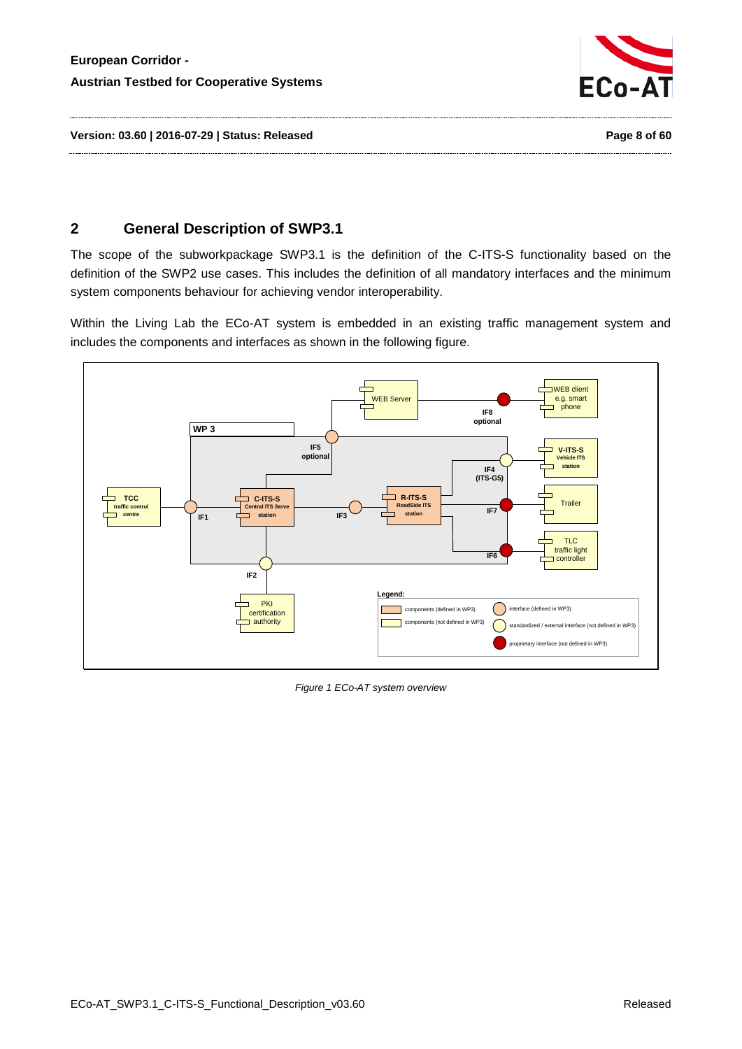## 2 General Description of SWP3.1

The scope of the subworkpackage SWP3.1 is the definition of the C-ITS-S functionality based on the definition of the SWP2 use cases. This includes the definition of all mandatory interfaces and the minimum system components behaviour for achieving vendor interoperability.

Within the Living Lab the ECo-AT system is embedded in an existing traffic management system and includes the components and interfaces as shown in the following figure.

WEB Server
IF8
optional
WEB client
e.g. smart
phone
WP 3
IF5
optional
V-ITS-S
Vehicle ITS
station
IF4
(ITS-G5)
TCC
traffic control
centre
IF1
C-ITS-S
Central ITS Serve
station
IF3
R-ITS-S
RoadSide ITS
station
IF7
Trailer
IF6
TLC
traffic light
controller
IF2
PKI
certification
authority
Legend:
components (defined in WP3)
components (not defined in WP3)
interface (defined in WP3)
standardized / external interface (not defined in WP3)
proprietary interface (not defined in WP3)

*Figure 1 ECo-AT system overview*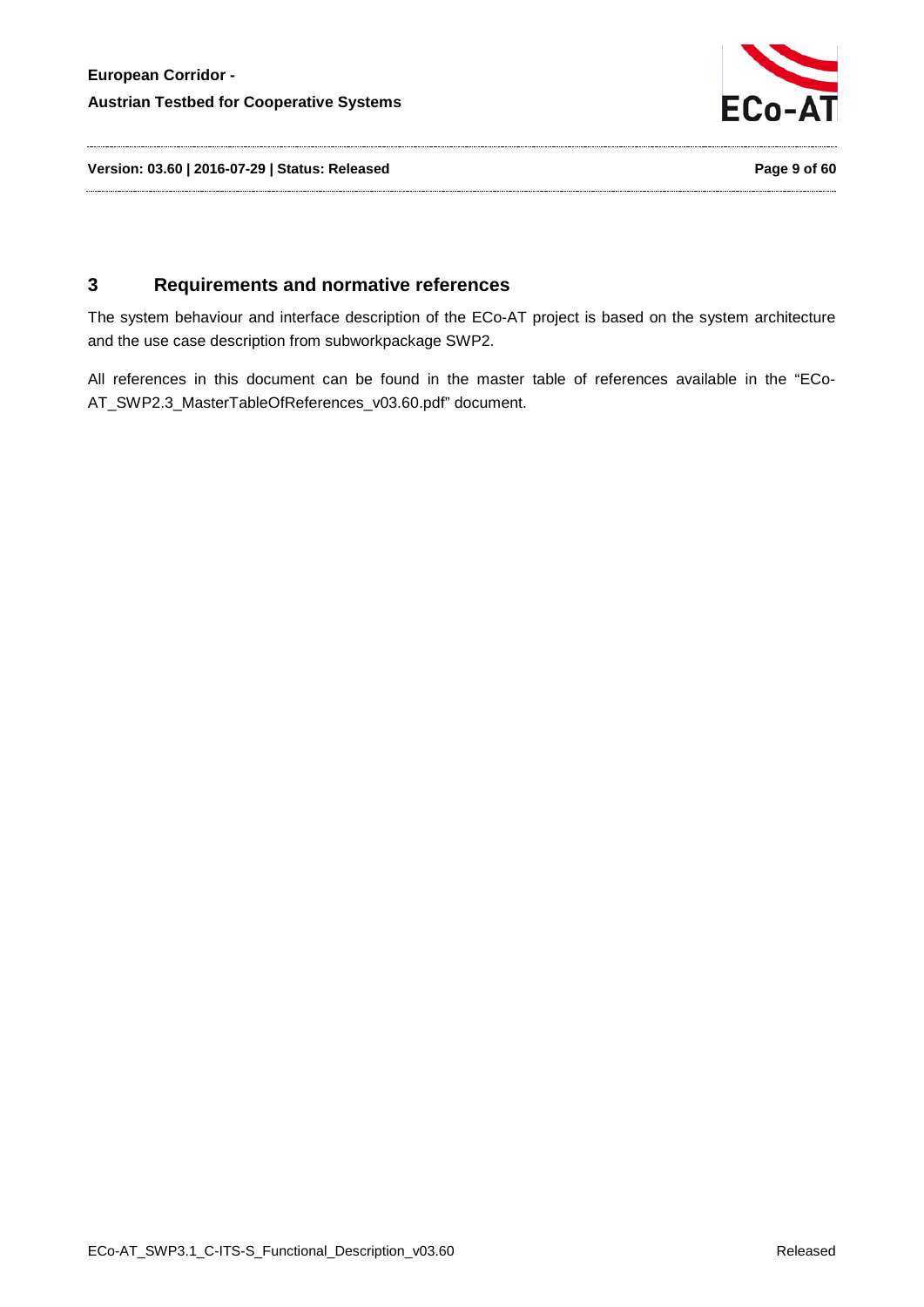# 3 Requirements and normative references

The system behaviour and interface description of the ECo-AT project is based on the system architecture and the use case description from subworkpackage SWP2.

All references in this document can be found in the master table of references available in the "ECo-AT_SWP2.3_MasterTableOfReferences_v03.60.pdf" document.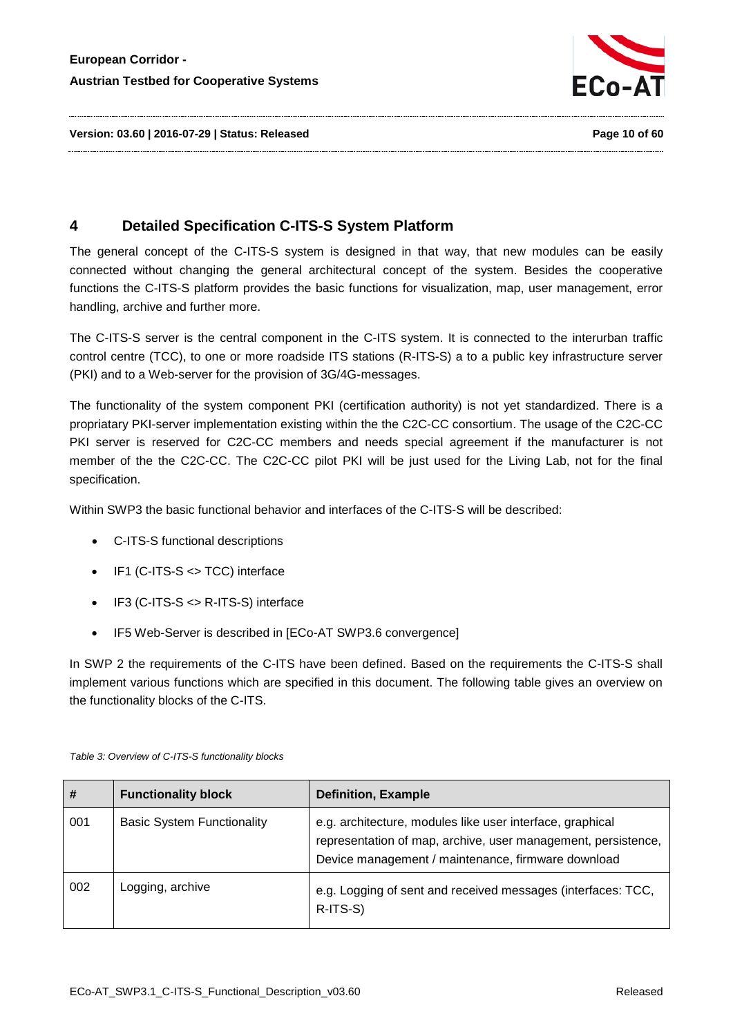# 4 Detailed Specification C-ITS-S System Platform

The general concept of the C-ITS-S system is designed in that way, that new modules can be easily connected without changing the general architectural concept of the system. Besides the cooperative functions the C-ITS-S platform provides the basic functions for visualization, map, user management, error handling, archive and further more.

The C-ITS-S server is the central component in the C-ITS system. It is connected to the interurban traffic control centre (TCC), to one or more roadside ITS stations (R-ITS-S) a to a public key infrastructure server (PKI) and to a Web-server for the provision of 3G/4G-messages.

The functionality of the system component PKI (certification authority) is not yet standardized. There is a propriatary PKI-server implementation existing within the the C2C-CC consortium. The usage of the C2C-CC PKI server is reserved for C2C-CC members and needs special agreement if the manufacturer is not member of the the C2C-CC. The C2C-CC pilot PKI will be just used for the Living Lab, not for the final specification.

Within SWP3 the basic functional behavior and interfaces of the C-ITS-S will be described:

- C-ITS-S functional descriptions
- IF1 (C-ITS-S <> TCC) interface
- IF3 (C-ITS-S <> R-ITS-S) interface
- IF5 Web-Server is described in [ECo-AT SWP3.6 convergence]

In SWP 2 the requirements of the C-ITS have been defined. Based on the requirements the C-ITS-S shall implement various functions which are specified in this document. The following table gives an overview on the functionality blocks of the C-ITS.

*Table 3: Overview of C-ITS-S functionality blocks*

| # | Functionality block | Definition, Example |
|---|---|---|
| 001 | Basic System Functionality | e.g. architecture, modules like user interface, graphical representation of map, archive, user management, persistence, Device management / maintenance, firmware download |
| 002 | Logging, archive | e.g. Logging of sent and received messages (interfaces: TCC, R-ITS-S) |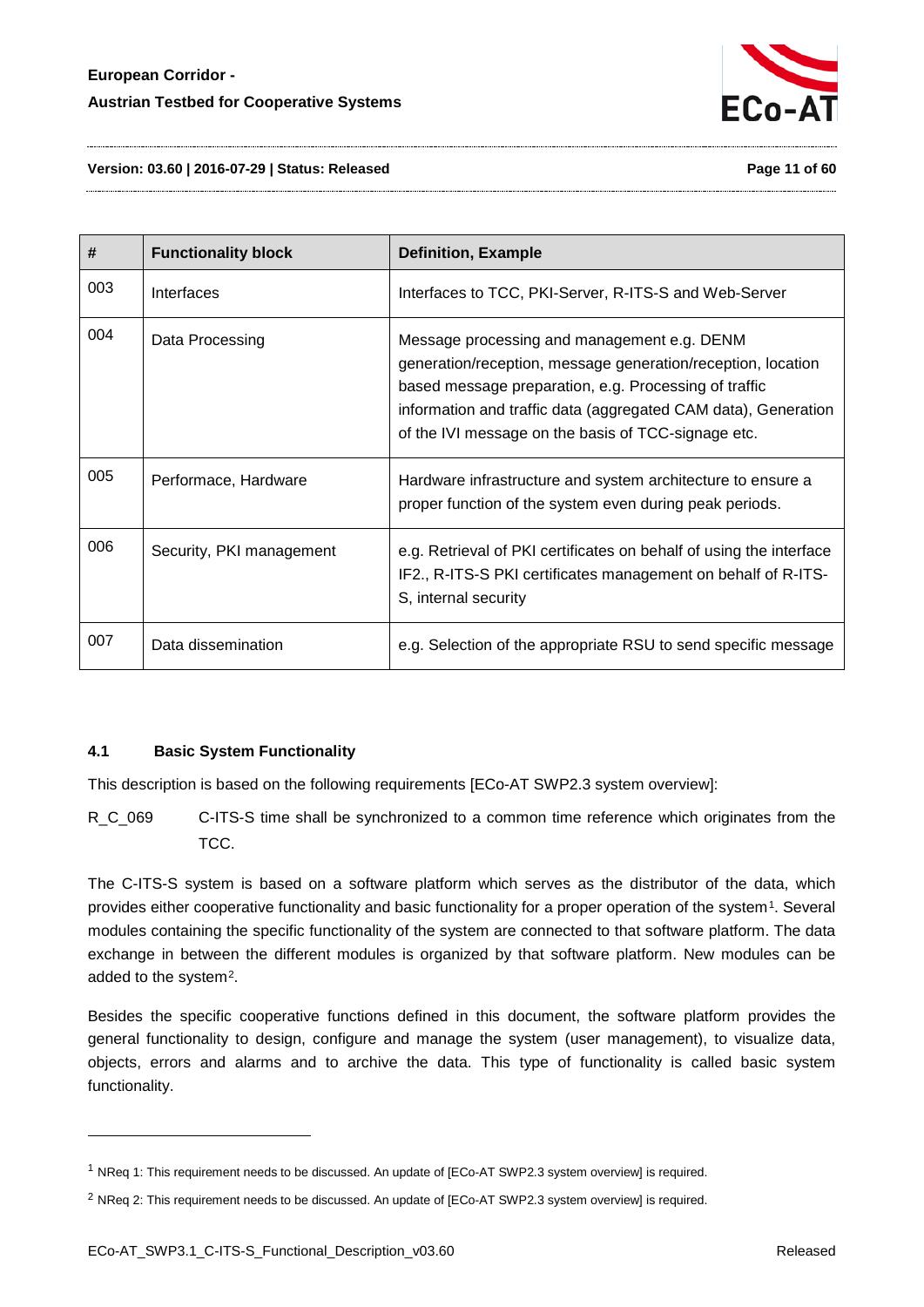| # | Functionality block | Definition, Example |
|---|---|---|
| 003 | Interfaces | Interfaces to TCC, PKI-Server, R-ITS-S and Web-Server |
| 004 | Data Processing | Message processing and management e.g. DENM generation/reception, message generation/reception, location based message preparation, e.g. Processing of traffic information and traffic data (aggregated CAM data), Generation of the IVI message on the basis of TCC-signage etc. |
| 005 | Performace, Hardware | Hardware infrastructure and system architecture to ensure a proper function of the system even during peak periods. |
| 006 | Security, PKI management | e.g. Retrieval of PKI certificates on behalf of using the interface IF2., R-ITS-S PKI certificates management on behalf of R-ITS-S, internal security |
| 007 | Data dissemination | e.g. Selection of the appropriate RSU to send specific message |

### 4.1 Basic System Functionality

This description is based on the following requirements [ECo-AT SWP2.3 system overview]:

R_C_069 C-ITS-S time shall be synchronized to a common time reference which originates from the TCC.

The C-ITS-S system is based on a software platform which serves as the distributor of the data, which provides either cooperative functionality and basic functionality for a proper operation of the system[1]. Several modules containing the specific functionality of the system are connected to that software platform. The data exchange in between the different modules is organized by that software platform. New modules can be added to the system[2].

Besides the specific cooperative functions defined in this document, the software platform provides the general functionality to design, configure and manage the system (user management), to visualize data, objects, errors and alarms and to archive the data. This type of functionality is called basic system functionality.

---

[1] NReq 1: This requirement needs to be discussed. An update of [ECo-AT SWP2.3 system overview] is required.

[2] NReq 2: This requirement needs to be discussed. An update of [ECo-AT SWP2.3 system overview] is required.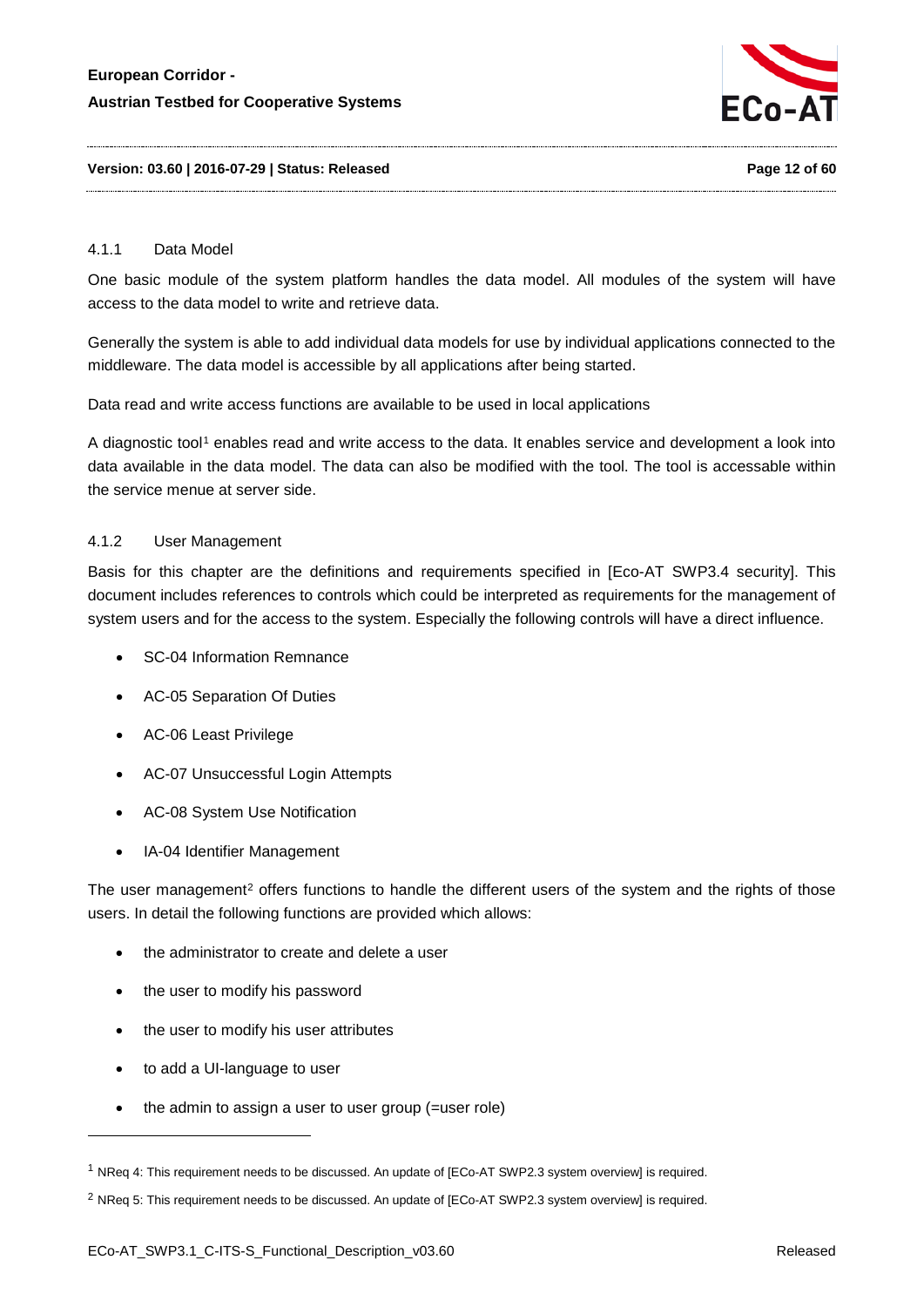### 4.1.1 Data Model

One basic module of the system platform handles the data model. All modules of the system will have access to the data model to write and retrieve data.

Generally the system is able to add individual data models for use by individual applications connected to the middleware. The data model is accessible by all applications after being started.

Data read and write access functions are available to be used in local applications

A diagnostic tool[1] enables read and write access to the data. It enables service and development a look into data available in the data model. The data can also be modified with the tool. The tool is accessable within the service menue at server side.

### 4.1.2 User Management

Basis for this chapter are the definitions and requirements specified in [Eco-AT SWP3.4 security]. This document includes references to controls which could be interpreted as requirements for the management of system users and for the access to the system. Especially the following controls will have a direct influence.

- SC-04 Information Remnance
- AC-05 Separation Of Duties
- AC-06 Least Privilege
- AC-07 Unsuccessful Login Attempts
- AC-08 System Use Notification
- IA-04 Identifier Management

The user management[2] offers functions to handle the different users of the system and the rights of those users. In detail the following functions are provided which allows:

- the administrator to create and delete a user
- the user to modify his password
- the user to modify his user attributes
- to add a UI-language to user
- the admin to assign a user to user group (=user role)

[1] NReq 4: This requirement needs to be discussed. An update of [ECo-AT SWP2.3 system overview] is required.

[2] NReq 5: This requirement needs to be discussed. An update of [ECo-AT SWP2.3 system overview] is required.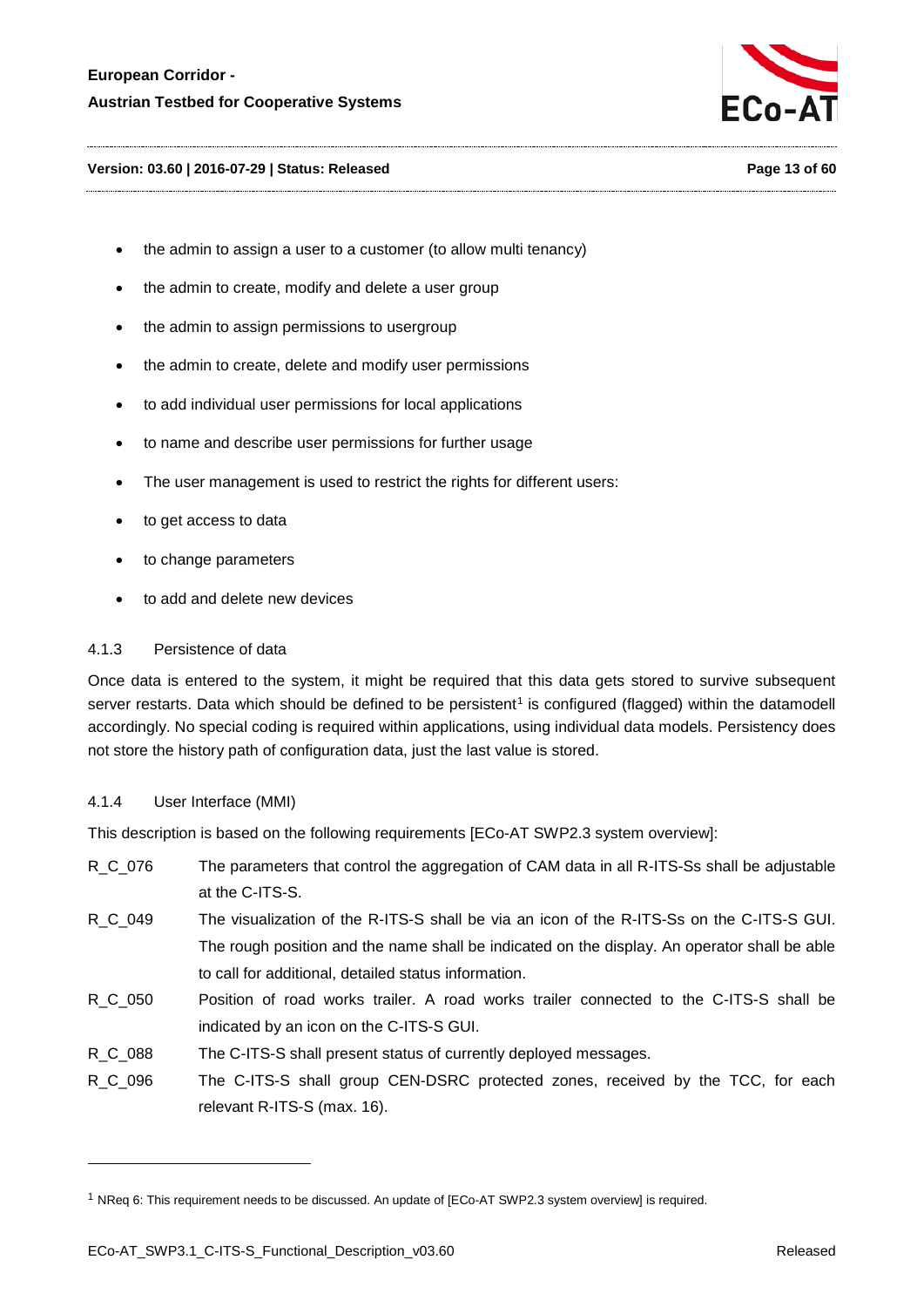- the admin to assign a user to a customer (to allow multi tenancy)
- the admin to create, modify and delete a user group
- the admin to assign permissions to usergroup
- the admin to create, delete and modify user permissions
- to add individual user permissions for local applications
- to name and describe user permissions for further usage
- The user management is used to restrict the rights for different users:
- to get access to data
- to change parameters
- to add and delete new devices

### 4.1.3 Persistence of data

Once data is entered to the system, it might be required that this data gets stored to survive subsequent server restarts. Data which should be defined to be persistent[1] is configured (flagged) within the datamodell accordingly. No special coding is required within applications, using individual data models. Persistency does not store the history path of configuration data, just the last value is stored.

### 4.1.4 User Interface (MMI)

This description is based on the following requirements [ECo-AT SWP2.3 system overview]:

| | |
|---|---|
| R_C_076 | The parameters that control the aggregation of CAM data in all R-ITS-Ss shall be adjustable at the C-ITS-S. |
| R_C_049 | The visualization of the R-ITS-S shall be via an icon of the R-ITS-Ss on the C-ITS-S GUI. The rough position and the name shall be indicated on the display. An operator shall be able to call for additional, detailed status information. |
| R_C_050 | Position of road works trailer. A road works trailer connected to the C-ITS-S shall be indicated by an icon on the C-ITS-S GUI. |
| R_C_088 | The C-ITS-S shall present status of currently deployed messages. |
| R_C_096 | The C-ITS-S shall group CEN-DSRC protected zones, received by the TCC, for each relevant R-ITS-S (max. 16). |

[1] NReq 6: This requirement needs to be discussed. An update of [ECo-AT SWP2.3 system overview] is required.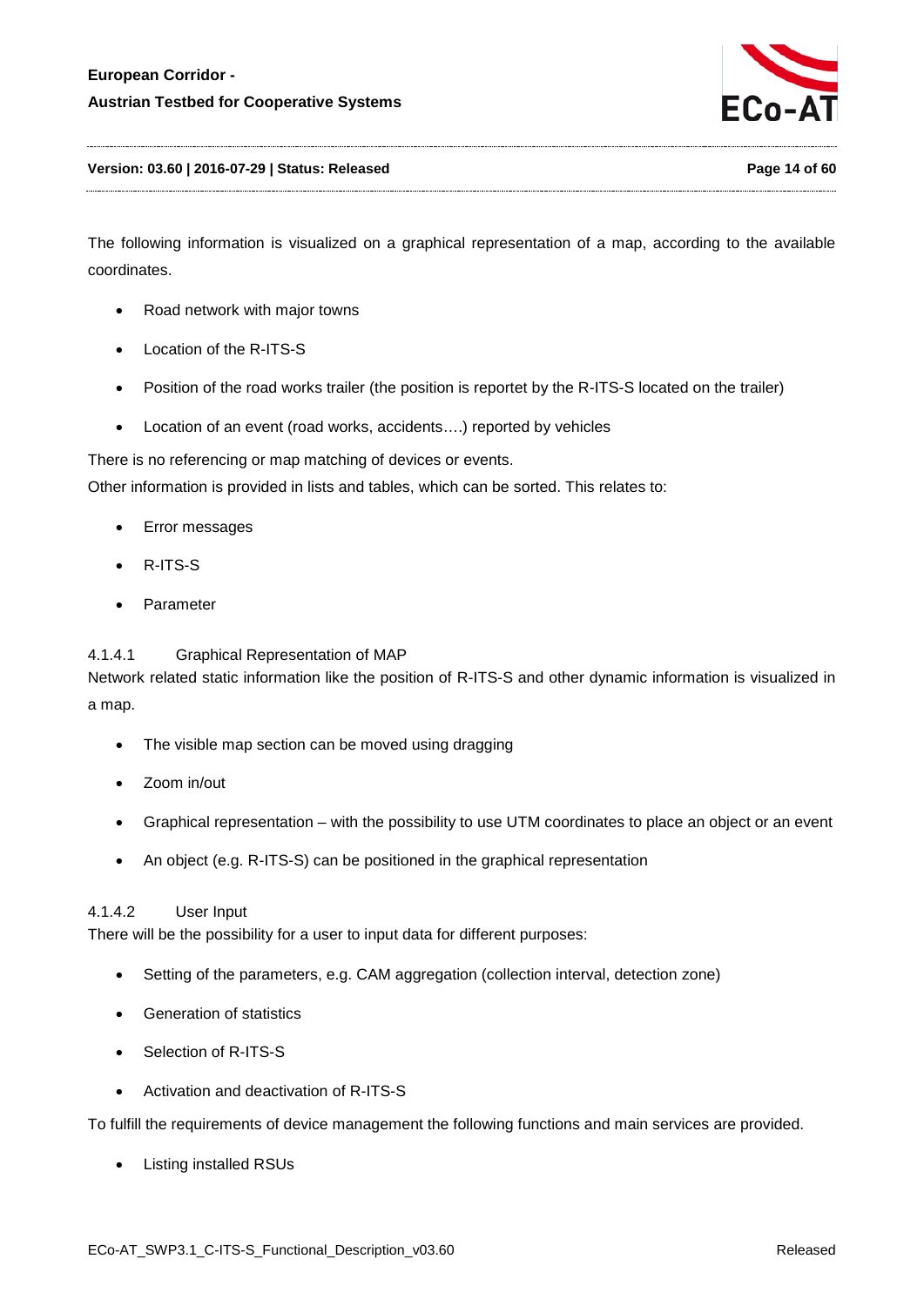The following information is visualized on a graphical representation of a map, according to the available coordinates.

- Road network with major towns
- Location of the R-ITS-S
- Position of the road works trailer (the position is reportet by the R-ITS-S located on the trailer)
- Location of an event (road works, accidents….) reported by vehicles

There is no referencing or map matching of devices or events.

Other information is provided in lists and tables, which can be sorted. This relates to:

- Error messages
- R-ITS-S
- Parameter

#### 4.1.4.1 Graphical Representation of MAP

Network related static information like the position of R-ITS-S and other dynamic information is visualized in a map.

- The visible map section can be moved using dragging
- Zoom in/out
- Graphical representation – with the possibility to use UTM coordinates to place an object or an event
- An object (e.g. R-ITS-S) can be positioned in the graphical representation

#### 4.1.4.2 User Input

There will be the possibility for a user to input data for different purposes:

- Setting of the parameters, e.g. CAM aggregation (collection interval, detection zone)
- Generation of statistics
- Selection of R-ITS-S
- Activation and deactivation of R-ITS-S

To fulfill the requirements of device management the following functions and main services are provided.

- Listing installed RSUs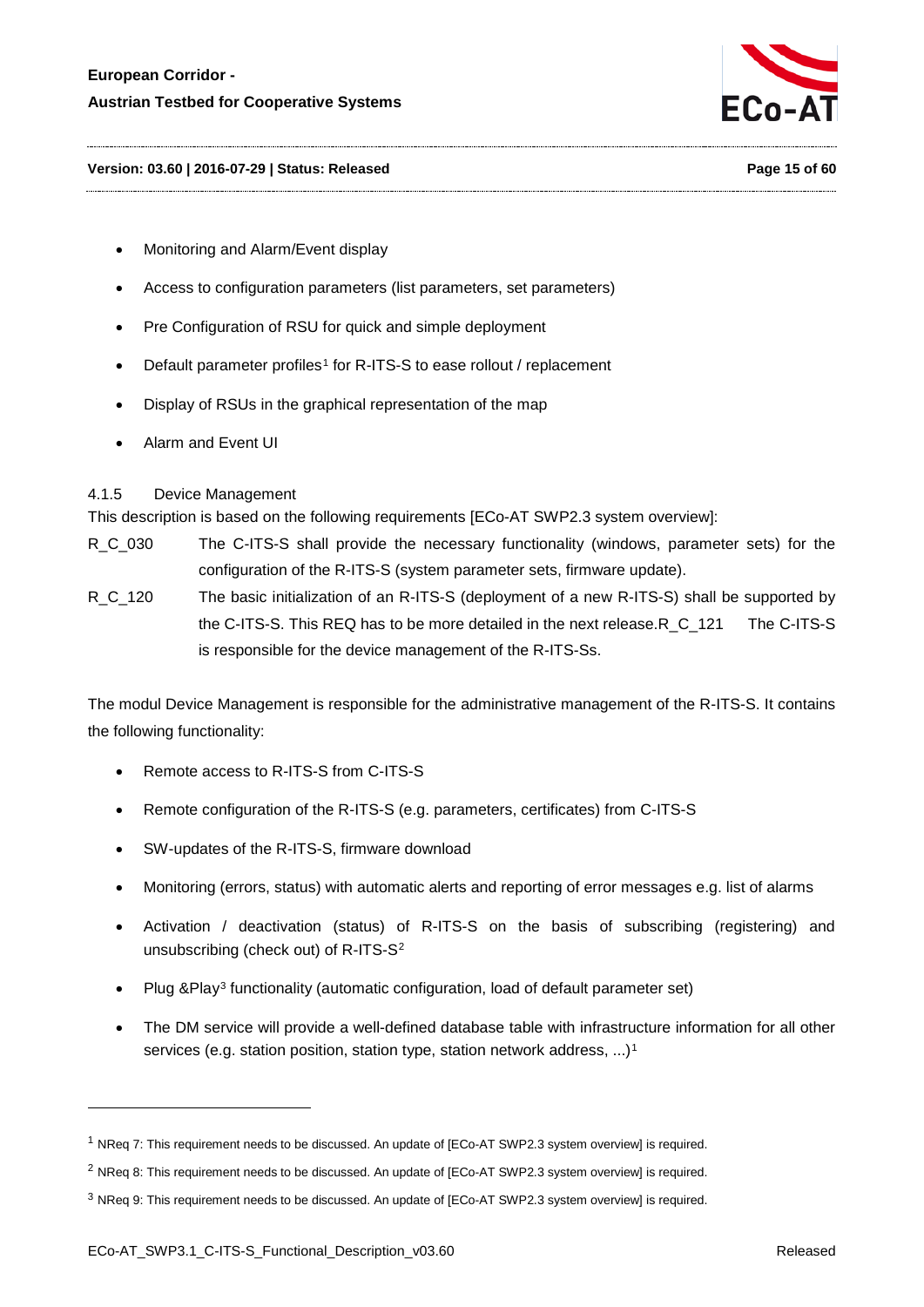- Monitoring and Alarm/Event display
- Access to configuration parameters (list parameters, set parameters)
- Pre Configuration of RSU for quick and simple deployment
- Default parameter profiles[1] for R-ITS-S to ease rollout / replacement
- Display of RSUs in the graphical representation of the map
- Alarm and Event UI

#### 4.1.5 Device Management

This description is based on the following requirements [ECo-AT SWP2.3 system overview]:

R_C_030 The C-ITS-S shall provide the necessary functionality (windows, parameter sets) for the configuration of the R-ITS-S (system parameter sets, firmware update).

R_C_120 The basic initialization of an R-ITS-S (deployment of a new R-ITS-S) shall be supported by the C-ITS-S. This REQ has to be more detailed in the next release.R_C_121 The C-ITS-S is responsible for the device management of the R-ITS-Ss.

The modul Device Management is responsible for the administrative management of the R-ITS-S. It contains the following functionality:

- Remote access to R-ITS-S from C-ITS-S
- Remote configuration of the R-ITS-S (e.g. parameters, certificates) from C-ITS-S
- SW-updates of the R-ITS-S, firmware download
- Monitoring (errors, status) with automatic alerts and reporting of error messages e.g. list of alarms
- Activation / deactivation (status) of R-ITS-S on the basis of subscribing (registering) and unsubscribing (check out) of R-ITS-S[2]
- Plug &Play[3] functionality (automatic configuration, load of default parameter set)
- The DM service will provide a well-defined database table with infrastructure information for all other services (e.g. station position, station type, station network address, ...)[1]

---

[1] NReq 7: This requirement needs to be discussed. An update of [ECo-AT SWP2.3 system overview] is required.

[2] NReq 8: This requirement needs to be discussed. An update of [ECo-AT SWP2.3 system overview] is required.

[3] NReq 9: This requirement needs to be discussed. An update of [ECo-AT SWP2.3 system overview] is required.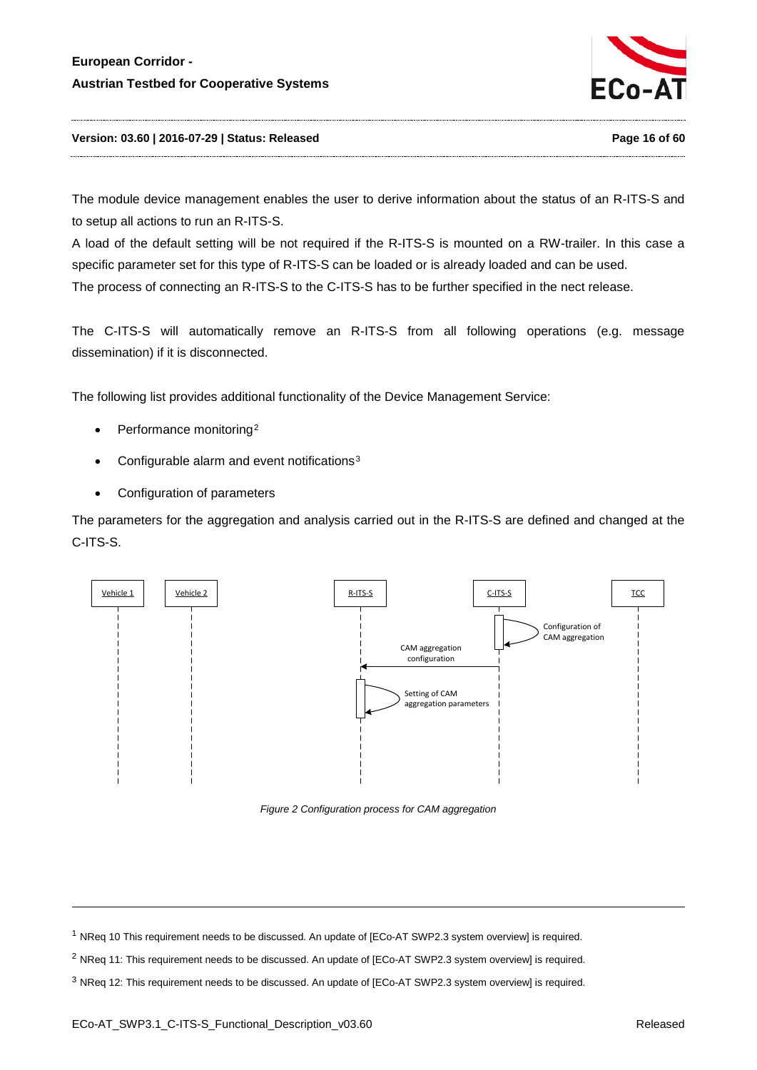The module device management enables the user to derive information about the status of an R-ITS-S and to setup all actions to run an R-ITS-S.
A load of the default setting will be not required if the R-ITS-S is mounted on a RW-trailer. In this case a specific parameter set for this type of R-ITS-S can be loaded or is already loaded and can be used.
The process of connecting an R-ITS-S to the C-ITS-S has to be further specified in the nect release.

The C-ITS-S will automatically remove an R-ITS-S from all following operations (e.g. message dissemination) if it is disconnected.

The following list provides additional functionality of the Device Management Service:

- Performance monitoring[2]
- Configurable alarm and event notifications[3]
- Configuration of parameters

The parameters for the aggregation and analysis carried out in the R-ITS-S are defined and changed at the C-ITS-S.

Vehicle 1
Vehicle 2
R-ITS-S
C-ITS-S
TCC
Configuration of CAM aggregation
CAM aggregation configuration
Setting of CAM aggregation parameters

*Figure 2 Configuration process for CAM aggregation*

---

[1] NReq 10 This requirement needs to be discussed. An update of [ECo-AT SWP2.3 system overview] is required.

[2] NReq 11: This requirement needs to be discussed. An update of [ECo-AT SWP2.3 system overview] is required.

[3] NReq 12: This requirement needs to be discussed. An update of [ECo-AT SWP2.3 system overview] is required.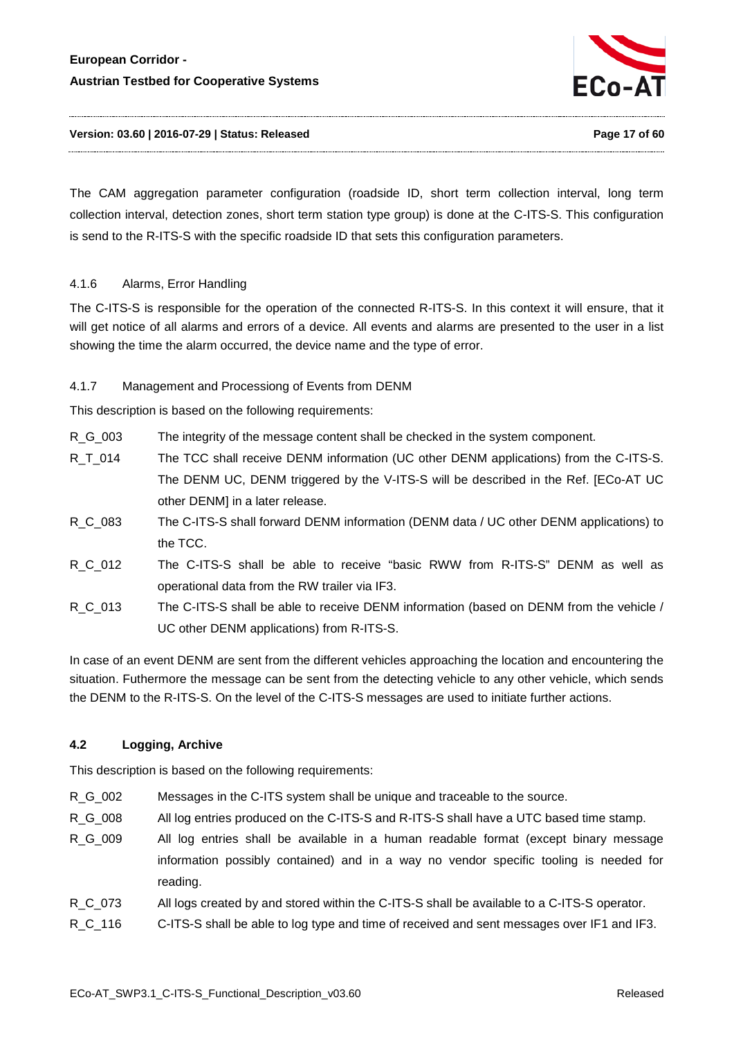The CAM aggregation parameter configuration (roadside ID, short term collection interval, long term collection interval, detection zones, short term station type group) is done at the C-ITS-S. This configuration is send to the R-ITS-S with the specific roadside ID that sets this configuration parameters.

#### 4.1.6 Alarms, Error Handling

The C-ITS-S is responsible for the operation of the connected R-ITS-S. In this context it will ensure, that it will get notice of all alarms and errors of a device. All events and alarms are presented to the user in a list showing the time the alarm occurred, the device name and the type of error.

#### 4.1.7 Management and Processiong of Events from DENM

This description is based on the following requirements:

| | |
|---|---|
| R_G_003 | The integrity of the message content shall be checked in the system component. |
| R_T_014 | The TCC shall receive DENM information (UC other DENM applications) from the C-ITS-S. The DENM UC, DENM triggered by the V-ITS-S will be described in the Ref. [ECo-AT UC other DENM] in a later release. |
| R_C_083 | The C-ITS-S shall forward DENM information (DENM data / UC other DENM applications) to the TCC. |
| R_C_012 | The C-ITS-S shall be able to receive "basic RWW from R-ITS-S" DENM as well as operational data from the RW trailer via IF3. |
| R_C_013 | The C-ITS-S shall be able to receive DENM information (based on DENM from the vehicle / UC other DENM applications) from R-ITS-S. |

In case of an event DENM are sent from the different vehicles approaching the location and encountering the situation. Futhermore the message can be sent from the detecting vehicle to any other vehicle, which sends the DENM to the R-ITS-S. On the level of the C-ITS-S messages are used to initiate further actions.

### 4.2 Logging, Archive

This description is based on the following requirements:

| | |
|---|---|
| R_G_002 | Messages in the C-ITS system shall be unique and traceable to the source. |
| R_G_008 | All log entries produced on the C-ITS-S and R-ITS-S shall have a UTC based time stamp. |
| R_G_009 | All log entries shall be available in a human readable format (except binary message information possibly contained) and in a way no vendor specific tooling is needed for reading. |
| R_C_073 | All logs created by and stored within the C-ITS-S shall be available to a C-ITS-S operator. |
| R_C_116 | C-ITS-S shall be able to log type and time of received and sent messages over IF1 and IF3. |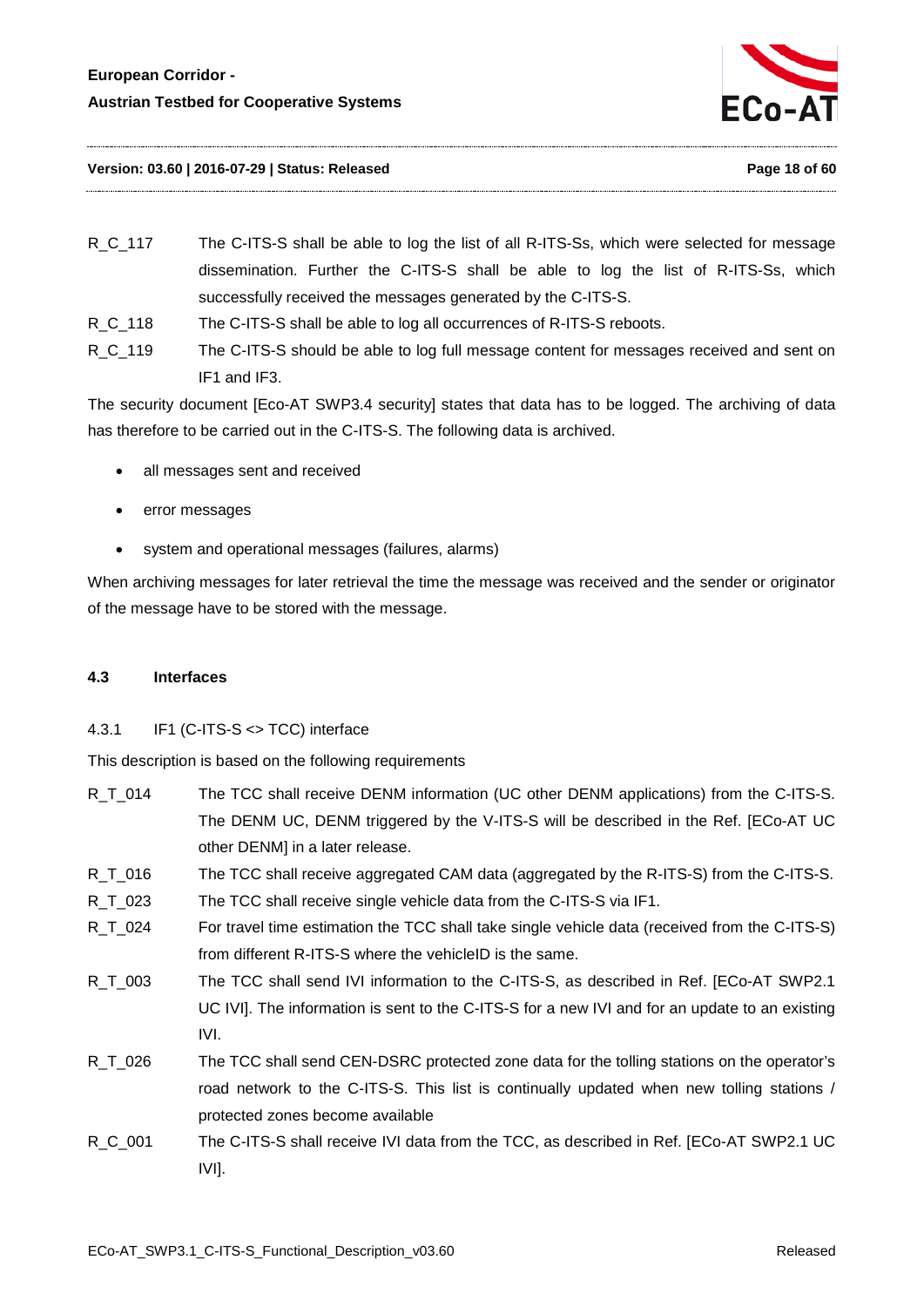R_C_117 The C-ITS-S shall be able to log the list of all R-ITS-Ss, which were selected for message dissemination. Further the C-ITS-S shall be able to log the list of R-ITS-Ss, which successfully received the messages generated by the C-ITS-S.

R_C_118 The C-ITS-S shall be able to log all occurrences of R-ITS-S reboots.

R_C_119 The C-ITS-S should be able to log full message content for messages received and sent on IF1 and IF3.

The security document [Eco-AT SWP3.4 security] states that data has to be logged. The archiving of data has therefore to be carried out in the C-ITS-S. The following data is archived.

- all messages sent and received
- error messages
- system and operational messages (failures, alarms)

When archiving messages for later retrieval the time the message was received and the sender or originator of the message have to be stored with the message.

### 4.3 Interfaces

#### 4.3.1 IF1 (C-ITS-S <> TCC) interface

This description is based on the following requirements

R_T_014 The TCC shall receive DENM information (UC other DENM applications) from the C-ITS-S. The DENM UC, DENM triggered by the V-ITS-S will be described in the Ref. [ECo-AT UC other DENM] in a later release.

R_T_016 The TCC shall receive aggregated CAM data (aggregated by the R-ITS-S) from the C-ITS-S.

R_T_023 The TCC shall receive single vehicle data from the C-ITS-S via IF1.

R_T_024 For travel time estimation the TCC shall take single vehicle data (received from the C-ITS-S) from different R-ITS-S where the vehicleID is the same.

R_T_003 The TCC shall send IVI information to the C-ITS-S, as described in Ref. [ECo-AT SWP2.1 UC IVI]. The information is sent to the C-ITS-S for a new IVI and for an update to an existing IVI.

R_T_026 The TCC shall send CEN-DSRC protected zone data for the tolling stations on the operator's road network to the C-ITS-S. This list is continually updated when new tolling stations / protected zones become available

R_C_001 The C-ITS-S shall receive IVI data from the TCC, as described in Ref. [ECo-AT SWP2.1 UC IVI].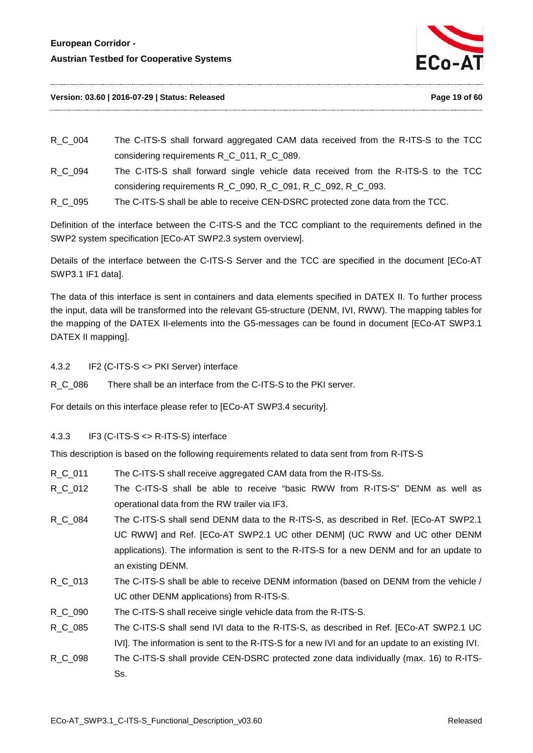R_C_004 The C-ITS-S shall forward aggregated CAM data received from the R-ITS-S to the TCC considering requirements R_C_011, R_C_089.

R_C_094 The C-ITS-S shall forward single vehicle data received from the R-ITS-S to the TCC considering requirements R_C_090, R_C_091, R_C_092, R_C_093.

R_C_095 The C-ITS-S shall be able to receive CEN-DSRC protected zone data from the TCC.

Definition of the interface between the C-ITS-S and the TCC compliant to the requirements defined in the SWP2 system specification [ECo-AT SWP2.3 system overview].

Details of the interface between the C-ITS-S Server and the TCC are specified in the document [ECo-AT SWP3.1 IF1 data].

The data of this interface is sent in containers and data elements specified in DATEX II. To further process the input, data will be transformed into the relevant G5-structure (DENM, IVI, RWW). The mapping tables for the mapping of the DATEX II-elements into the G5-messages can be found in document [ECo-AT SWP3.1 DATEX II mapping].

### 4.3.2 IF2 (C-ITS-S <> PKI Server) interface

R_C_086 There shall be an interface from the C-ITS-S to the PKI server.

For details on this interface please refer to [ECo-AT SWP3.4 security].

### 4.3.3 IF3 (C-ITS-S <> R-ITS-S) interface

This description is based on the following requirements related to data sent from from R-ITS-S

R_C_011 The C-ITS-S shall receive aggregated CAM data from the R-ITS-Ss.

R_C_012 The C-ITS-S shall be able to receive “basic RWW from R-ITS-S” DENM as well as operational data from the RW trailer via IF3.

R_C_084 The C-ITS-S shall send DENM data to the R-ITS-S, as described in Ref. [ECo-AT SWP2.1 UC RWW] and Ref. [ECo-AT SWP2.1 UC other DENM] (UC RWW and UC other DENM applications). The information is sent to the R-ITS-S for a new DENM and for an update to an existing DENM.

R_C_013 The C-ITS-S shall be able to receive DENM information (based on DENM from the vehicle / UC other DENM applications) from R-ITS-S.

R_C_090 The C-ITS-S shall receive single vehicle data from the R-ITS-S.

R_C_085 The C-ITS-S shall send IVI data to the R-ITS-S, as described in Ref. [ECo-AT SWP2.1 UC IVI]. The information is sent to the R-ITS-S for a new IVI and for an update to an existing IVI.

R_C_098 The C-ITS-S shall provide CEN-DSRC protected zone data individually (max. 16) to R-ITS-Ss.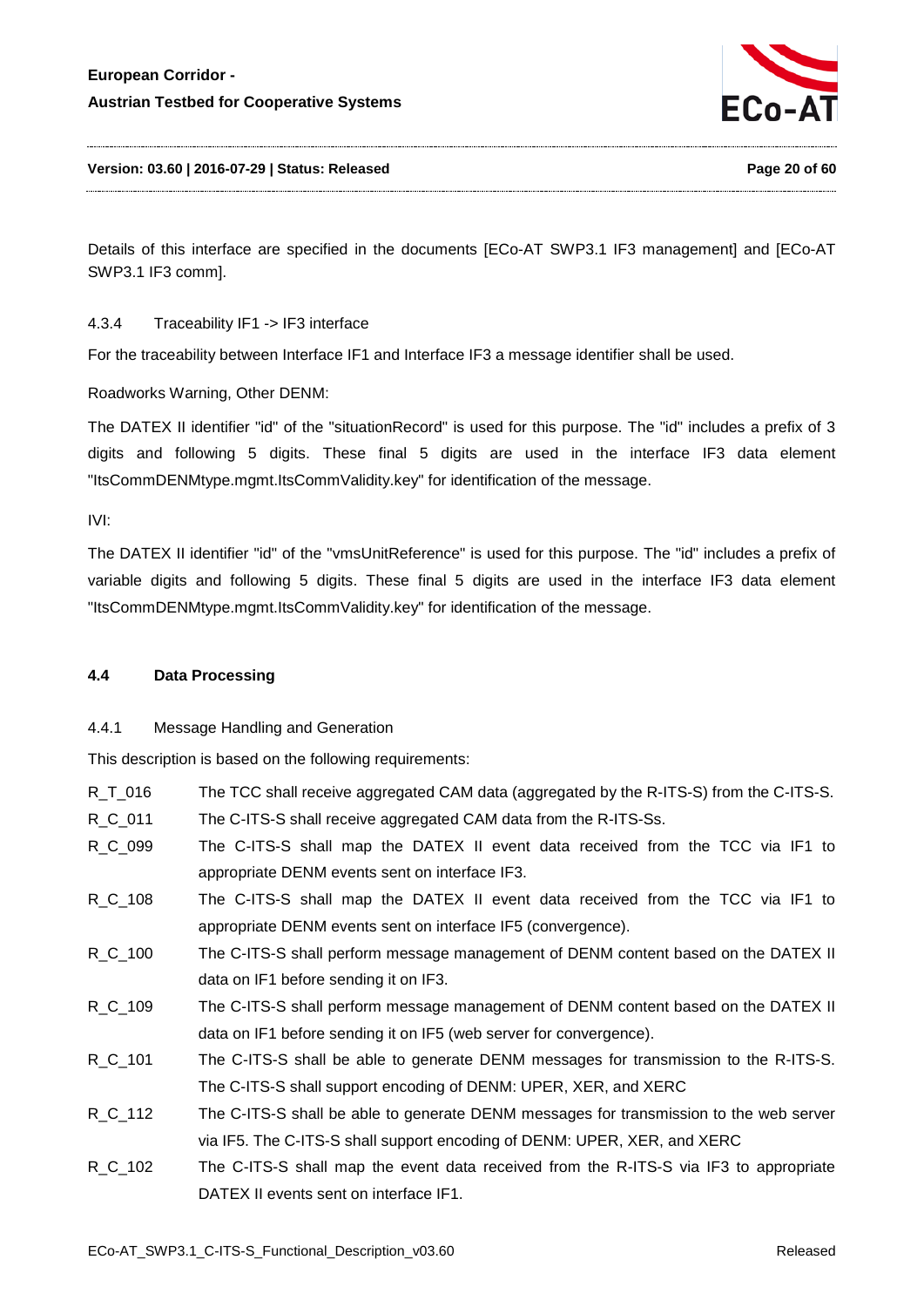Details of this interface are specified in the documents [ECo-AT SWP3.1 IF3 management] and [ECo-AT SWP3.1 IF3 comm].

#### 4.3.4 Traceability IF1 -> IF3 interface

For the traceability between Interface IF1 and Interface IF3 a message identifier shall be used.

Roadworks Warning, Other DENM:

The DATEX II identifier "id" of the "situationRecord" is used for this purpose. The "id" includes a prefix of 3 digits and following 5 digits. These final 5 digits are used in the interface IF3 data element "ItsCommDENMtype.mgmt.ItsCommValidity.key" for identification of the message.

IVI:

The DATEX II identifier "id" of the "vmsUnitReference" is used for this purpose. The "id" includes a prefix of variable digits and following 5 digits. These final 5 digits are used in the interface IF3 data element "ItsCommDENMtype.mgmt.ItsCommValidity.key" for identification of the message.

### 4.4 Data Processing

#### 4.4.1 Message Handling and Generation

This description is based on the following requirements:

| | |
|---|---|
| R_T_016 | The TCC shall receive aggregated CAM data (aggregated by the R-ITS-S) from the C-ITS-S. |
| R_C_011 | The C-ITS-S shall receive aggregated CAM data from the R-ITS-Ss. |
| R_C_099 | The C-ITS-S shall map the DATEX II event data received from the TCC via IF1 to appropriate DENM events sent on interface IF3. |
| R_C_108 | The C-ITS-S shall map the DATEX II event data received from the TCC via IF1 to appropriate DENM events sent on interface IF5 (convergence). |
| R_C_100 | The C-ITS-S shall perform message management of DENM content based on the DATEX II data on IF1 before sending it on IF3. |
| R_C_109 | The C-ITS-S shall perform message management of DENM content based on the DATEX II data on IF1 before sending it on IF5 (web server for convergence). |
| R_C_101 | The C-ITS-S shall be able to generate DENM messages for transmission to the R-ITS-S. The C-ITS-S shall support encoding of DENM: UPER, XER, and XERC |
| R_C_112 | The C-ITS-S shall be able to generate DENM messages for transmission to the web server via IF5. The C-ITS-S shall support encoding of DENM: UPER, XER, and XERC |
| R_C_102 | The C-ITS-S shall map the event data received from the R-ITS-S via IF3 to appropriate DATEX II events sent on interface IF1. |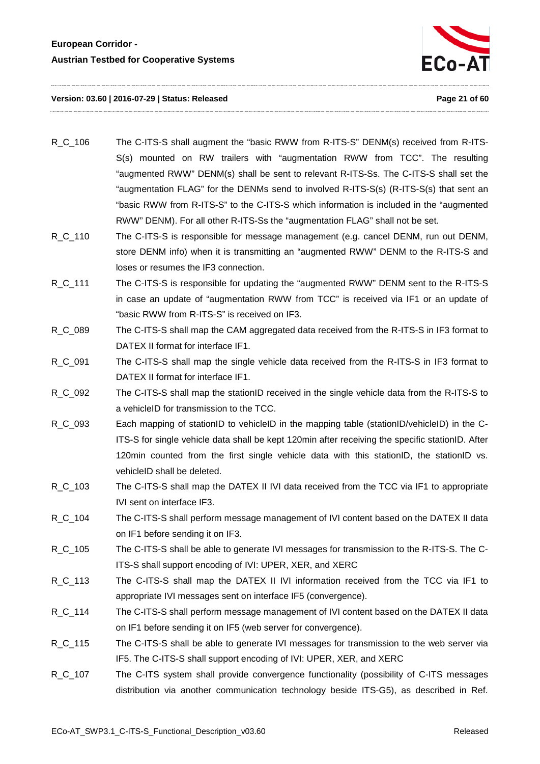R_C_106 The C-ITS-S shall augment the "basic RWW from R-ITS-S" DENM(s) received from R-ITS-S(s) mounted on RW trailers with "augmentation RWW from TCC". The resulting "augmented RWW" DENM(s) shall be sent to relevant R-ITS-Ss. The C-ITS-S shall set the "augmentation FLAG" for the DENMs send to involved R-ITS-S(s) (R-ITS-S(s) that sent an "basic RWW from R-ITS-S" to the C-ITS-S which information is included in the "augmented RWW" DENM). For all other R-ITS-Ss the "augmentation FLAG" shall not be set.

R_C_110 The C-ITS-S is responsible for message management (e.g. cancel DENM, run out DENM, store DENM info) when it is transmitting an "augmented RWW" DENM to the R-ITS-S and loses or resumes the IF3 connection.

R_C_111 The C-ITS-S is responsible for updating the "augmented RWW" DENM sent to the R-ITS-S in case an update of "augmentation RWW from TCC" is received via IF1 or an update of "basic RWW from R-ITS-S" is received on IF3.

R_C_089 The C-ITS-S shall map the CAM aggregated data received from the R-ITS-S in IF3 format to DATEX II format for interface IF1.

R_C_091 The C-ITS-S shall map the single vehicle data received from the R-ITS-S in IF3 format to DATEX II format for interface IF1.

R_C_092 The C-ITS-S shall map the stationID received in the single vehicle data from the R-ITS-S to a vehicleID for transmission to the TCC.

R_C_093 Each mapping of stationID to vehicleID in the mapping table (stationID/vehicleID) in the C-ITS-S for single vehicle data shall be kept 120min after receiving the specific stationID. After 120min counted from the first single vehicle data with this stationID, the stationID vs. vehicleID shall be deleted.

R_C_103 The C-ITS-S shall map the DATEX II IVI data received from the TCC via IF1 to appropriate IVI sent on interface IF3.

R_C_104 The C-ITS-S shall perform message management of IVI content based on the DATEX II data on IF1 before sending it on IF3.

R_C_105 The C-ITS-S shall be able to generate IVI messages for transmission to the R-ITS-S. The C-ITS-S shall support encoding of IVI: UPER, XER, and XERC

R_C_113 The C-ITS-S shall map the DATEX II IVI information received from the TCC via IF1 to appropriate IVI messages sent on interface IF5 (convergence).

R_C_114 The C-ITS-S shall perform message management of IVI content based on the DATEX II data on IF1 before sending it on IF5 (web server for convergence).

R_C_115 The C-ITS-S shall be able to generate IVI messages for transmission to the web server via IF5. The C-ITS-S shall support encoding of IVI: UPER, XER, and XERC

R_C_107 The C-ITS system shall provide convergence functionality (possibility of C-ITS messages distribution via another communication technology beside ITS-G5), as described in Ref.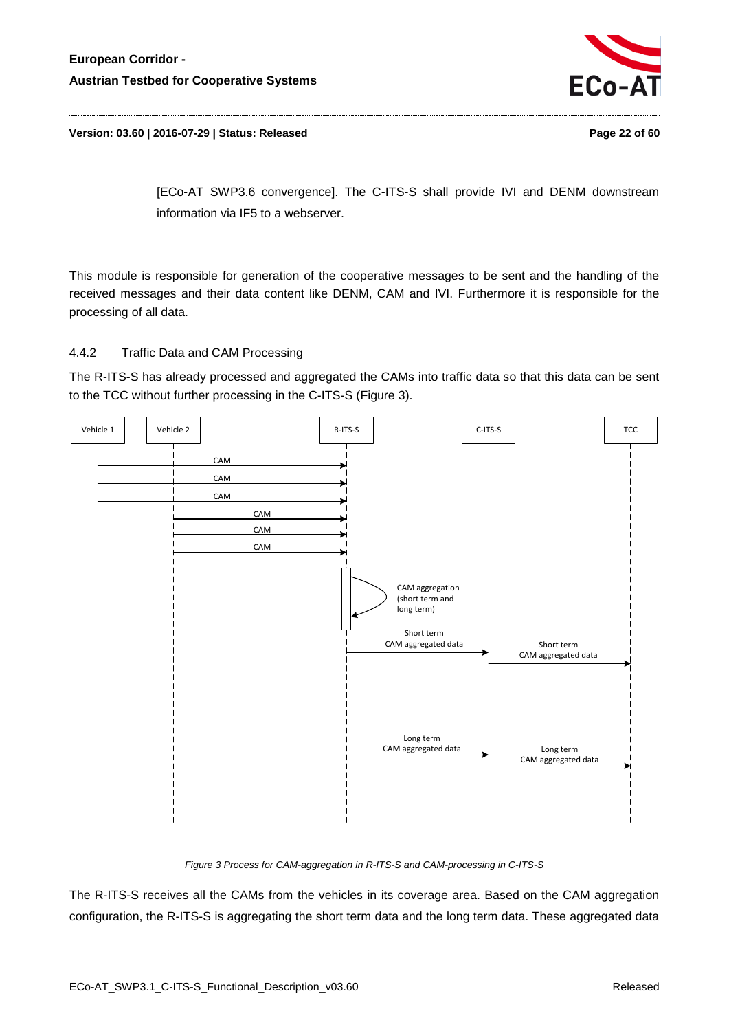[ECo-AT SWP3.6 convergence]. The C-ITS-S shall provide IVI and DENM downstream information via IF5 to a webserver.

This module is responsible for generation of the cooperative messages to be sent and the handling of the received messages and their data content like DENM, CAM and IVI. Furthermore it is responsible for the processing of all data.

### 4.4.2 Traffic Data and CAM Processing

The R-ITS-S has already processed and aggregated the CAMs into traffic data so that this data can be sent to the TCC without further processing in the C-ITS-S (Figure 3).

Vehicle 1
Vehicle 2
R-ITS-S
C-ITS-S
TCC
CAM
CAM
CAM
CAM
CAM
CAM
CAM aggregation (short term and long term)
Short term CAM aggregated data
Short term CAM aggregated data
Long term CAM aggregated data
Long term CAM aggregated data

*Figure 3 Process for CAM-aggregation in R-ITS-S and CAM-processing in C-ITS-S*

The R-ITS-S receives all the CAMs from the vehicles in its coverage area. Based on the CAM aggregation configuration, the R-ITS-S is aggregating the short term data and the long term data. These aggregated data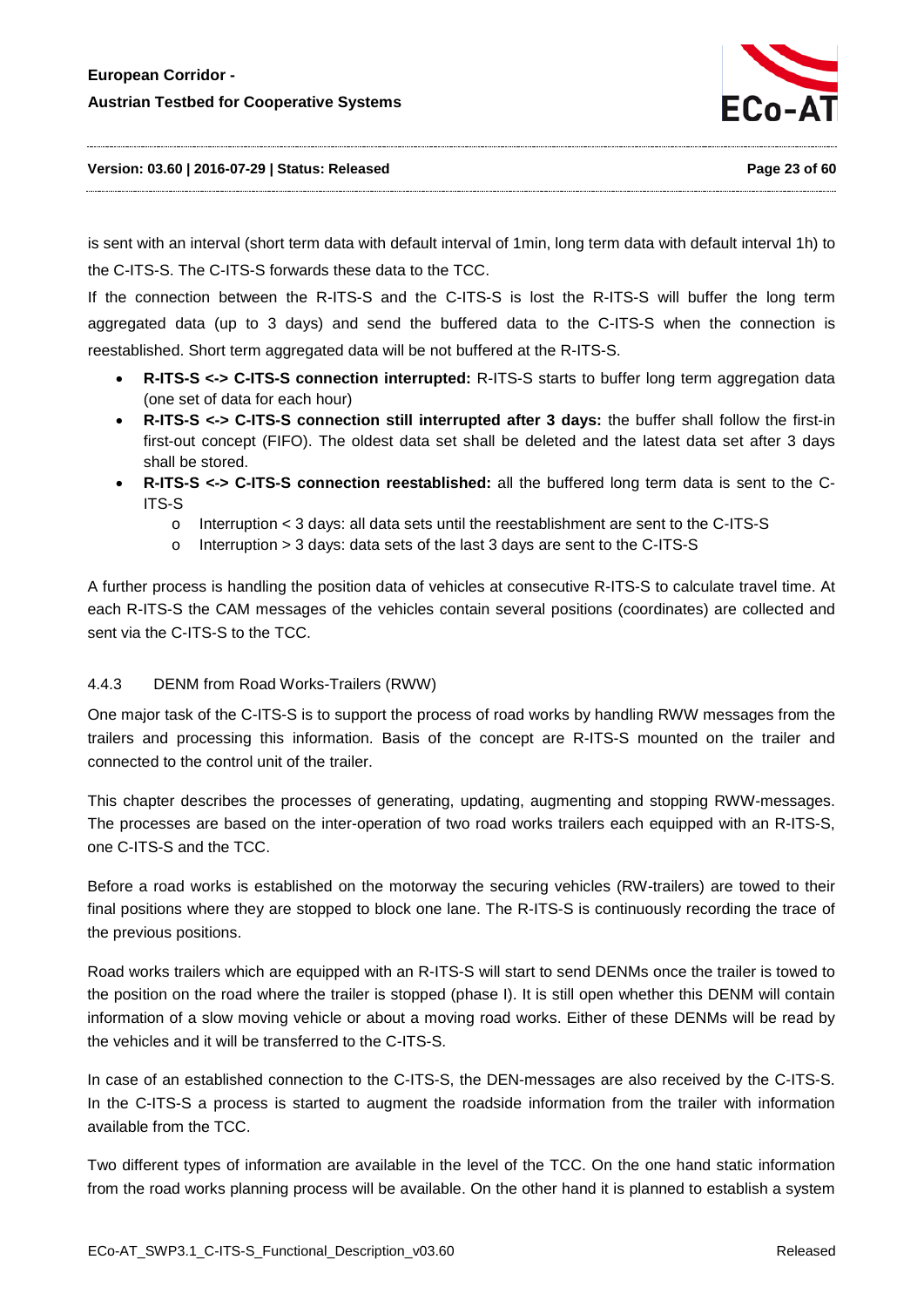is sent with an interval (short term data with default interval of 1min, long term data with default interval 1h) to the C-ITS-S. The C-ITS-S forwards these data to the TCC.

If the connection between the R-ITS-S and the C-ITS-S is lost the R-ITS-S will buffer the long term aggregated data (up to 3 days) and send the buffered data to the C-ITS-S when the connection is reestablished. Short term aggregated data will be not buffered at the R-ITS-S.

- **R-ITS-S <-> C-ITS-S connection interrupted:** R-ITS-S starts to buffer long term aggregation data (one set of data for each hour)
- **R-ITS-S <-> C-ITS-S connection still interrupted after 3 days:** the buffer shall follow the first-in first-out concept (FIFO). The oldest data set shall be deleted and the latest data set after 3 days shall be stored.
- **R-ITS-S <-> C-ITS-S connection reestablished:** all the buffered long term data is sent to the C-ITS-S
    - Interruption < 3 days: all data sets until the reestablishment are sent to the C-ITS-S
    - Interruption > 3 days: data sets of the last 3 days are sent to the C-ITS-S

A further process is handling the position data of vehicles at consecutive R-ITS-S to calculate travel time. At each R-ITS-S the CAM messages of the vehicles contain several positions (coordinates) are collected and sent via the C-ITS-S to the TCC.

### 4.4.3 DENM from Road Works-Trailers (RWW)

One major task of the C-ITS-S is to support the process of road works by handling RWW messages from the trailers and processing this information. Basis of the concept are R-ITS-S mounted on the trailer and connected to the control unit of the trailer.

This chapter describes the processes of generating, updating, augmenting and stopping RWW-messages. The processes are based on the inter-operation of two road works trailers each equipped with an R-ITS-S, one C-ITS-S and the TCC.

Before a road works is established on the motorway the securing vehicles (RW-trailers) are towed to their final positions where they are stopped to block one lane. The R-ITS-S is continuously recording the trace of the previous positions.

Road works trailers which are equipped with an R-ITS-S will start to send DENMs once the trailer is towed to the position on the road where the trailer is stopped (phase I). It is still open whether this DENM will contain information of a slow moving vehicle or about a moving road works. Either of these DENMs will be read by the vehicles and it will be transferred to the C-ITS-S.

In case of an established connection to the C-ITS-S, the DEN-messages are also received by the C-ITS-S. In the C-ITS-S a process is started to augment the roadside information from the trailer with information available from the TCC.

Two different types of information are available in the level of the TCC. On the one hand static information from the road works planning process will be available. On the other hand it is planned to establish a system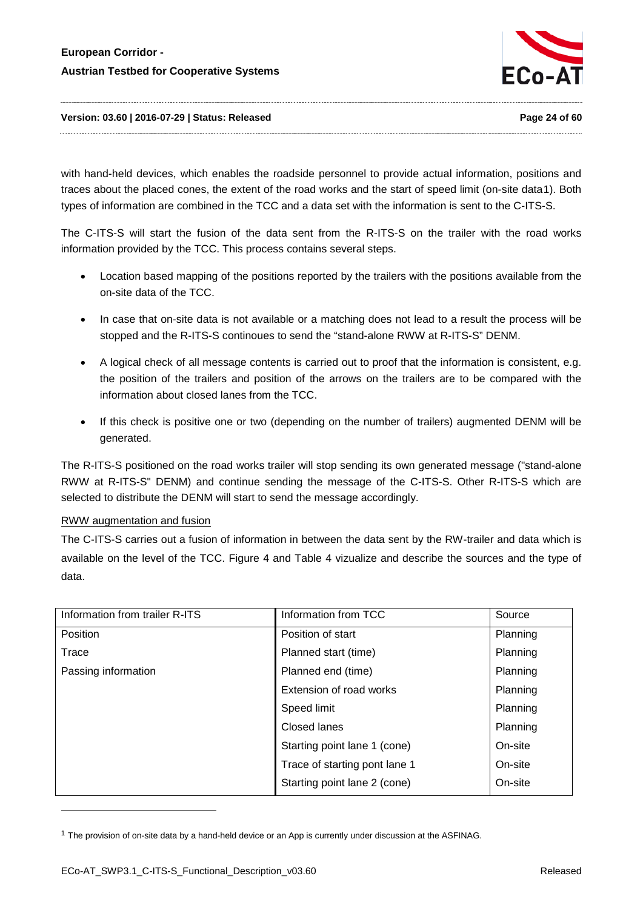with hand-held devices, which enables the roadside personnel to provide actual information, positions and traces about the placed cones, the extent of the road works and the start of speed limit (on-site data[1]). Both types of information are combined in the TCC and a data set with the information is sent to the C-ITS-S.

The C-ITS-S will start the fusion of the data sent from the R-ITS-S on the trailer with the road works information provided by the TCC. This process contains several steps.

- Location based mapping of the positions reported by the trailers with the positions available from the on-site data of the TCC.
- In case that on-site data is not available or a matching does not lead to a result the process will be stopped and the R-ITS-S continoues to send the "stand-alone RWW at R-ITS-S" DENM.
- A logical check of all message contents is carried out to proof that the information is consistent, e.g. the position of the trailers and position of the arrows on the trailers are to be compared with the information about closed lanes from the TCC.
- If this check is positive one or two (depending on the number of trailers) augmented DENM will be generated.

The R-ITS-S positioned on the road works trailer will stop sending its own generated message ("stand-alone RWW at R-ITS-S" DENM) and continue sending the message of the C-ITS-S. Other R-ITS-S which are selected to distribute the DENM will start to send the message accordingly.

<u>RWW augmentation and fusion</u>

The C-ITS-S carries out a fusion of information in between the data sent by the RW-trailer and data which is available on the level of the TCC. Figure 4 and Table 4 vizualize and describe the sources and the type of data.

| Information from trailer R-ITS | Information from TCC | Source |
|---|---|---|
| Position | Position of start | Planning |
| Trace | Planned start (time) | Planning |
| Passing information | Planned end (time) | Planning |
| | Extension of road works | Planning |
| | Speed limit | Planning |
| | Closed lanes | Planning |
| | Starting point lane 1 (cone) | On-site |
| | Trace of starting pont lane 1 | On-site |
| | Starting point lane 2 (cone) | On-site |

[1] The provision of on-site data by a hand-held device or an App is currently under discussion at the ASFINAG.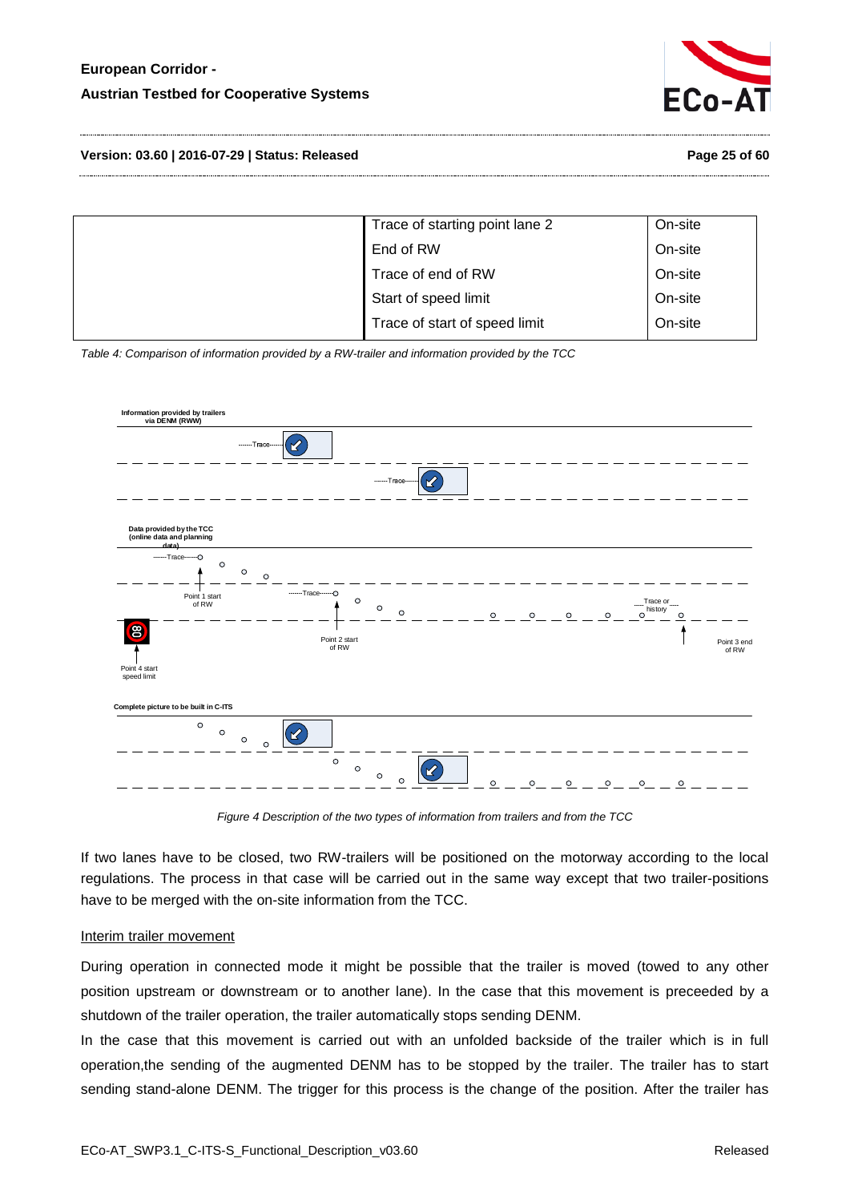| | | |
|---|---|---|
| | Trace of starting point lane 2 | On-site |
| | End of RW | On-site |
| | Trace of end of RW | On-site |
| | Start of speed limit | On-site |
| | Trace of start of speed limit | On-site |

*Table 4: Comparison of information provided by a RW-trailer and information provided by the TCC*

Information provided by trailers via DENM (RWW)

Trace

Trace

Data provided by the TCC (online data and planning data)

Trace

Point 1 start of RW

Trace

Point 2 start of RW

Trace or history

Point 3 end of RW

80

Point 4 start speed limit

Complete picture to be built in C-ITS

*Figure 4 Description of the two types of information from trailers and from the TCC*

If two lanes have to be closed, two RW-trailers will be positioned on the motorway according to the local regulations. The process in that case will be carried out in the same way except that two trailer-positions have to be merged with the on-site information from the TCC.

Interim trailer movement

During operation in connected mode it might be possible that the trailer is moved (towed to any other position upstream or downstream or to another lane). In the case that this movement is preceeded by a shutdown of the trailer operation, the trailer automatically stops sending DENM.

In the case that this movement is carried out with an unfolded backside of the trailer which is in full operation,the sending of the augmented DENM has to be stopped by the trailer. The trailer has to start sending stand-alone DENM. The trigger for this process is the change of the position. After the trailer has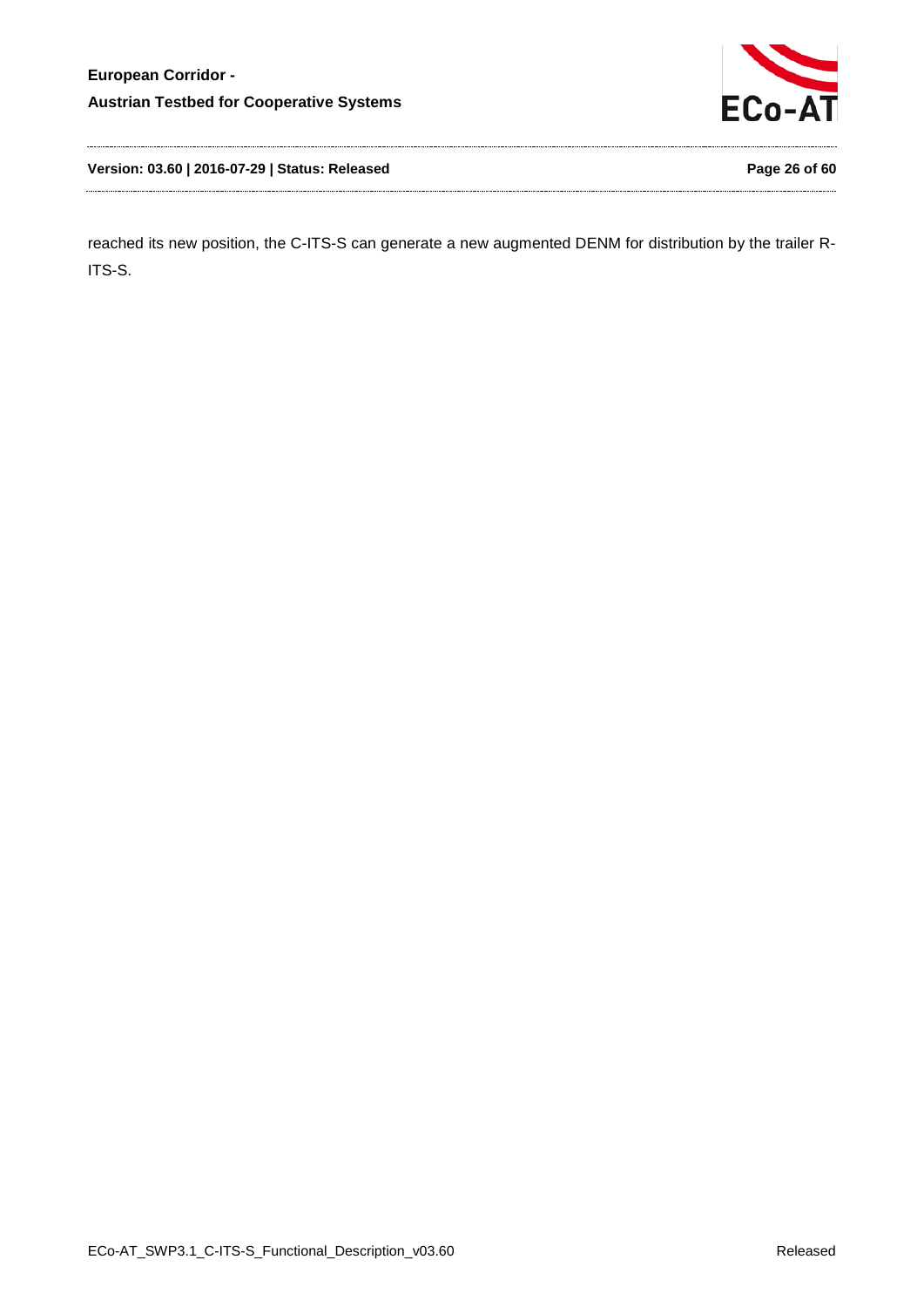reached its new position, the C-ITS-S can generate a new augmented DENM for distribution by the trailer R-ITS-S.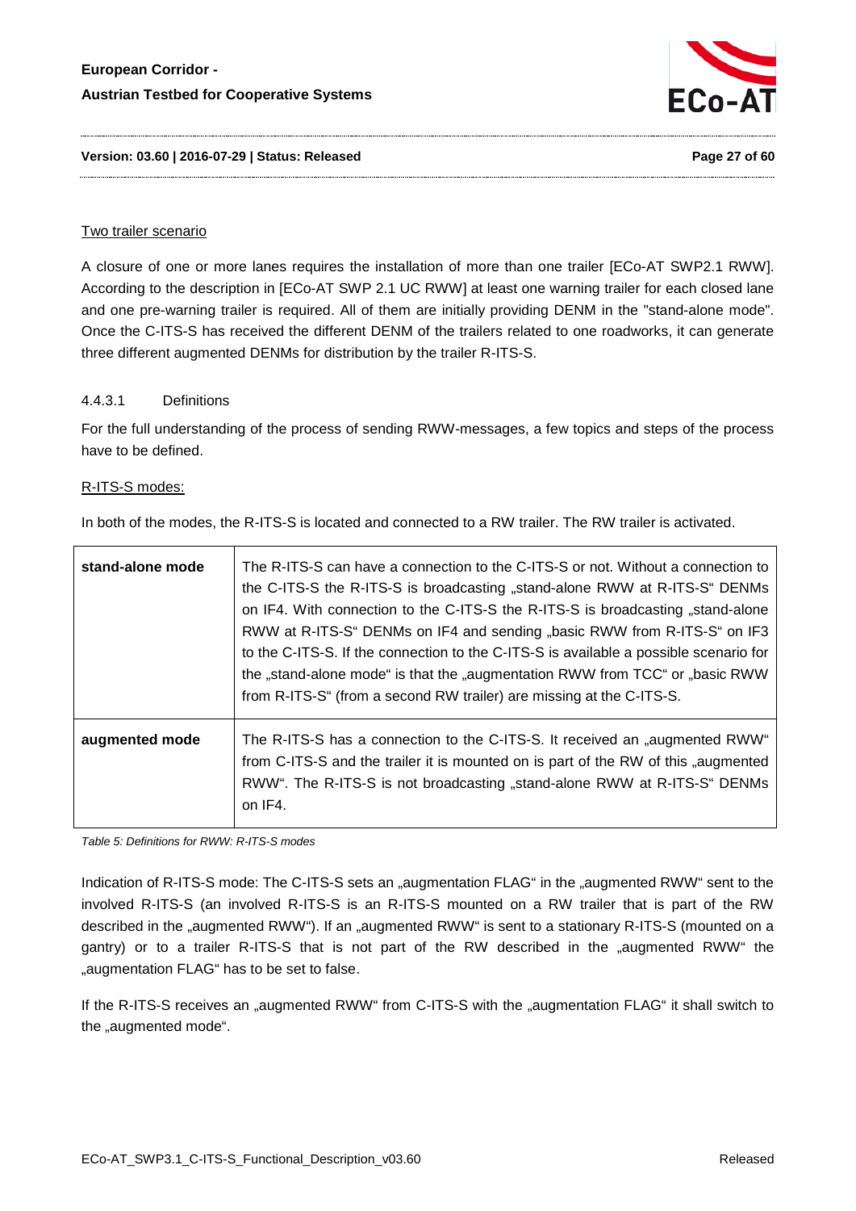Two trailer scenario

A closure of one or more lanes requires the installation of more than one trailer [ECo-AT SWP2.1 RWW]. According to the description in [ECo-AT SWP 2.1 UC RWW] at least one warning trailer for each closed lane and one pre-warning trailer is required. All of them are initially providing DENM in the "stand-alone mode". Once the C-ITS-S has received the different DENM of the trailers related to one roadworks, it can generate three different augmented DENMs for distribution by the trailer R-ITS-S.

#### 4.4.3.1 Definitions

For the full understanding of the process of sending RWW-messages, a few topics and steps of the process have to be defined.

R-ITS-S modes:

In both of the modes, the R-ITS-S is located and connected to a RW trailer. The RW trailer is activated.

| | |
|---|---|
| **stand-alone mode** | The R-ITS-S can have a connection to the C-ITS-S or not. Without a connection to the C-ITS-S the R-ITS-S is broadcasting „stand-alone RWW at R-ITS-S" DENMs on IF4. With connection to the C-ITS-S the R-ITS-S is broadcasting „stand-alone RWW at R-ITS-S" DENMs on IF4 and sending „basic RWW from R-ITS-S" on IF3 to the C-ITS-S. If the connection to the C-ITS-S is available a possible scenario for the „stand-alone mode" is that the „augmentation RWW from TCC" or „basic RWW from R-ITS-S" (from a second RW trailer) are missing at the C-ITS-S. |
| **augmented mode** | The R-ITS-S has a connection to the C-ITS-S. It received an „augmented RWW" from C-ITS-S and the trailer it is mounted on is part of the RW of this „augmented RWW". The R-ITS-S is not broadcasting „stand-alone RWW at R-ITS-S" DENMs on IF4. |

*Table 5: Definitions for RWW: R-ITS-S modes*

Indication of R-ITS-S mode: The C-ITS-S sets an „augmentation FLAG" in the „augmented RWW" sent to the involved R-ITS-S (an involved R-ITS-S is an R-ITS-S mounted on a RW trailer that is part of the RW described in the „augmented RWW"). If an „augmented RWW" is sent to a stationary R-ITS-S (mounted on a gantry) or to a trailer R-ITS-S that is not part of the RW described in the „augmented RWW" the „augmentation FLAG" has to be set to false.

If the R-ITS-S receives an „augmented RWW" from C-ITS-S with the „augmentation FLAG" it shall switch to the „augmented mode".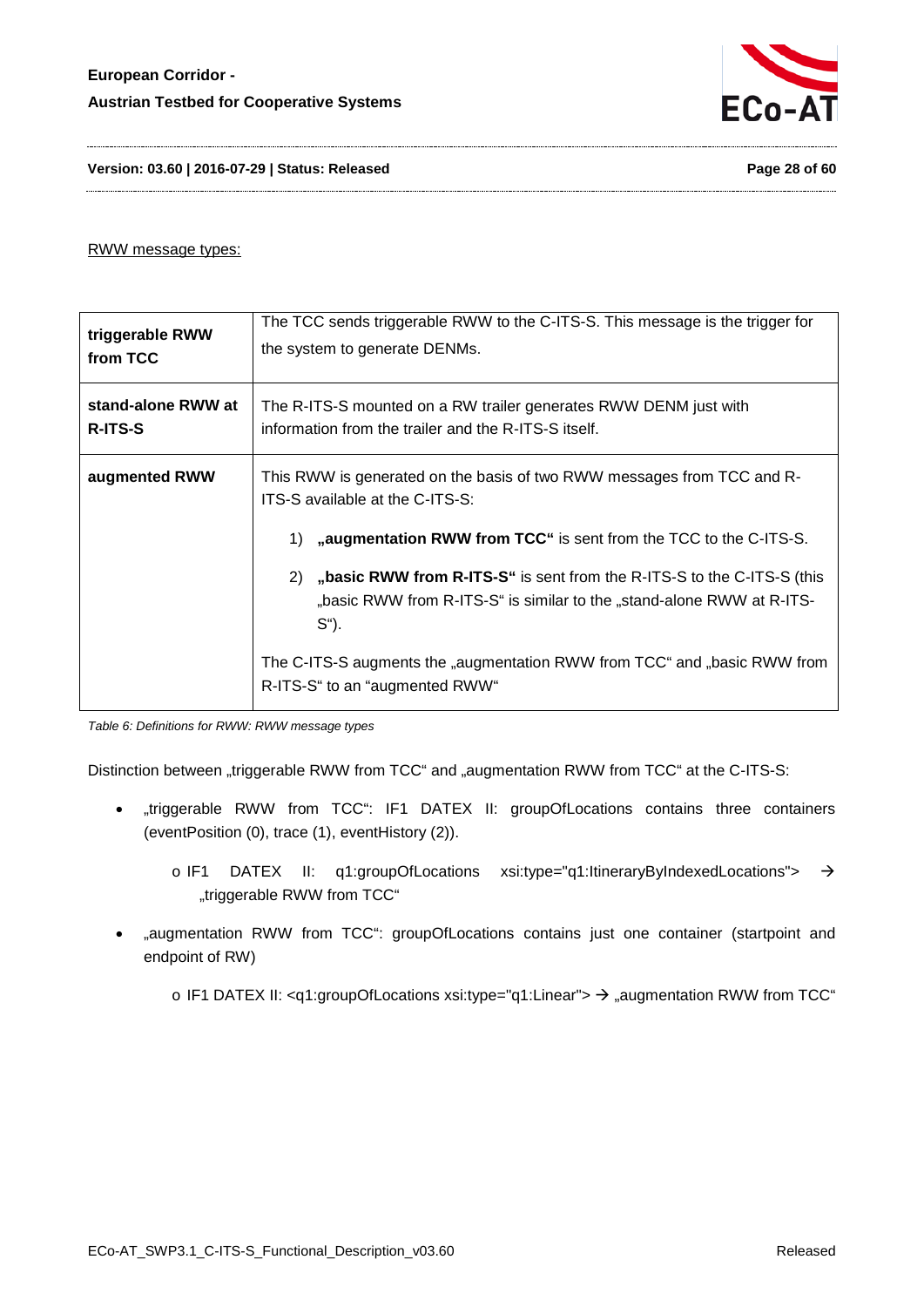RWW message types:

| | |
|---|---|
| **triggerable RWW from TCC** | The TCC sends triggerable RWW to the C-ITS-S. This message is the trigger for the system to generate DENMs. |
| **stand-alone RWW at R-ITS-S** | The R-ITS-S mounted on a RW trailer generates RWW DENM just with information from the trailer and the R-ITS-S itself. |
| **augmented RWW** | This RWW is generated on the basis of two RWW messages from TCC and R-ITS-S available at the C-ITS-S:<br><br>1) **„augmentation RWW from TCC“** is sent from the TCC to the C-ITS-S.<br><br>2) **„basic RWW from R-ITS-S“** is sent from the R-ITS-S to the C-ITS-S (this „basic RWW from R-ITS-S“ is similar to the „stand-alone RWW at R-ITS-S“).<br><br>The C-ITS-S augments the „augmentation RWW from TCC“ and „basic RWW from R-ITS-S“ to an “augmented RWW“ |

*Table 6: Definitions for RWW: RWW message types*

Distinction between „triggerable RWW from TCC“ and „augmentation RWW from TCC“ at the C-ITS-S:

- „triggerable RWW from TCC“: IF1 DATEX II: groupOfLocations contains three containers (eventPosition (0), trace (1), eventHistory (2)).
  - o IF1 DATEX II: q1:groupOfLocations xsi:type="q1:ItineraryByIndexedLocations"> → „triggerable RWW from TCC“
- „augmentation RWW from TCC“: groupOfLocations contains just one container (startpoint and endpoint of RW)
  - o IF1 DATEX II: <q1:groupOfLocations xsi:type="q1:Linear"> → „augmentation RWW from TCC“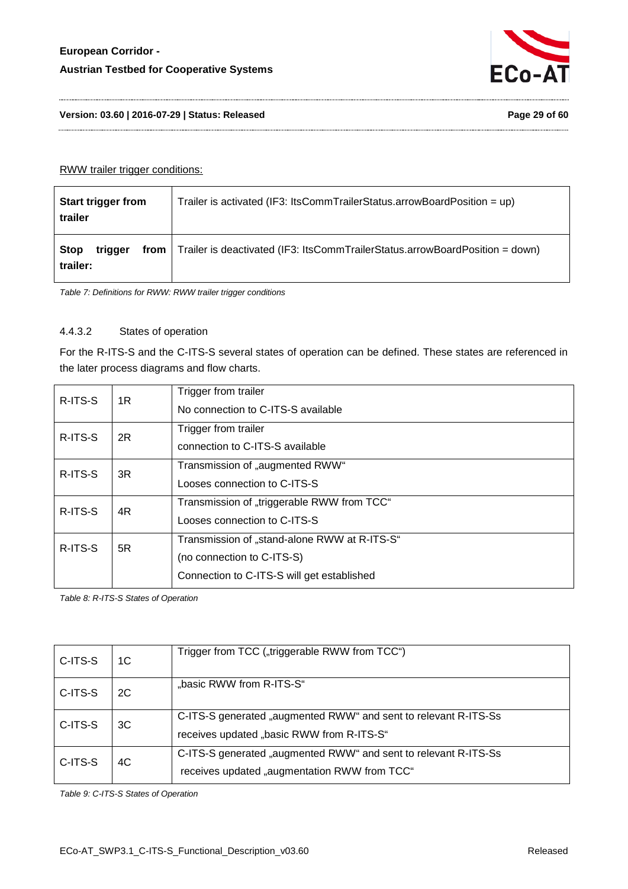RWW trailer trigger conditions:

| | |
|---|---|
| **Start trigger from trailer** | Trailer is activated (IF3: ItsCommTrailerStatus.arrowBoardPosition = up) |
| **Stop trigger from trailer:** | Trailer is deactivated (IF3: ItsCommTrailerStatus.arrowBoardPosition = down) |

*Table 7: Definitions for RWW: RWW trailer trigger conditions*

#### 4.4.3.2 States of operation

For the R-ITS-S and the C-ITS-S several states of operation can be defined. These states are referenced in the later process diagrams and flow charts.

| | | |
|---|---|---|
| R-ITS-S | 1R | Trigger from trailer<br>No connection to C-ITS-S available |
| R-ITS-S | 2R | Trigger from trailer<br>connection to C-ITS-S available |
| R-ITS-S | 3R | Transmission of „augmented RWW"<br>Looses connection to C-ITS-S |
| R-ITS-S | 4R | Transmission of „triggerable RWW from TCC"<br>Looses connection to C-ITS-S |
| R-ITS-S | 5R | Transmission of „stand-alone RWW at R-ITS-S"<br>(no connection to C-ITS-S)<br>Connection to C-ITS-S will get established |

*Table 8: R-ITS-S States of Operation*

| | | |
|---|---|---|
| C-ITS-S | 1C | Trigger from TCC („triggerable RWW from TCC") |
| C-ITS-S | 2C | „basic RWW from R-ITS-S" |
| C-ITS-S | 3C | C-ITS-S generated „augmented RWW" and sent to relevant R-ITS-Ss<br>receives updated „basic RWW from R-ITS-S" |
| C-ITS-S | 4C | C-ITS-S generated „augmented RWW" and sent to relevant R-ITS-Ss<br>receives updated „augmentation RWW from TCC" |

*Table 9: C-ITS-S States of Operation*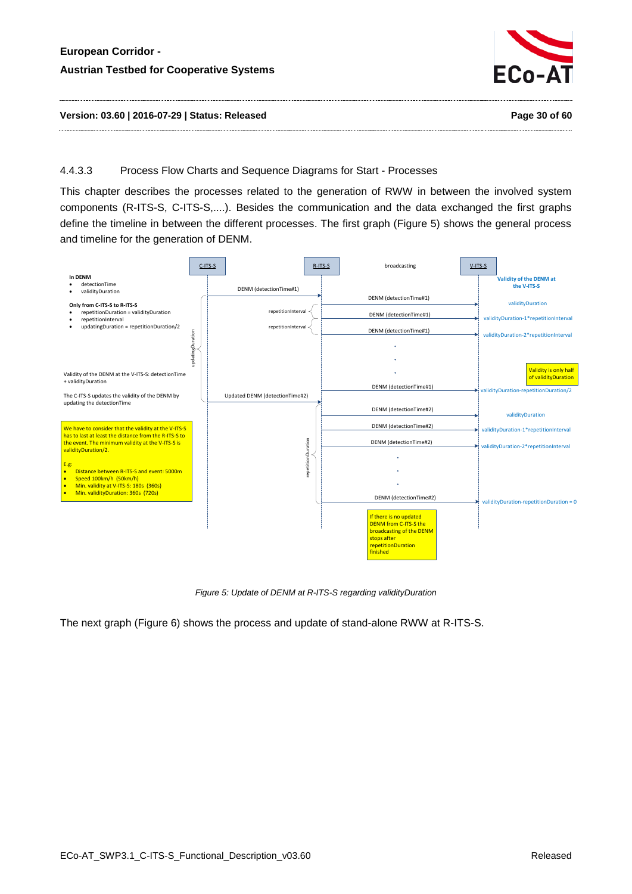#### 4.4.3.3 Process Flow Charts and Sequence Diagrams for Start - Processes

This chapter describes the processes related to the generation of RWW in between the involved system components (R-ITS-S, C-ITS-S,....). Besides the communication and the data exchanged the first graphs define the timeline in between the different processes. The first graph (Figure 5) shows the general process and timeline for the generation of DENM.

C-ITS-S
R-ITS-S
broadcasting
V-ITS-S

**In DENM**
- detectionTime
- validityDuration

**Only from C-ITS-S to R-ITS-S**
- repetitionDuration = validityDuration
- repetitionInterval
- updatingDuration = repetitionDuration/2

Validity of the DENM at the V-ITS-S: detectionTime + validityDuration

The C-ITS-S updates the validity of the DENM by updating the detectionTime

We have to consider that the validity at the V-ITS-S has to last at least the distance from the R-ITS-S to the event. The minimum validity at the V-ITS-S is validityDuration/2.

E.g:
- Distance between R-ITS-S and event: 5000m
- Speed 100km/h (50km/h)
- Min. validity at V-ITS-S: 180s (360s)
- Min. validityDuration: 360s (720s)

updatingDuration
DENM (detectionTime#1)
repetitionInterval
repetitionInterval
DENM (detectionTime#1)
DENM (detectionTime#1)
DENM (detectionTime#1)
DENM (detectionTime#1)
Updated DENM (detectionTime#2)
repetitionDuration
DENM (detectionTime#2)
DENM (detectionTime#2)
DENM (detectionTime#2)
DENM (detectionTime#2)

If there is no updated DENM from C-ITS-S the broadcasting of the DENM stops after repetitionDuration finished

**Validity of the DENM at the V-ITS-S**
validityDuration
validityDuration-1*repetitionInterval
validityDuration-2*repetitionInterval
Validity is only half of validityDuration
validityDuration-repetitionDuration/2
validityDuration
validityDuration-1*repetitionInterval
validityDuration-2*repetitionInterval
validityDuration-repetitionDuration = 0

*Figure 5: Update of DENM at R-ITS-S regarding validityDuration*

The next graph (Figure 6) shows the process and update of stand-alone RWW at R-ITS-S.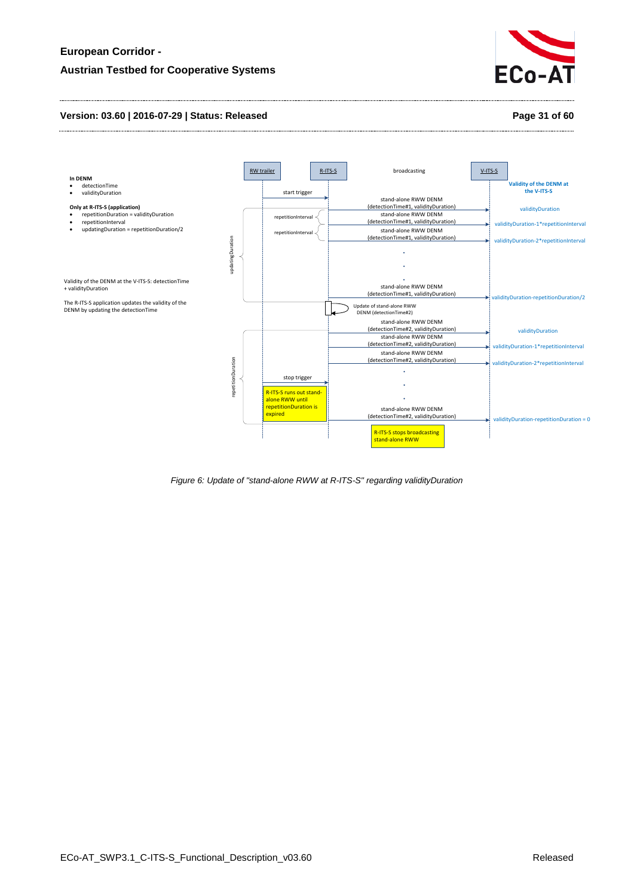**In DENM**

- detectionTime
- validityDuration

**Only at R-ITS-S (application)**

- repetitionDuration = validityDuration
- repetitionInterval
- updatingDuration = repetitionDuration/2

Validity of the DENM at the V-ITS-S: detectionTime + validityDuration

The R-ITS-S application updates the validity of the DENM by updating the detectionTime

RW trailer
R-ITS-S
broadcasting
V-ITS-S

**Validity of the DENM at the V-ITS-S**

start trigger
stand-alone RWW DENM (detectionTime#1, validityDuration)
validityDuration
repetitionInterval
stand-alone RWW DENM (detectionTime#1, validityDuration)
validityDuration-1*repetitionInterval
repetitionInterval
stand-alone RWW DENM (detectionTime#1, validityDuration)
validityDuration-2*repetitionInterval
updatingDuration
stand-alone RWW DENM (detectionTime#1, validityDuration)
validityDuration-repetitionDuration/2
Update of stand-alone RWW DENM (detectionTime#2)
stand-alone RWW DENM (detectionTime#2, validityDuration)
validityDuration
stand-alone RWW DENM (detectionTime#2, validityDuration)
validityDuration-1*repetitionInterval
stand-alone RWW DENM (detectionTime#2, validityDuration)
validityDuration-2*repetitionInterval
repetitionDuration
stop trigger
R-ITS-S runs out stand-alone RWW until repetitionDuration is expired
stand-alone RWW DENM (detectionTime#2, validityDuration)
validityDuration-repetitionDuration = 0
R-ITS-S stops broadcasting stand-alone RWW

*Figure 6: Update of "stand-alone RWW at R-ITS-S" regarding validityDuration*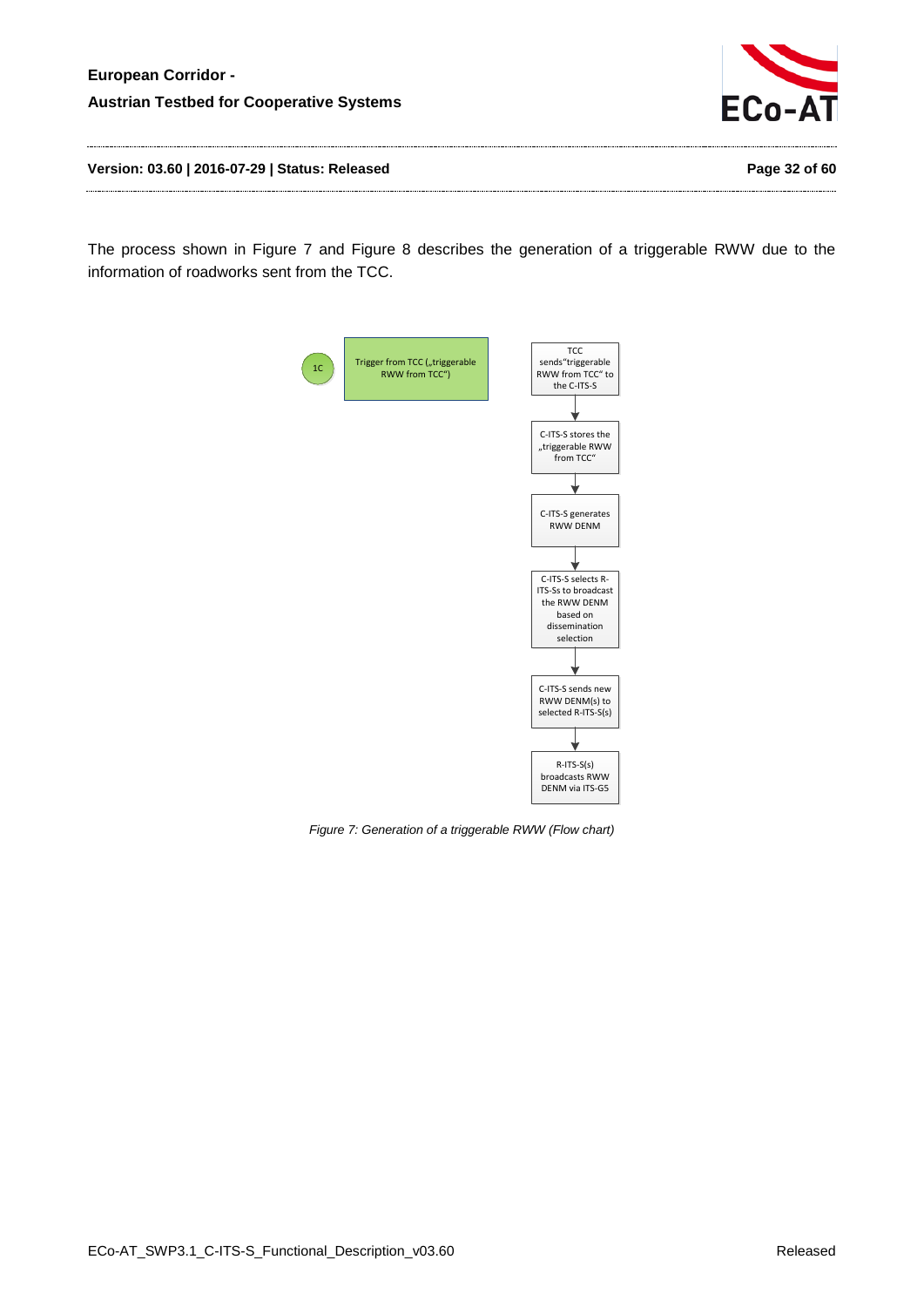The process shown in Figure 7 and Figure 8 describes the generation of a triggerable RWW due to the information of roadworks sent from the TCC.

1C

Trigger from TCC („triggerable RWW from TCC")

TCC sends"triggerable RWW from TCC" to the C-ITS-S

C-ITS-S stores the „triggerable RWW from TCC"

C-ITS-S generates RWW DENM

C-ITS-S selects R-ITS-Ss to broadcast the RWW DENM based on dissemination selection

C-ITS-S sends new RWW DENM(s) to selected R-ITS-S(s)

R-ITS-S(s) broadcasts RWW DENM via ITS-G5

*Figure 7: Generation of a triggerable RWW (Flow chart)*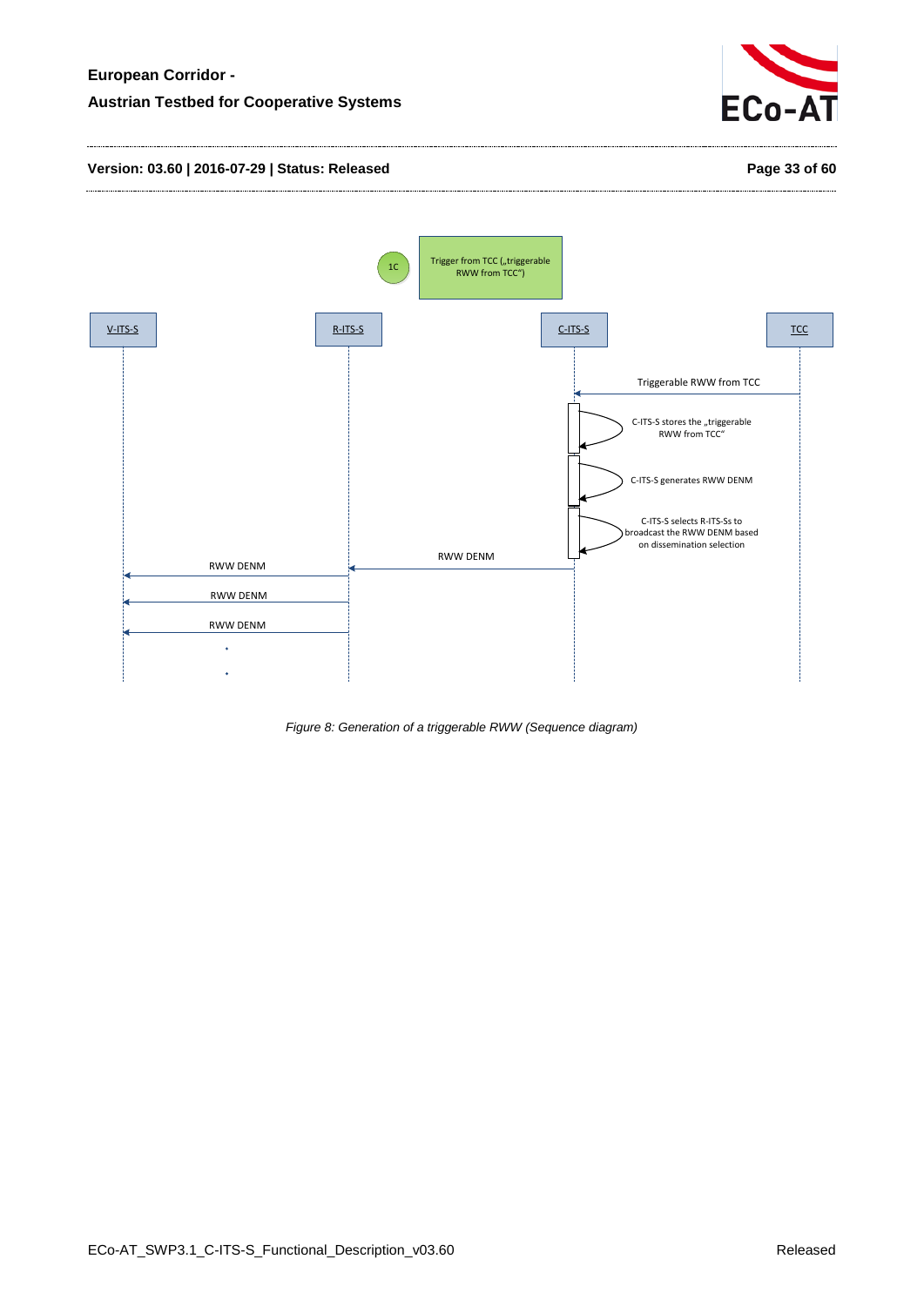1C

Trigger from TCC („triggerable RWW from TCC")

V-ITS-S

R-ITS-S

C-ITS-S

TCC

Triggerable RWW from TCC

C-ITS-S stores the „triggerable RWW from TCC"

C-ITS-S generates RWW DENM

C-ITS-S selects R-ITS-Ss to broadcast the RWW DENM based on dissemination selection

RWW DENM

RWW DENM

RWW DENM

RWW DENM

*Figure 8: Generation of a triggerable RWW (Sequence diagram)*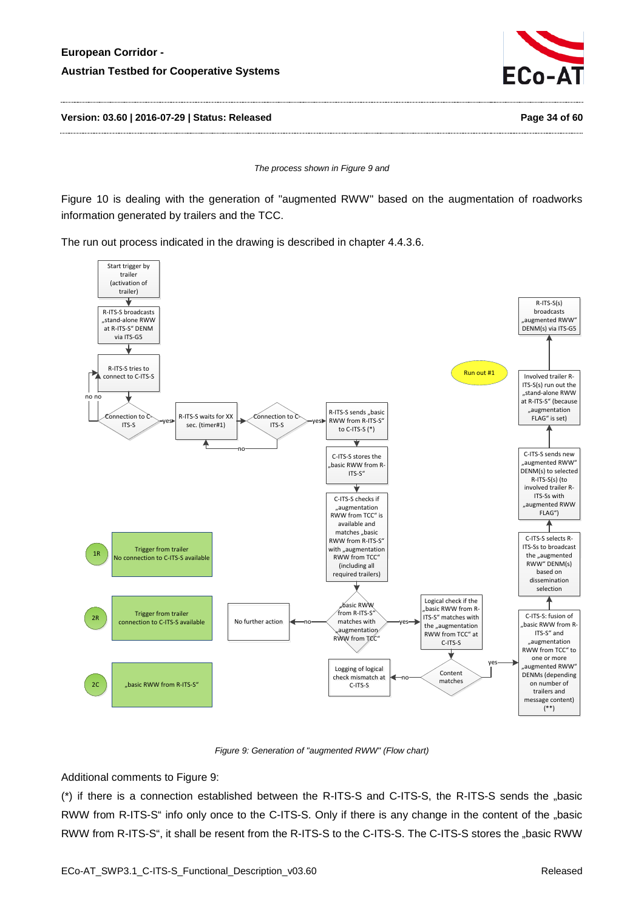*The process shown in Figure 9 and*

Figure 10 is dealing with the generation of "augmented RWW" based on the augmentation of roadworks information generated by trailers and the TCC.

The run out process indicated in the drawing is described in chapter 4.4.3.6.

Start trigger by trailer (activation of trailer)

R-ITS-S broadcasts „stand-alone RWW at R-ITS-S“ DENM via ITS-G5

R-ITS-S tries to connect to C-ITS-S

no no

Connection to C-ITS-S

yes

R-ITS-S waits for XX sec. (timer#1)

Connection to C-ITS-S

no

yes

R-ITS-S sends „basic RWW from R-ITS-S“ to C-ITS-S (*)

C-ITS-S stores the „basic RWW from R-ITS-S“

C-ITS-S checks if „augmentation RWW from TCC“ is available and matches „basic RWW from R-ITS-S“ with „augmentation RWW from TCC“ (including all required trailers)

„basic RWW from R-ITS-S“ matches with „augmentation RWW from TCC“

no

No further action

yes

Logical check if the „basic RWW from R-ITS-S“ matches with the „augmentation RWW from TCC“ at C-ITS-S

Content matches

no

Logging of logical check mismatch at C-ITS-S

yes

C-ITS-S: fusion of „basic RWW from R-ITS-S“ and „augmentation RWW from TCC“ to one or more „augmented RWW“ DENMs (depending on number of trailers and message content) (**)

C-ITS-S selects R-ITS-Ss to broadcast the „augmented RWW“ DENM(s) based on dissemination selection

C-ITS-S sends new „augmented RWW“ DENM(s) to selected R-ITS-S(s) (to involved trailer R-ITS-Ss with „augmented RWW FLAG“)

Involved trailer R-ITS-S(s) run out the „stand-alone RWW at R-ITS-S“ (because „augmentation FLAG“ is set)

R-ITS-S(s) broadcasts „augmented RWW“ DENM(s) via ITS-G5

Run out #1

1R Trigger from trailer No connection to C-ITS-S available

2R Trigger from trailer connection to C-ITS-S available

2C „basic RWW from R-ITS-S“

*Figure 9: Generation of "augmented RWW" (Flow chart)*

Additional comments to Figure 9:

(*) if there is a connection established between the R-ITS-S and C-ITS-S, the R-ITS-S sends the „basic RWW from R-ITS-S“ info only once to the C-ITS-S. Only if there is any change in the content of the „basic RWW from R-ITS-S“, it shall be resent from the R-ITS-S to the C-ITS-S. The C-ITS-S stores the „basic RWW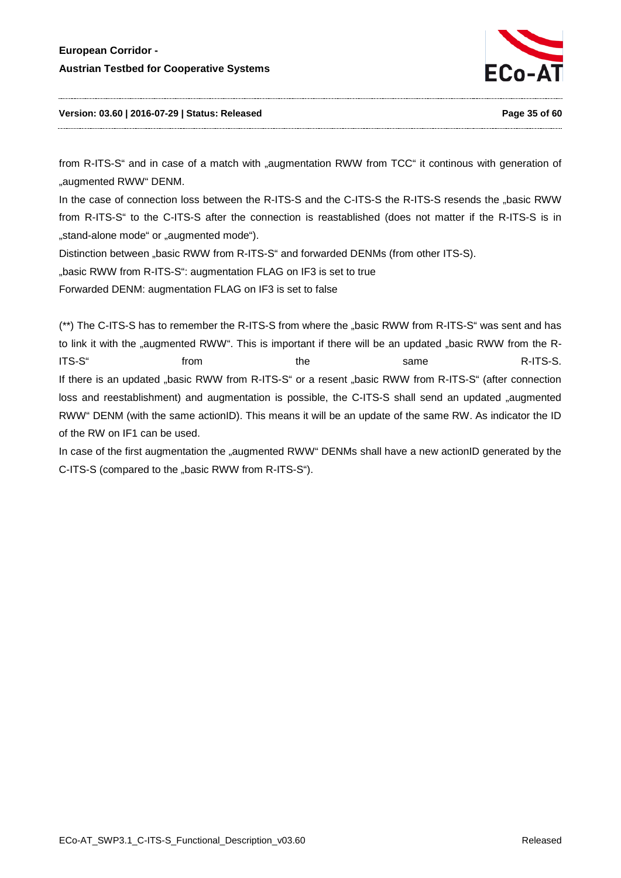from R-ITS-S" and in case of a match with „augmentation RWW from TCC" it continous with generation of „augmented RWW" DENM.

In the case of connection loss between the R-ITS-S and the C-ITS-S the R-ITS-S resends the „basic RWW from R-ITS-S" to the C-ITS-S after the connection is reastablished (does not matter if the R-ITS-S is in „stand-alone mode" or „augmented mode").

Distinction between „basic RWW from R-ITS-S" and forwarded DENMs (from other ITS-S).

„basic RWW from R-ITS-S": augmentation FLAG on IF3 is set to true

Forwarded DENM: augmentation FLAG on IF3 is set to false

(**) The C-ITS-S has to remember the R-ITS-S from where the „basic RWW from R-ITS-S" was sent and has to link it with the „augmented RWW". This is important if there will be an updated „basic RWW from the R-ITS-S" from the same R-ITS-S.

If there is an updated „basic RWW from R-ITS-S" or a resent „basic RWW from R-ITS-S" (after connection loss and reestablishment) and augmentation is possible, the C-ITS-S shall send an updated „augmented RWW" DENM (with the same actionID). This means it will be an update of the same RW. As indicator the ID of the RW on IF1 can be used.

In case of the first augmentation the „augmented RWW" DENMs shall have a new actionID generated by the C-ITS-S (compared to the „basic RWW from R-ITS-S").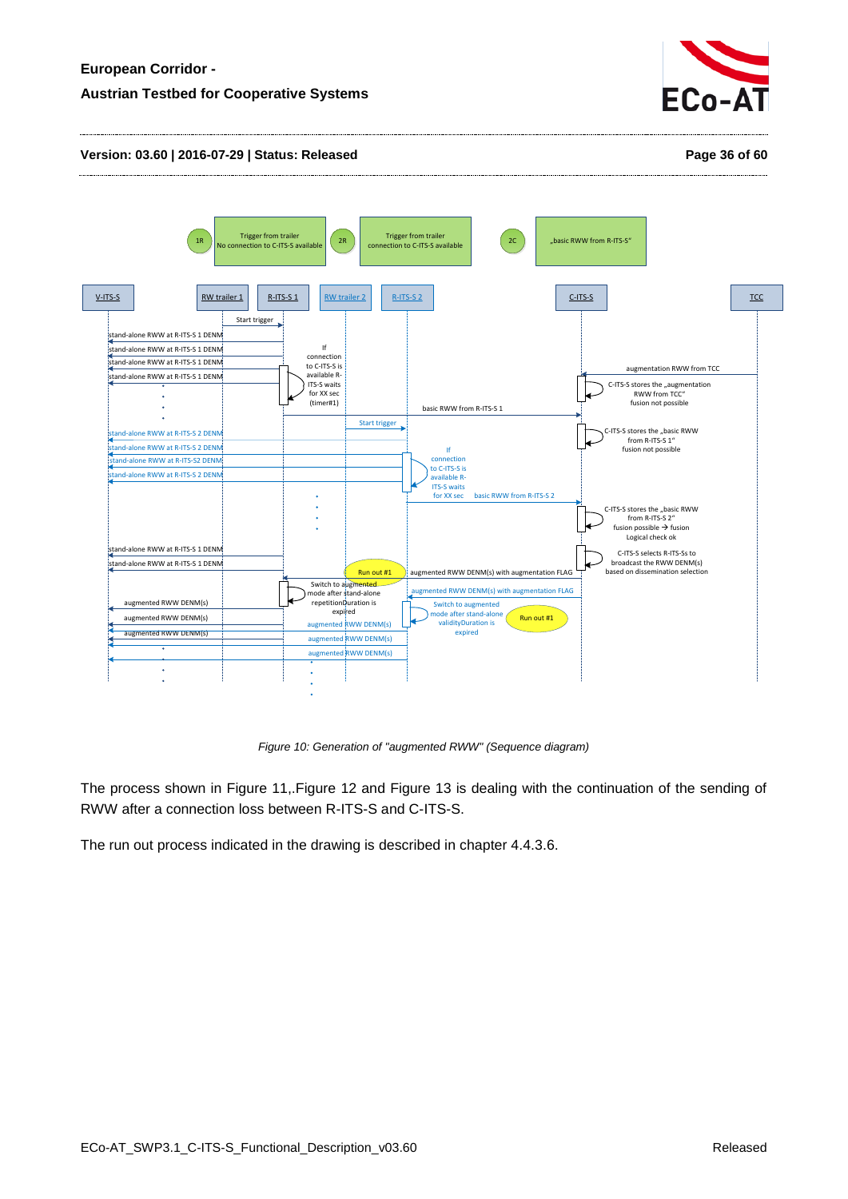1R Trigger from trailer No connection to C-ITS-S available

2R Trigger from trailer connection to C-ITS-S available

2C „basic RWW from R-ITS-S"

V-ITS-S | RW trailer 1 | R-ITS-S 1 | RW trailer 2 | R-ITS-S 2 | C-ITS-S | TCC

Start trigger

stand-alone RWW at R-ITS-S 1 DENM

stand-alone RWW at R-ITS-S 1 DENM

stand-alone RWW at R-ITS-S 1 DENM

stand-alone RWW at R-ITS-S 1 DENM

If connection to C-ITS-S is available R-ITS-S waits for XX sec (timer#1)

augmentation RWW from TCC

C-ITS-S stores the „augmentation RWW from TCC" fusion not possible

basic RWW from R-ITS-S 1

Start trigger

stand-alone RWW at R-ITS-S 2 DENM

stand-alone RWW at R-ITS-S 2 DENM

stand-alone RWW at R-ITS-S2 DENM

stand-alone RWW at R-ITS-S 2 DENM

C-ITS-S stores the „basic RWW from R-ITS-S 1" fusion not possible

If connection to C-ITS-S is available R-ITS-S waits for XX sec

basic RWW from R-ITS-S 2

C-ITS-S stores the „basic RWW from R-ITS-S 2" fusion possible → fusion Logical check ok

stand-alone RWW at R-ITS-S 1 DENM

stand-alone RWW at R-ITS-S 1 DENM

C-ITS-S selects R-ITS-Ss to broadcast the RWW DENM(s) based on dissemination selection

Run out #1

augmented RWW DENM(s) with augmentation FLAG

augmented RWW DENM(s) with augmentation FLAG

Switch to augmented mode after stand-alone repetitionDuration is expired

augmented RWW DENM(s)

augmented RWW DENM(s)

augmented RWW DENM(s)

Switch to augmented mode after stand-alone validityDuration is expired

Run out #1

augmented RWW DENM(s)

augmented RWW DENM(s)

augmented RWW DENM(s)

*Figure 10: Generation of "augmented RWW" (Sequence diagram)*

The process shown in Figure 11,.Figure 12 and Figure 13 is dealing with the continuation of the sending of RWW after a connection loss between R-ITS-S and C-ITS-S.

The run out process indicated in the drawing is described in chapter 4.4.3.6.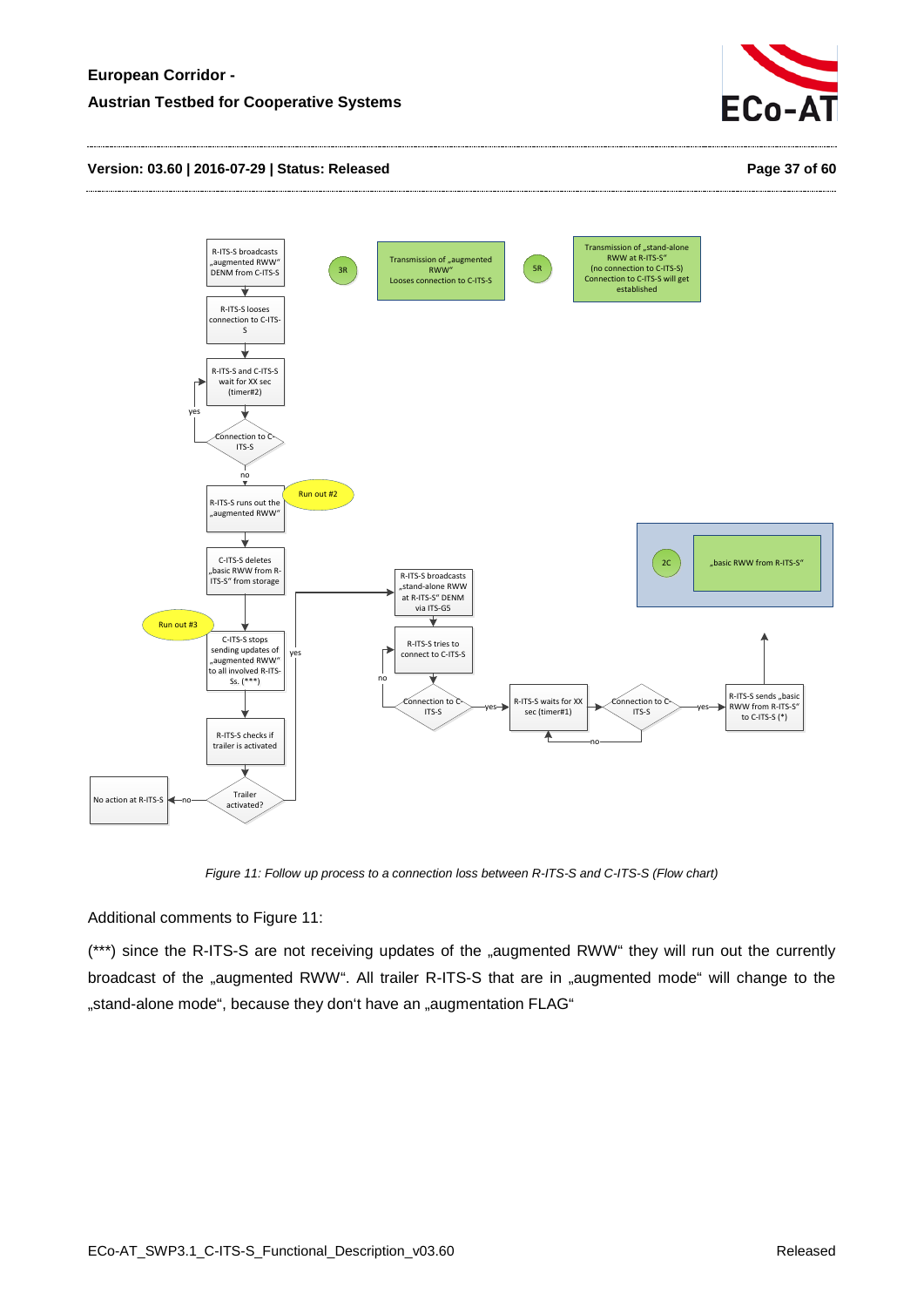R-ITS-S broadcasts „augmented RWW" DENM from C-ITS-S

R-ITS-S looses connection to C-ITS-S

R-ITS-S and C-ITS-S wait for XX sec (timer#2)

yes

Connection to C-ITS-S

no

R-ITS-S runs out the „augmented RWW"

Run out #2

C-ITS-S deletes „basic RWW from R-ITS-S" from storage

Run out #3

C-ITS-S stops sending updates of „augmented RWW" to all involved R-ITS-Ss. (***)

R-ITS-S checks if trailer is activated

Trailer activated?

no

No action at R-ITS-S

yes

3R

Transmission of „augmented RWW" Looses connection to C-ITS-S

5R

Transmission of „stand-alone RWW at R-ITS-S" (no connection to C-ITS-S) Connection to C-ITS-S will get established

R-ITS-S broadcasts „stand-alone RWW at R-ITS-S" DENM via ITS-G5

R-ITS-S tries to connect to C-ITS-S

no

Connection to C-ITS-S

yes

R-ITS-S waits for XX sec (timer#1)

Connection to C-ITS-S

no

yes

R-ITS-S sends „basic RWW from R-ITS-S" to C-ITS-S (*)

2C

„basic RWW from R-ITS-S"

*Figure 11: Follow up process to a connection loss between R-ITS-S and C-ITS-S (Flow chart)*

Additional comments to Figure 11:

(***) since the R-ITS-S are not receiving updates of the „augmented RWW" they will run out the currently broadcast of the „augmented RWW". All trailer R-ITS-S that are in „augmented mode" will change to the „stand-alone mode", because they don't have an „augmentation FLAG"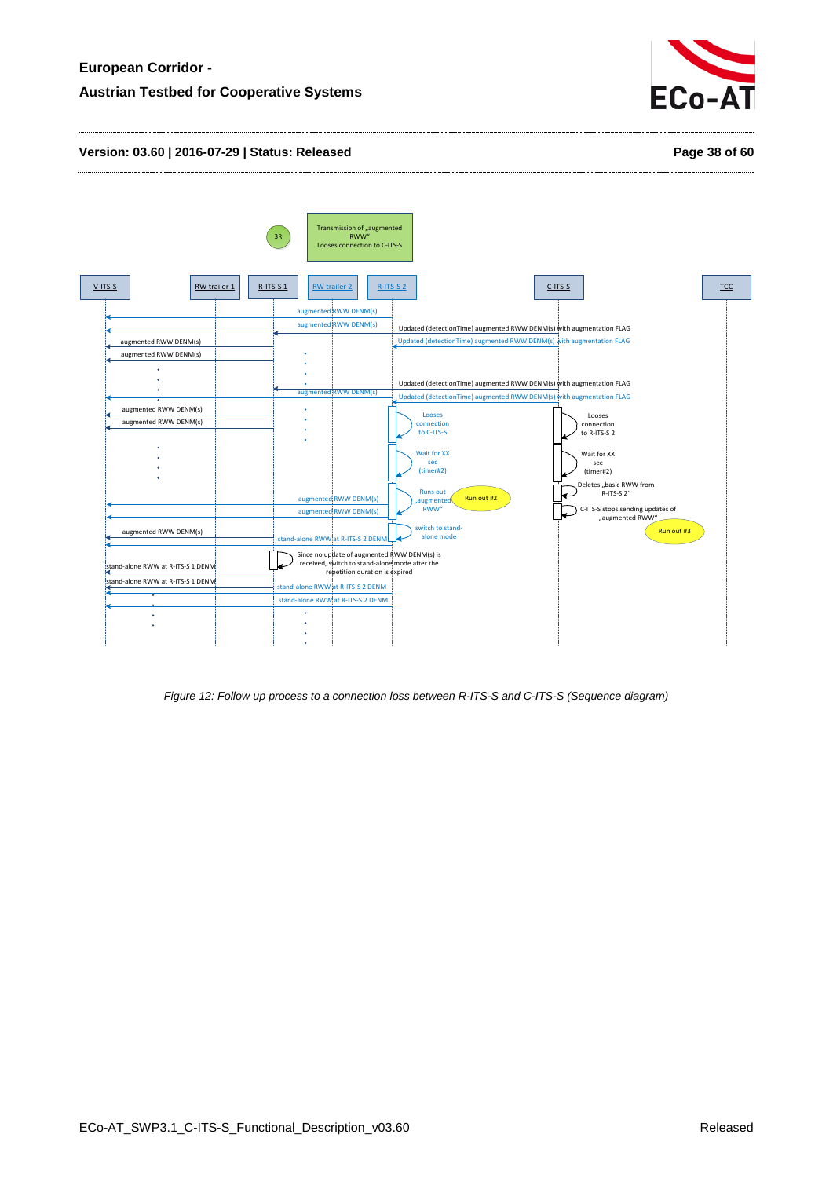3R

Transmission of „augmented RWW"
Looses connection to C-ITS-S

V-ITS-S

RW trailer 1

R-ITS-S 1

RW trailer 2

R-ITS-S 2

C-ITS-S

TCC

augmented RWW DENM(s)

augmented RWW DENM(s)

Updated (detectionTime) augmented RWW DENM(s) with augmentation FLAG

augmented RWW DENM(s)

Updated (detectionTime) augmented RWW DENM(s) with augmentation FLAG

augmented RWW DENM(s)

Updated (detectionTime) augmented RWW DENM(s) with augmentation FLAG

augmented RWW DENM(s)

Updated (detectionTime) augmented RWW DENM(s) with augmentation FLAG

augmented RWW DENM(s)

Looses connection to C-ITS-S

Looses connection to R-ITS-S 2

augmented RWW DENM(s)

Wait for XX sec (timer#2)

Wait for XX sec (timer#2)

Deletes „basic RWW from R-ITS-S 2"

Runs out „augmented RWW"

Run out #2

augmented RWW DENM(s)

C-ITS-S stops sending updates of „augmented RWW"

augmented RWW DENM(s)

Run out #3

augmented RWW DENM(s)

switch to stand-alone mode

stand-alone RWW at R-ITS-S 2 DENM

Since no update of augmented RWW DENM(s) is received, switch to stand-alone mode after the repetition duration is expired

stand-alone RWW at R-ITS-S 1 DENM

stand-alone RWW at R-ITS-S 1 DENM

stand-alone RWW at R-ITS-S 2 DENM

stand-alone RWW at R-ITS-S 2 DENM

*Figure 12: Follow up process to a connection loss between R-ITS-S and C-ITS-S (Sequence diagram)*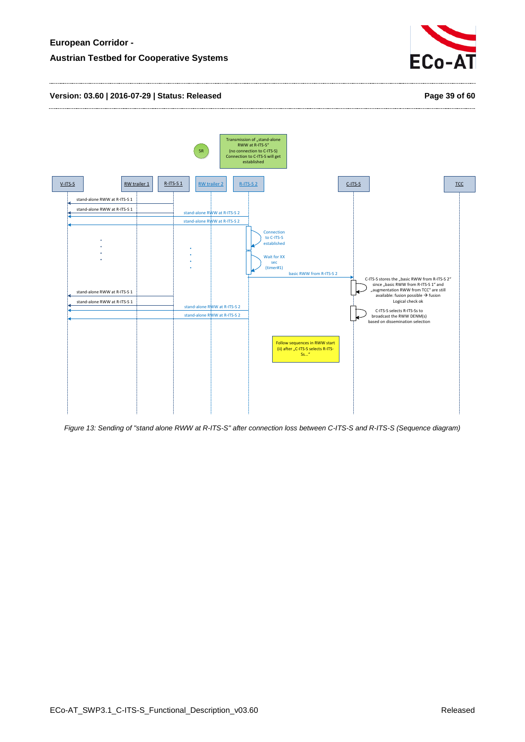5R

Transmission of „stand-alone RWW at R-ITS-S" (no connection to C-ITS-S) Connection to C-ITS-S will get established

V-ITS-S

RW trailer 1

R-ITS-S 1

RW trailer 2

R-ITS-S 2

C-ITS-S

TCC

stand-alone RWW at R-ITS-S 1

stand-alone RWW at R-ITS-S 1

stand-alone RWW at R-ITS-S 2

stand-alone RWW at R-ITS-S 2

Connection to C-ITS-S established

Wait for XX sec (timer#1)

basic RWW from R-ITS-S 2

C-ITS-S stores the „basic RWW from R-ITS-S 2" since „basic RWW from R-ITS-S 1" and „augmentation RWW from TCC" are still available: fusion possible → fusion Logical check ok

stand-alone RWW at R-ITS-S 1

stand-alone RWW at R-ITS-S 1

stand-alone RWW at R-ITS-S 2

stand-alone RWW at R-ITS-S 2

C-ITS-S selects R-ITS-Ss to broadcast the RWW DENM(s) based on dissemination selection

Follow sequences in RWW start (ii) after „C-ITS-S selects R-ITS-Ss..."

*Figure 13: Sending of "stand alone RWW at R-ITS-S" after connection loss between C-ITS-S and R-ITS-S (Sequence diagram)*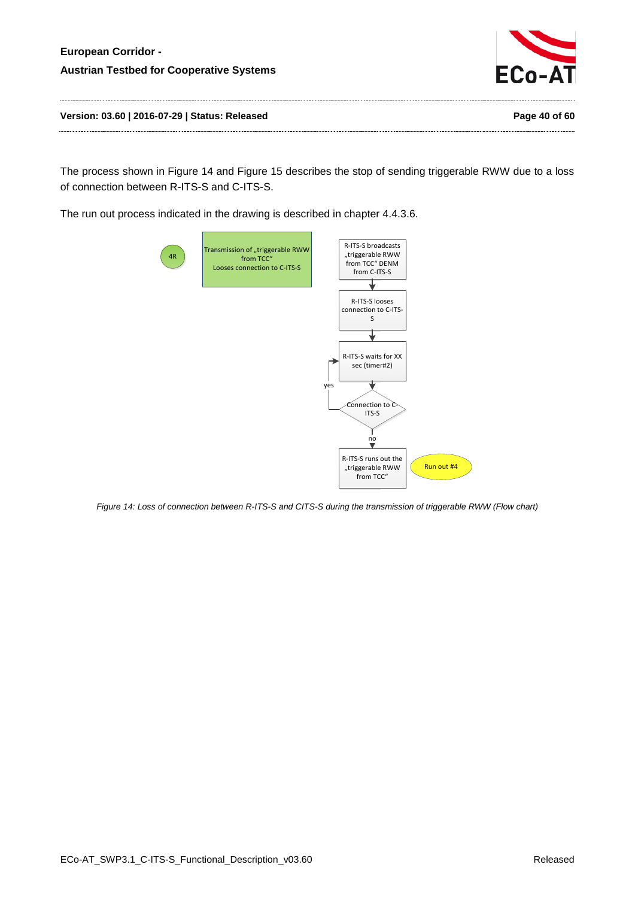The process shown in Figure 14 and Figure 15 describes the stop of sending triggerable RWW due to a loss of connection between R-ITS-S and C-ITS-S.

The run out process indicated in the drawing is described in chapter 4.4.3.6.

4R

Transmission of „triggerable RWW from TCC“
Looses connection to C-ITS-S

R-ITS-S broadcasts „triggerable RWW from TCC“ DENM from C-ITS-S

R-ITS-S looses connection to C-ITS-S

R-ITS-S waits for XX sec (timer#2)

Connection to C-ITS-S

yes

no

R-ITS-S runs out the „triggerable RWW from TCC“

Run out #4

*Figure 14: Loss of connection between R-ITS-S and CITS-S during the transmission of triggerable RWW (Flow chart)*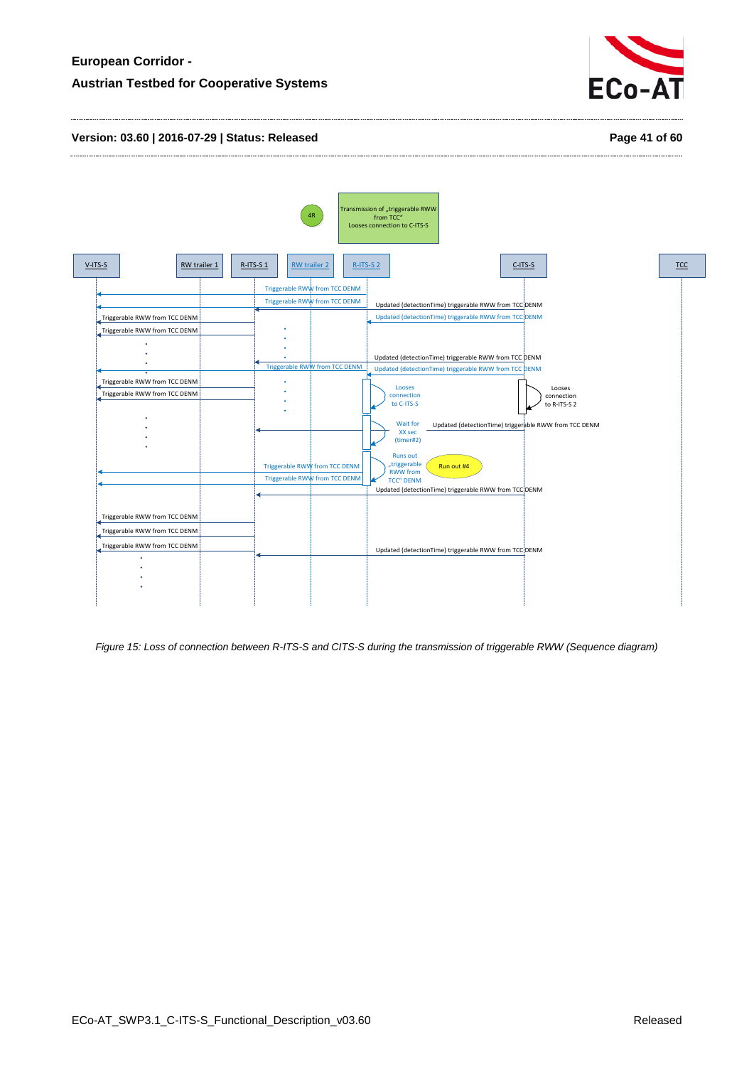4R

Transmission of „triggerable RWW from TCC" Looses connection to C-ITS-S

V-ITS-S

RW trailer 1

R-ITS-S 1

RW trailer 2

R-ITS-S 2

C-ITS-S

TCC

Triggerable RWW from TCC DENM

Triggerable RWW from TCC DENM

Updated (detectionTime) triggerable RWW from TCC DENM

Updated (detectionTime) triggerable RWW from TCC DENM

Triggerable RWW from TCC DENM

Triggerable RWW from TCC DENM

Updated (detectionTime) triggerable RWW from TCC DENM

Triggerable RWW from TCC DENM

Updated (detectionTime) triggerable RWW from TCC DENM

Triggerable RWW from TCC DENM

Triggerable RWW from TCC DENM

Looses connection to C-ITS-S

Looses connection to R-ITS-S 2

Wait for XX sec (timer#2)

Updated (detectionTime) triggerable RWW from TCC DENM

Runs out „triggerable RWW from TCC" DENM

Run out #4

Triggerable RWW from TCC DENM

Triggerable RWW from TCC DENM

Updated (detectionTime) triggerable RWW from TCC DENM

Triggerable RWW from TCC DENM

Triggerable RWW from TCC DENM

Triggerable RWW from TCC DENM

Updated (detectionTime) triggerable RWW from TCC DENM

*Figure 15: Loss of connection between R-ITS-S and CITS-S during the transmission of triggerable RWW (Sequence diagram)*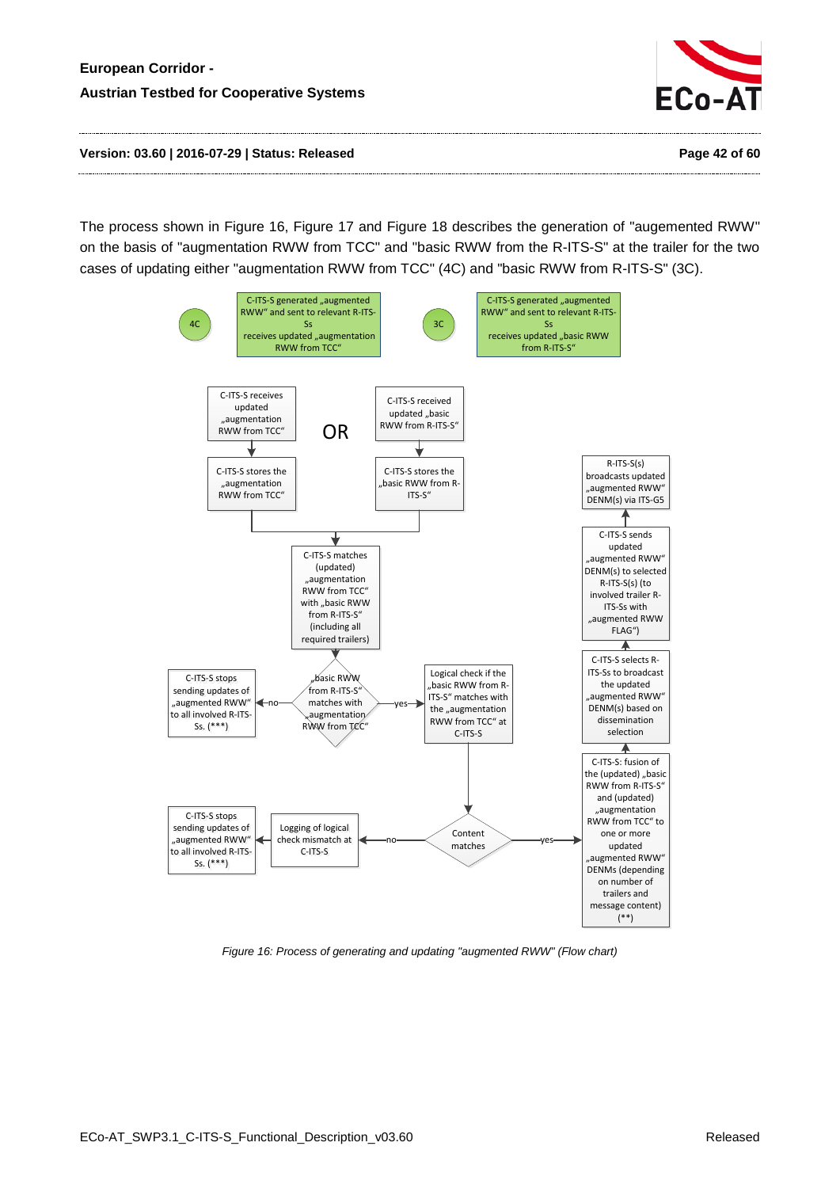The process shown in Figure 16, Figure 17 and Figure 18 describes the generation of "augemented RWW" on the basis of "augmentation RWW from TCC" and "basic RWW from the R-ITS-S" at the trailer for the two cases of updating either "augmentation RWW from TCC" (4C) and "basic RWW from R-ITS-S" (3C).

4C

C-ITS-S generated „augmented RWW" and sent to relevant R-ITS-Ss
receives updated „augmentation RWW from TCC"

3C

C-ITS-S generated „augmented RWW" and sent to relevant R-ITS-Ss
receives updated „basic RWW from R-ITS-S"

C-ITS-S receives updated „augmentation RWW from TCC"

OR

C-ITS-S received updated „basic RWW from R-ITS-S"

C-ITS-S stores the „augmentation RWW from TCC"

C-ITS-S stores the „basic RWW from R-ITS-S"

C-ITS-S matches (updated) „augmentation RWW from TCC" with „basic RWW from R-ITS-S" (including all required trailers)

„basic RWW from R-ITS-S" matches with „augmentation RWW from TCC"

no

C-ITS-S stops sending updates of „augmented RWW" to all involved R-ITS-Ss. (***)

yes

Logical check if the „basic RWW from R-ITS-S" matches with the „augmentation RWW from TCC" at C-ITS-S

Content matches

no

Logging of logical check mismatch at C-ITS-S

C-ITS-S stops sending updates of „augmented RWW" to all involved R-ITS-Ss. (***)

yes

C-ITS-S: fusion of the (updated) „basic RWW from R-ITS-S" and (updated) „augmentation RWW from TCC" to one or more updated „augmented RWW" DENMs (depending on number of trailers and message content) (**)

C-ITS-S selects R-ITS-Ss to broadcast the updated „augmented RWW" DENM(s) based on dissemination selection

C-ITS-S sends updated „augmented RWW" DENM(s) to selected R-ITS-S(s) (to involved trailer R-ITS-Ss with „augmented RWW FLAG")

R-ITS-S(s) broadcasts updated „augmented RWW" DENM(s) via ITS-G5

*Figure 16: Process of generating and updating "augmented RWW" (Flow chart)*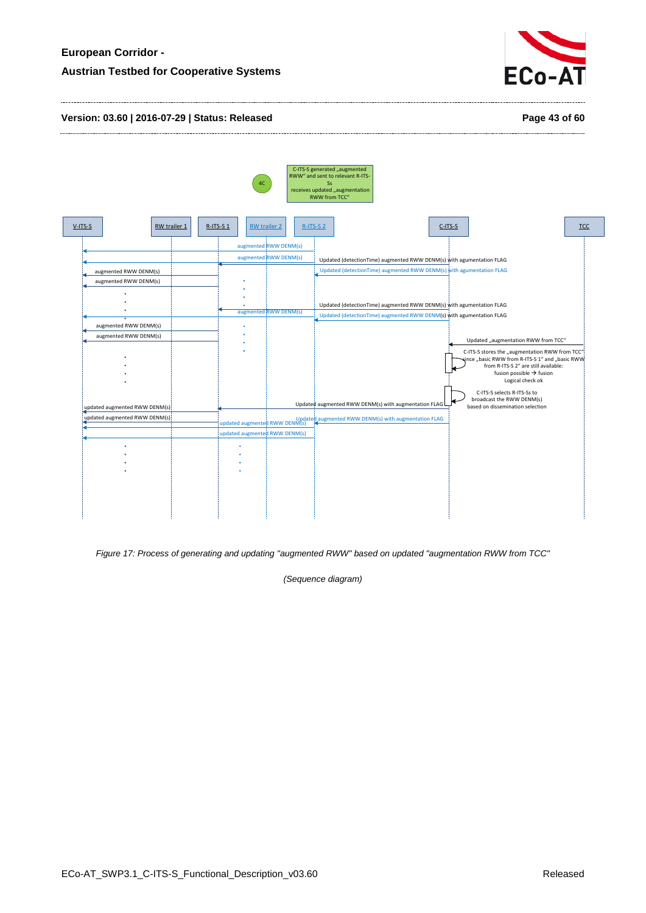4C

C-ITS-S generated „augmented RWW" and sent to relevant R-ITS-Ss
receives updated „augmentation RWW from TCC"

V-ITS-S
RW trailer 1
R-ITS-S 1
RW trailer 2
R-ITS-S 2
C-ITS-S
TCC

augmented RWW DENM(s)
augmented RWW DENM(s)
Updated (detectionTime) augmented RWW DENM(s) with augmentation FLAG
augmented RWW DENM(s)
Updated (detectionTime) augmented RWW DENM(s) with agumentation FLAG
augmented RWW DENM(s)
Updated (detectionTime) augmented RWW DENM(s) with augmentation FLAG
augmented RWW DENM(s)
Updated (detectionTime) augmented RWW DENM(s) with augmentation FLAG
augmented RWW DENM(s)
augmented RWW DENM(s)
Updated „augmentation RWW from TCC"
C-ITS-S stores the „augmentation RWW from TCC" since „basic RWW from R-ITS-S 1" and „basic RWW from R-ITS-S 2" are still available: fusion possible → fusion
Logical check ok
C-ITS-S selects R-ITS-Ss to broadcast the RWW DENM(s) based on dissemination selection
updated augmented RWW DENM(s)
Updated augmented RWW DENM(s) with augmentation FLAG
updated augmented RWW DENM(s)
Updated augmented RWW DENM(s) with augmentation FLAG
updated augmented RWW DENM(s)
updated augmented RWW DENM(s)

*Figure 17: Process of generating and updating "augmented RWW" based on updated "augmentation RWW from TCC"*

*(Sequence diagram)*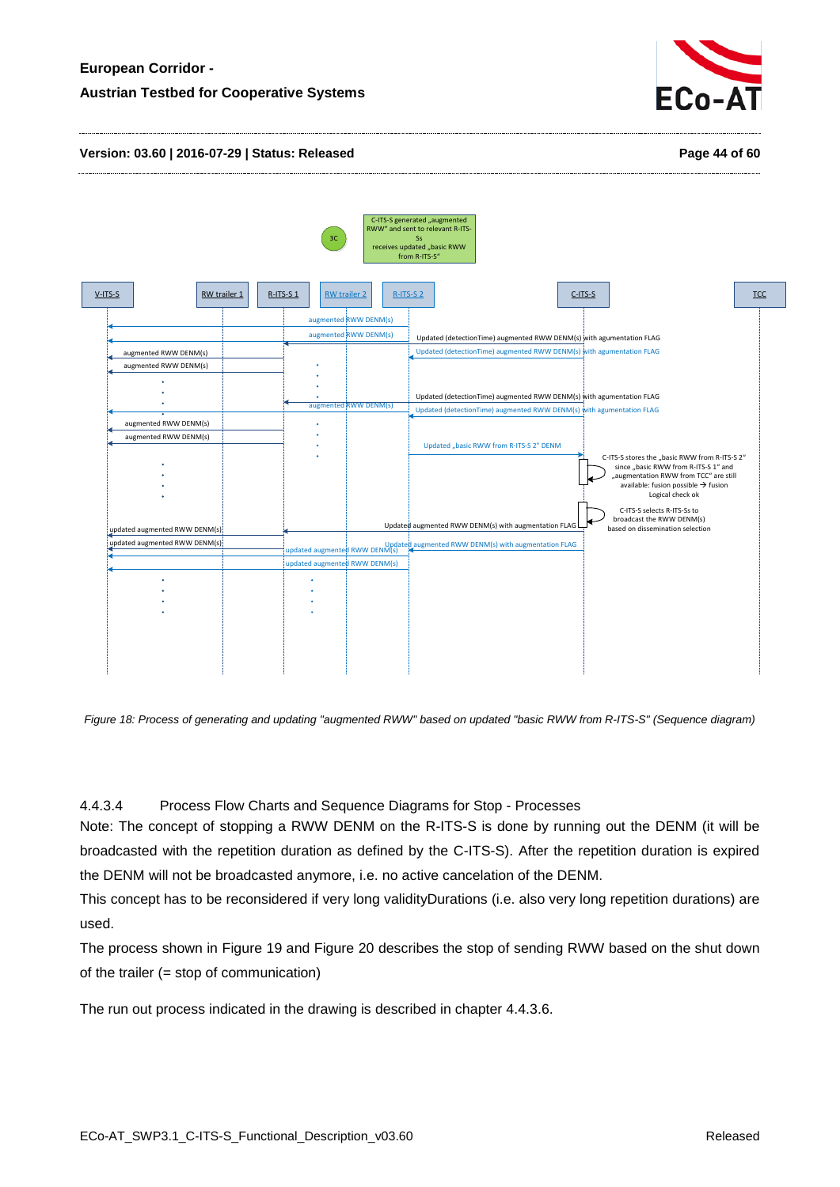3C

C-ITS-S generated „augmented RWW“ and sent to relevant R-ITS-Ss receives updated „basic RWW from R-ITS-S“

V-ITS-S
RW trailer 1
R-ITS-S 1
RW trailer 2
R-ITS-S 2
C-ITS-S
TCC

augmented RWW DENM(s)
augmented RWW DENM(s)
Updated (detectionTime) augmented RWW DENM(s) with agumentation FLAG
augmented RWW DENM(s)
Updated (detectionTime) augmented RWW DENM(s) with agumentation FLAG
augmented RWW DENM(s)
Updated (detectionTime) augmented RWW DENM(s) with agumentation FLAG
augmented RWW DENM(s)
Updated (detectionTime) augmented RWW DENM(s) with agumentation FLAG
augmented RWW DENM(s)
augmented RWW DENM(s)
Updated „basic RWW from R-ITS-S 2“ DENM
C-ITS-S stores the „basic RWW from R-ITS-S 2“ since „basic RWW from R-ITS-S 1“ and „augmentation RWW from TCC“ are still available: fusion possible → fusion
Logical check ok
C-ITS-S selects R-ITS-Ss to broadcast the RWW DENM(s) based on dissemination selection
updated augmented RWW DENM(s)
Updated augmented RWW DENM(s) with augmentation FLAG
updated augmented RWW DENM(s)
Updated augmented RWW DENM(s) with augmentation FLAG
updated augmented RWW DENM(s)
updated augmented RWW DENM(s)

*Figure 18: Process of generating and updating "augmented RWW" based on updated "basic RWW from R-ITS-S" (Sequence diagram)*

#### 4.4.3.4 Process Flow Charts and Sequence Diagrams for Stop - Processes

Note: The concept of stopping a RWW DENM on the R-ITS-S is done by running out the DENM (it will be broadcasted with the repetition duration as defined by the C-ITS-S). After the repetition duration is expired the DENM will not be broadcasted anymore, i.e. no active cancelation of the DENM.

This concept has to be reconsidered if very long validityDurations (i.e. also very long repetition durations) are used.

The process shown in Figure 19 and Figure 20 describes the stop of sending RWW based on the shut down of the trailer (= stop of communication)

The run out process indicated in the drawing is described in chapter 4.4.3.6.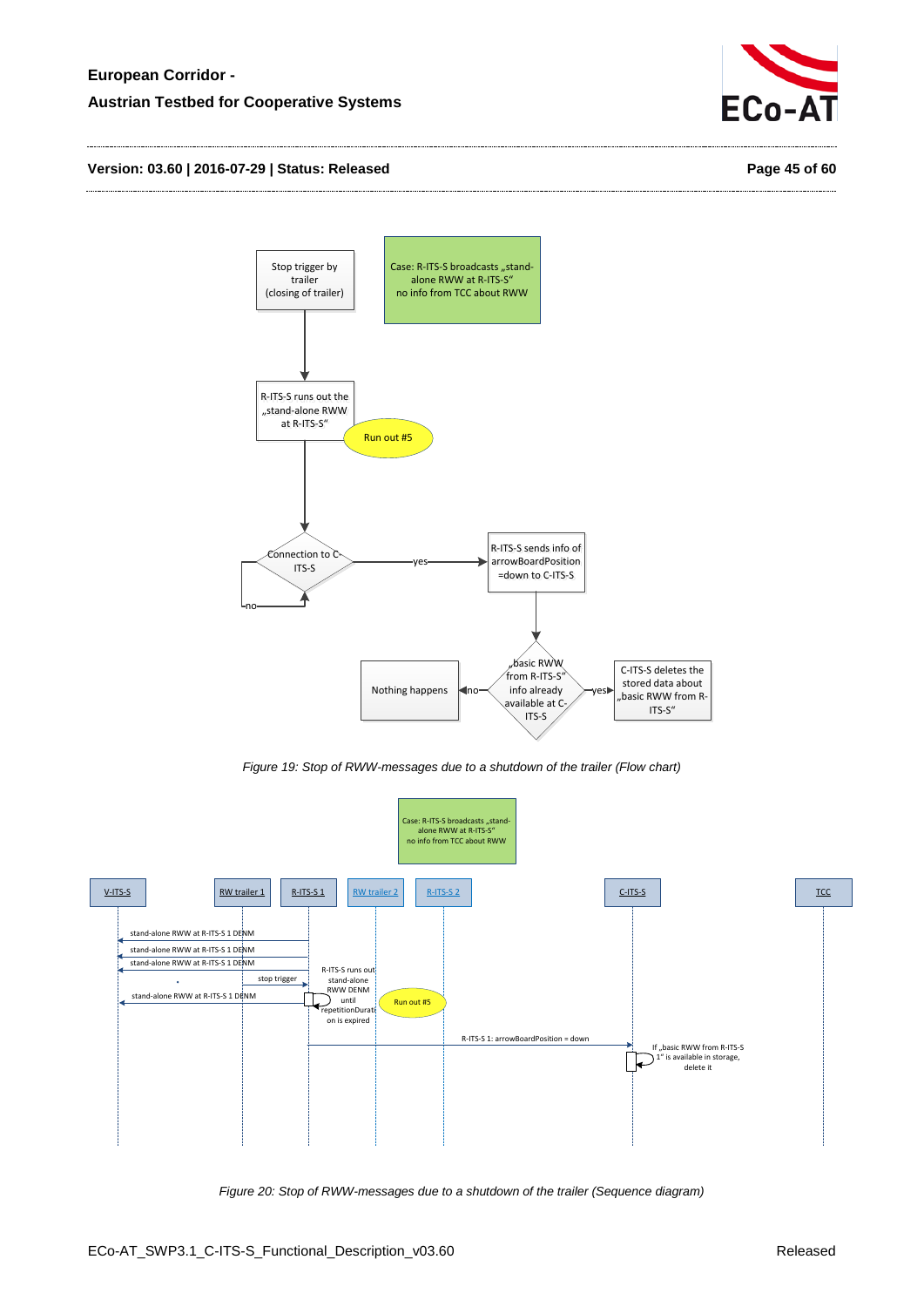Stop trigger by trailer (closing of trailer)

Case: R-ITS-S broadcasts „stand-alone RWW at R-ITS-S“ no info from TCC about RWW

R-ITS-S runs out the „stand-alone RWW at R-ITS-S“

Run out #5

Connection to C-ITS-S

yes

no

R-ITS-S sends info of arrowBoardPosition =down to C-ITS-S

„basic RWW from R-ITS-S“ info already available at C-ITS-S

no

yes

Nothing happens

C-ITS-S deletes the stored data about „basic RWW from R-ITS-S“

*Figure 19: Stop of RWW-messages due to a shutdown of the trailer (Flow chart)*

Case: R-ITS-S broadcasts „stand-alone RWW at R-ITS-S“ no info from TCC about RWW

V-ITS-S

RW trailer 1

R-ITS-S 1

RW trailer 2

R-ITS-S 2

C-ITS-S

TCC

stand-alone RWW at R-ITS-S 1 DENM

stand-alone RWW at R-ITS-S 1 DENM

stand-alone RWW at R-ITS-S 1 DENM

stop trigger

stand-alone RWW at R-ITS-S 1 DENM

R-ITS-S runs out stand-alone RWW DENM until repetitionDuration is expired

Run out #5

R-ITS-S 1: arrowBoardPosition = down

If „basic RWW from R-ITS-S 1“ is available in storage, delete it

*Figure 20: Stop of RWW-messages due to a shutdown of the trailer (Sequence diagram)*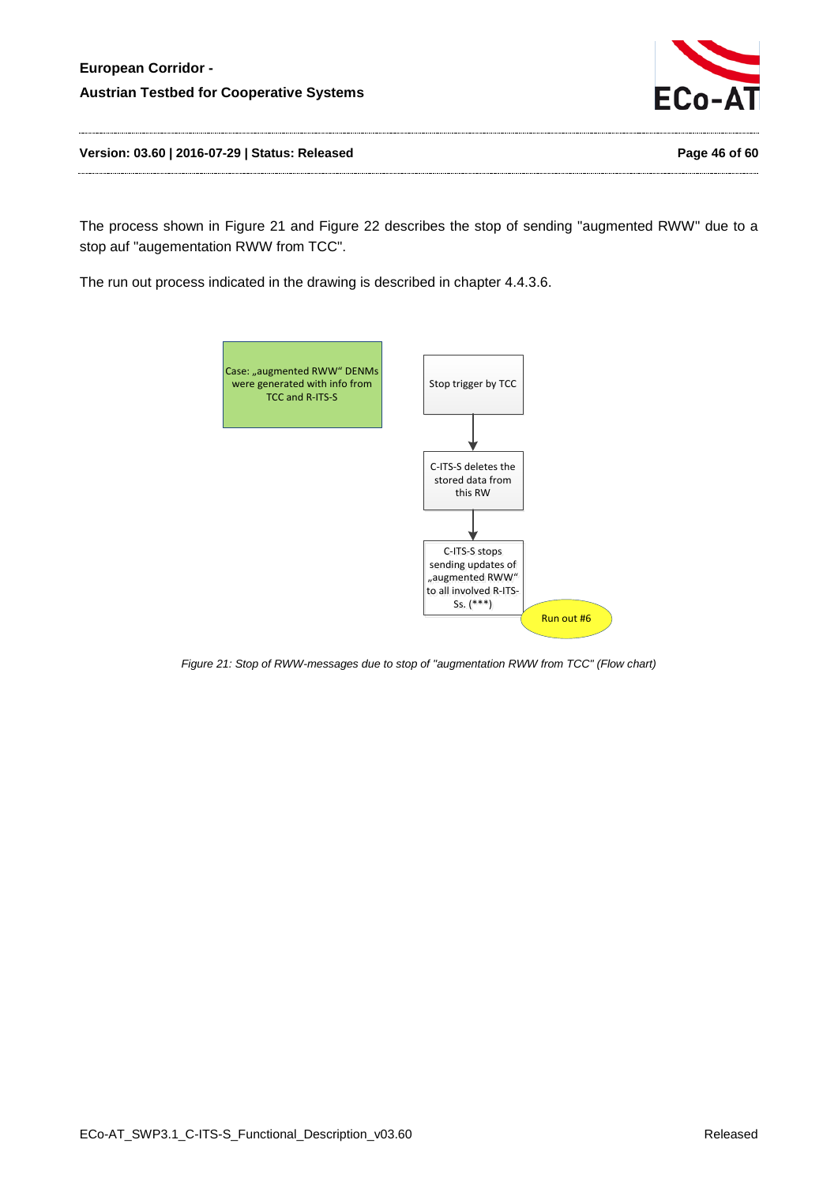The process shown in Figure 21 and Figure 22 describes the stop of sending "augmented RWW" due to a stop auf "augementation RWW from TCC".

The run out process indicated in the drawing is described in chapter 4.4.3.6.

Case: „augmented RWW“ DENMs were generated with info from TCC and R-ITS-S

Stop trigger by TCC

C-ITS-S deletes the stored data from this RW

C-ITS-S stops sending updates of „augmented RWW“ to all involved R-ITS-Ss. (***)

Run out #6

*Figure 21: Stop of RWW-messages due to stop of "augmentation RWW from TCC" (Flow chart)*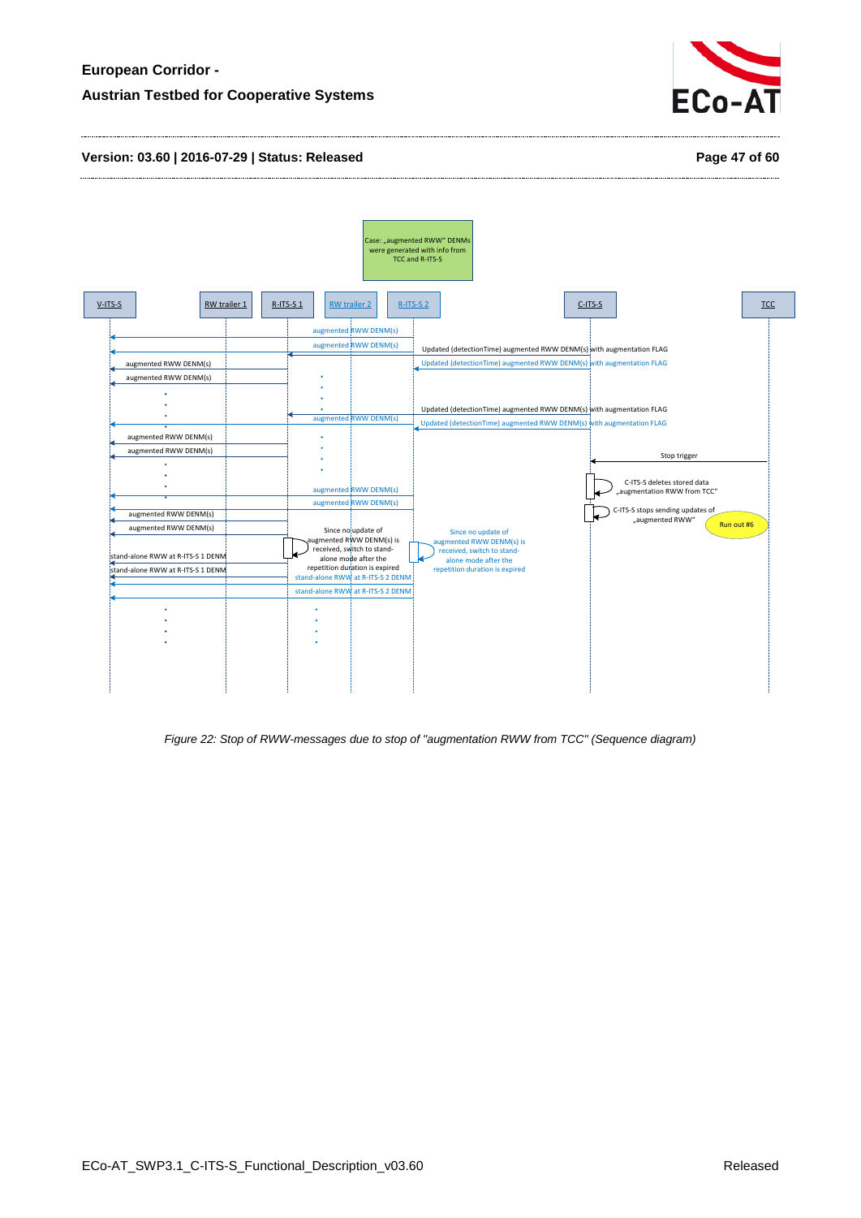Case: „augmented RWW" DENMs were generated with info from TCC and R-ITS-S

V-ITS-S

RW trailer 1

R-ITS-S 1

RW trailer 2

R-ITS-S 2

C-ITS-S

TCC

augmented RWW DENM(s)

augmented RWW DENM(s)

Updated (detectionTime) augmented RWW DENM(s) with augmentation FLAG

augmented RWW DENM(s)

Updated (detectionTime) augmented RWW DENM(s) with augmentation FLAG

augmented RWW DENM(s)

Updated (detectionTime) augmented RWW DENM(s) with augmentation FLAG

augmented RWW DENM(s)

Updated (detectionTime) augmented RWW DENM(s) with augmentation FLAG

augmented RWW DENM(s)

augmented RWW DENM(s)

Stop trigger

C-ITS-S deletes stored data „augmentation RWW from TCC"

augmented RWW DENM(s)

augmented RWW DENM(s)

C-ITS-S stops sending updates of „augmented RWW"

augmented RWW DENM(s)

Run out #6

augmented RWW DENM(s)

Since no update of augmented RWW DENM(s) is received, switch to stand-alone mode after the repetition duration is expired

Since no update of augmented RWW DENM(s) is received, switch to stand-alone mode after the repetition duration is expired

stand-alone RWW at R-ITS-S 1 DENM

stand-alone RWW at R-ITS-S 1 DENM

stand-alone RWW at R-ITS-S 2 DENM

stand-alone RWW at R-ITS-S 2 DENM

*Figure 22: Stop of RWW-messages due to stop of "augmentation RWW from TCC" (Sequence diagram)*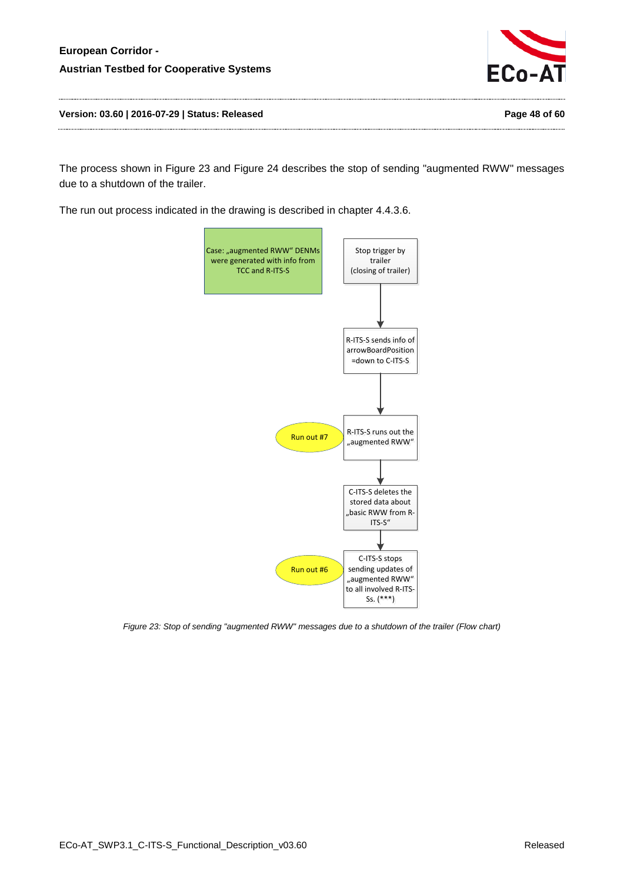The process shown in Figure 23 and Figure 24 describes the stop of sending "augmented RWW" messages due to a shutdown of the trailer.

The run out process indicated in the drawing is described in chapter 4.4.3.6.

Case: „augmented RWW“ DENMs were generated with info from TCC and R-ITS-S

Stop trigger by trailer (closing of trailer)

R-ITS-S sends info of arrowBoardPosition =down to C-ITS-S

Run out #7

R-ITS-S runs out the „augmented RWW“

C-ITS-S deletes the stored data about „basic RWW from R-ITS-S“

Run out #6

C-ITS-S stops sending updates of „augmented RWW“ to all involved R-ITS-Ss. (***)

*Figure 23: Stop of sending "augmented RWW" messages due to a shutdown of the trailer (Flow chart)*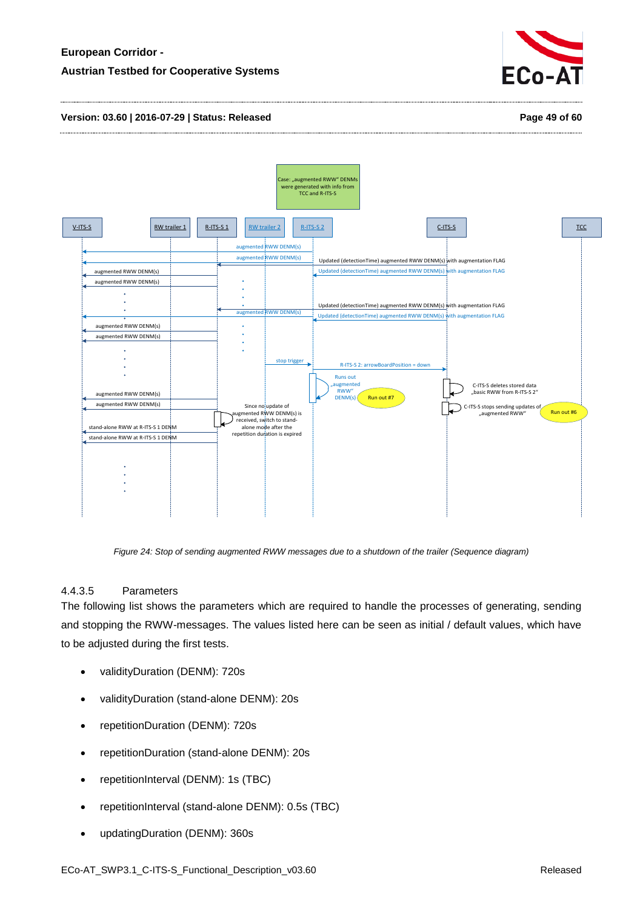Case: „augmented RWW" DENMs were generated with info from TCC and R-ITS-S

V-ITS-S
RW trailer 1
R-ITS-S 1
RW trailer 2
R-ITS-S 2
C-ITS-S
TCC

augmented RWW DENM(s)
augmented RWW DENM(s)
Updated (detectionTime) augmented RWW DENM(s) with augmentation FLAG
augmented RWW DENM(s)
Updated (detectionTime) augmented RWW DENM(s) with augmentation FLAG
augmented RWW DENM(s)
Updated (detectionTime) augmented RWW DENM(s) with augmentation FLAG
augmented RWW DENM(s)
Updated (detectionTime) augmented RWW DENM(s) with augmentation FLAG
augmented RWW DENM(s)
augmented RWW DENM(s)
stop trigger
R-ITS-S 2: arrowBoardPosition = down
Runs out „augmented RWW" DENM(s)
Run out #7
C-ITS-S deletes stored data „basic RWW from R-ITS-S 2"
augmented RWW DENM(s)
augmented RWW DENM(s)
Since no update of augmented RWW DENM(s) is received, switch to stand-alone mode after the repetition duration is expired
C-ITS-S stops sending updates of „augmented RWW"
Run out #6
stand-alone RWW at R-ITS-S 1 DENM
stand-alone RWW at R-ITS-S 1 DENM

*Figure 24: Stop of sending augmented RWW messages due to a shutdown of the trailer (Sequence diagram)*

### 4.4.3.5 Parameters

The following list shows the parameters which are required to handle the processes of generating, sending and stopping the RWW-messages. The values listed here can be seen as initial / default values, which have to be adjusted during the first tests.

- validityDuration (DENM): 720s
- validityDuration (stand-alone DENM): 20s
- repetitionDuration (DENM): 720s
- repetitionDuration (stand-alone DENM): 20s
- repetitionInterval (DENM): 1s (TBC)
- repetitionInterval (stand-alone DENM): 0.5s (TBC)
- updatingDuration (DENM): 360s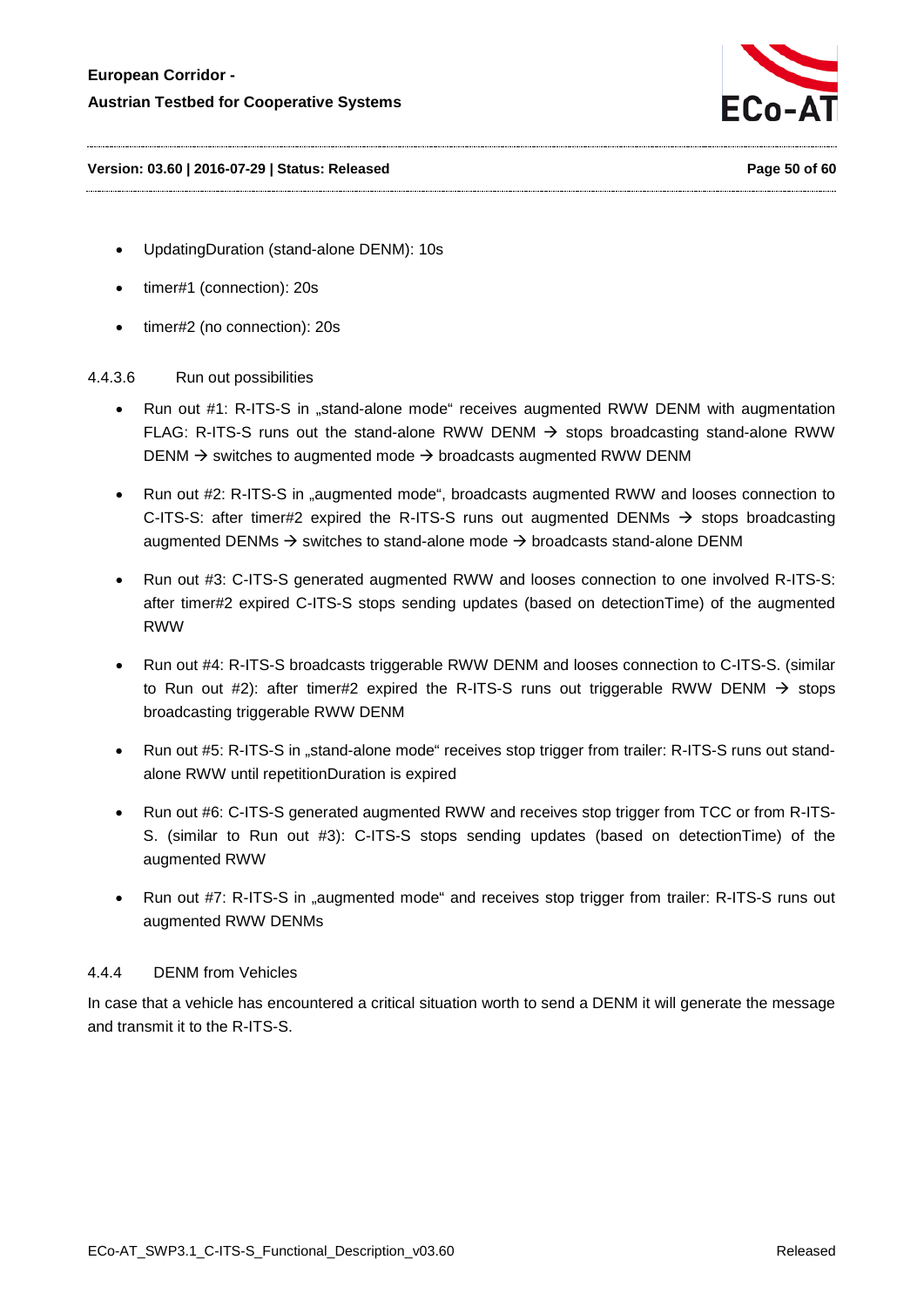- UpdatingDuration (stand-alone DENM): 10s
- timer#1 (connection): 20s
- timer#2 (no connection): 20s

#### 4.4.3.6 Run out possibilities

- Run out #1: R-ITS-S in „stand-alone mode" receives augmented RWW DENM with augmentation FLAG: R-ITS-S runs out the stand-alone RWW DENM → stops broadcasting stand-alone RWW DENM → switches to augmented mode → broadcasts augmented RWW DENM
- Run out #2: R-ITS-S in „augmented mode", broadcasts augmented RWW and looses connection to C-ITS-S: after timer#2 expired the R-ITS-S runs out augmented DENMs → stops broadcasting augmented DENMs → switches to stand-alone mode → broadcasts stand-alone DENM
- Run out #3: C-ITS-S generated augmented RWW and looses connection to one involved R-ITS-S: after timer#2 expired C-ITS-S stops sending updates (based on detectionTime) of the augmented RWW
- Run out #4: R-ITS-S broadcasts triggerable RWW DENM and looses connection to C-ITS-S. (similar to Run out #2): after timer#2 expired the R-ITS-S runs out triggerable RWW DENM → stops broadcasting triggerable RWW DENM
- Run out #5: R-ITS-S in „stand-alone mode" receives stop trigger from trailer: R-ITS-S runs out stand-alone RWW until repetitionDuration is expired
- Run out #6: C-ITS-S generated augmented RWW and receives stop trigger from TCC or from R-ITS-S. (similar to Run out #3): C-ITS-S stops sending updates (based on detectionTime) of the augmented RWW
- Run out #7: R-ITS-S in „augmented mode" and receives stop trigger from trailer: R-ITS-S runs out augmented RWW DENMs

### 4.4.4 DENM from Vehicles

In case that a vehicle has encountered a critical situation worth to send a DENM it will generate the message and transmit it to the R-ITS-S.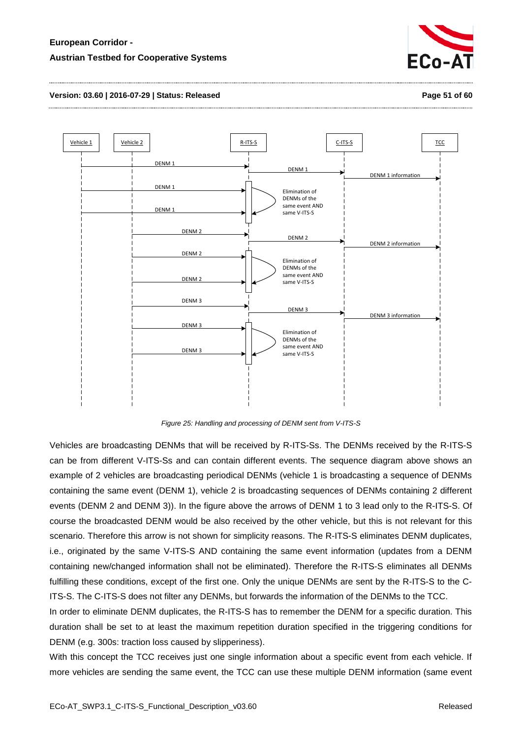Vehicle 1
Vehicle 2
R-ITS-S
C-ITS-S
TCC

DENM 1
DENM 1
DENM 1 information
DENM 1
DENM 1
Elimination of DENMs of the same event AND same V-ITS-S

DENM 2
DENM 2
DENM 2 information
DENM 2
DENM 2
Elimination of DENMs of the same event AND same V-ITS-S

DENM 3
DENM 3
DENM 3 information
DENM 3
DENM 3
Elimination of DENMs of the same event AND same V-ITS-S

*Figure 25: Handling and processing of DENM sent from V-ITS-S*

Vehicles are broadcasting DENMs that will be received by R-ITS-Ss. The DENMs received by the R-ITS-S can be from different V-ITS-Ss and can contain different events. The sequence diagram above shows an example of 2 vehicles are broadcasting periodical DENMs (vehicle 1 is broadcasting a sequence of DENMs containing the same event (DENM 1), vehicle 2 is broadcasting sequences of DENMs containing 2 different events (DENM 2 and DENM 3)). In the figure above the arrows of DENM 1 to 3 lead only to the R-ITS-S. Of course the broadcasted DENM would be also received by the other vehicle, but this is not relevant for this scenario. Therefore this arrow is not shown for simplicity reasons. The R-ITS-S eliminates DENM duplicates, i.e., originated by the same V-ITS-S AND containing the same event information (updates from a DENM containing new/changed information shall not be eliminated). Therefore the R-ITS-S eliminates all DENMs fulfilling these conditions, except of the first one. Only the unique DENMs are sent by the R-ITS-S to the C-ITS-S. The C-ITS-S does not filter any DENMs, but forwards the information of the DENMs to the TCC.

In order to eliminate DENM duplicates, the R-ITS-S has to remember the DENM for a specific duration. This duration shall be set to at least the maximum repetition duration specified in the triggering conditions for DENM (e.g. 300s: traction loss caused by slipperiness).

With this concept the TCC receives just one single information about a specific event from each vehicle. If more vehicles are sending the same event, the TCC can use these multiple DENM information (same event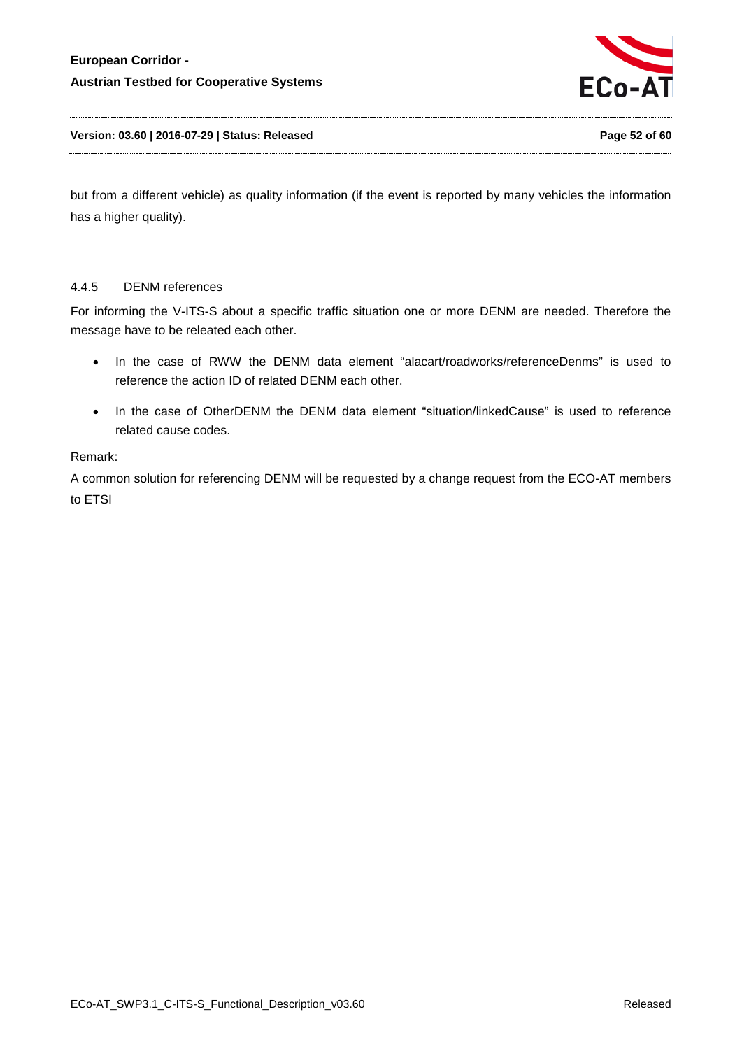but from a different vehicle) as quality information (if the event is reported by many vehicles the information has a higher quality).

#### 4.4.5 DENM references

For informing the V-ITS-S about a specific traffic situation one or more DENM are needed. Therefore the message have to be releated each other.

- In the case of RWW the DENM data element "alacart/roadworks/referenceDenms" is used to reference the action ID of related DENM each other.
- In the case of OtherDENM the DENM data element "situation/linkedCause" is used to reference related cause codes.

Remark:

A common solution for referencing DENM will be requested by a change request from the ECO-AT members to ETSI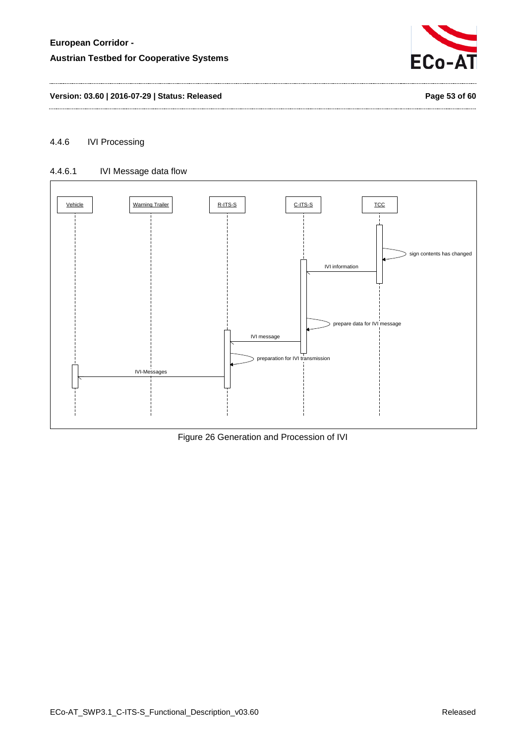### 4.4.6 IVI Processing

#### 4.4.6.1 IVI Message data flow

Vehicle

Warning Trailer

R-ITS-S

C-ITS-S

TCC

sign contents has changed

IVI information

prepare data for IVI message

IVI message

preparation for IVI transmission

IVI-Messages

Figure 26 Generation and Procession of IVI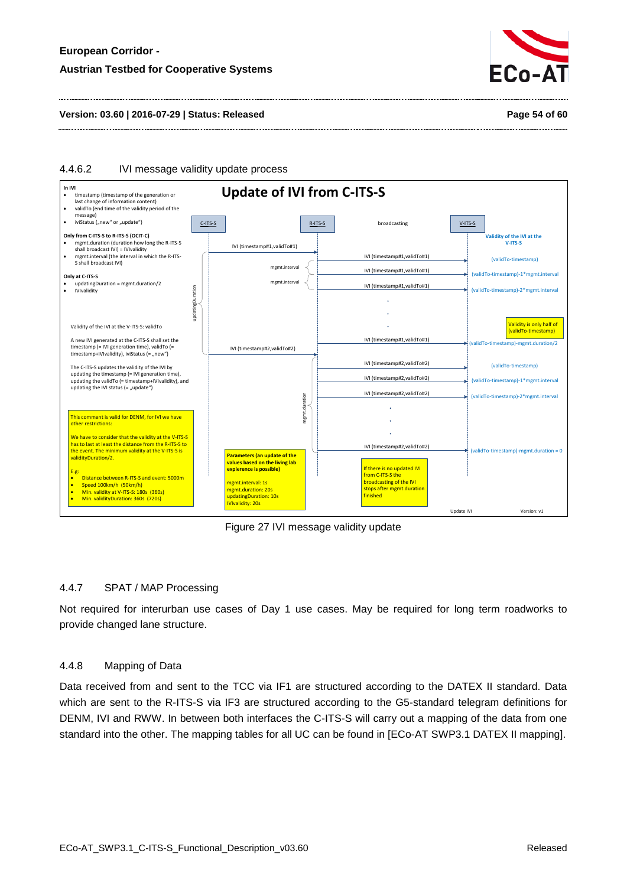#### 4.4.6.2 IVI message validity update process

**Update of IVI from C-ITS-S**

**In IVI**
- timestamp (timestamp of the generation or last change of information content)
- validTo (end time of the validity period of the message)
- iviStatus („new" or „update")

**Only from C-ITS-S to R-ITS-S (OCIT-C)**
- mgmt.duration (duration how long the R-ITS-S shall broadcast IVI) = IVIvalidity
- mgmt.interval (the interval in which the R-ITS-S shall broadcast IVI)

**Only at C-ITS-S**
- updatingDuration = mgmt.duration/2
- IVIvalidity

Validity of the IVI at the V-ITS-S: validTo

A new IVI generated at the C-ITS-S shall set the timestamp (= IVI generation time), validTo (= timestamp+IVIvalidity), iviStatus (= „new")

The C-ITS-S updates the validity of the IVI by updating the timestamp (= IVI generation time), updating the validTo (= timestamp+IVIvalidity), and updating the IVI status (= „update")

This comment is valid for DENM, for IVI we have other restrictions:

We have to consider that the validity at the V-ITS-S has to last at least the distance from the R-ITS-S to the event. The minimum validity at the V-ITS-S is validityDuration/2.

E.g:
- Distance between R-ITS-S and event: 5000m
- Speed 100km/h (50km/h)
- Min. validity at V-ITS-S: 180s (360s)
- Min. validityDuration: 360s (720s)

C-ITS-S | R-ITS-S | broadcasting | V-ITS-S

Validity of the IVI at the V-ITS-S

- IVI (timestamp#1,validTo#1)
- IVI (timestamp#1,validTo#1) → (validTo-timestamp)
- mgmt.interval — IVI (timestamp#1,validTo#1) → (validTo-timestamp)-1*mgmt.interval
- mgmt.interval — IVI (timestamp#1,validTo#1) → (validTo-timestamp)-2*mgmt.interval
- IVI (timestamp#1,validTo#1) → (validTo-timestamp)-mgmt.duration/2 (Validity is only half of (validTo-timestamp))
- updatingDuration
- IVI (timestamp#2,validTo#2)
- IVI (timestamp#2,validTo#2) → (validTo-timestamp)
- IVI (timestamp#2,validTo#2) → (validTo-timestamp)-1*mgmt.interval
- IVI (timestamp#2,validTo#2) → (validTo-timestamp)-2*mgmt.interval
- mgmt.duration
- IVI (timestamp#2,validTo#2) → (validTo-timestamp)-mgmt.duration = 0

**Parameters (an update of the values based on the living lab experience is possible)**

mgmt.interval: 1s
mgmt.duration: 20s
updatingDuration: 10s
IVIvalidity: 20s

If there is no updated IVI from C-ITS-S the broadcasting of the IVI stops after mgmt.duration finished

Update IVI — Version: v1

Figure 27 IVI message validity update

### 4.4.7 SPAT / MAP Processing

Not required for interurban use cases of Day 1 use cases. May be required for long term roadworks to provide changed lane structure.

### 4.4.8 Mapping of Data

Data received from and sent to the TCC via IF1 are structured according to the DATEX II standard. Data which are sent to the R-ITS-S via IF3 are structured according to the G5-standard telegram definitions for DENM, IVI and RWW. In between both interfaces the C-ITS-S will carry out a mapping of the data from one standard into the other. The mapping tables for all UC can be found in [ECo-AT SWP3.1 DATEX II mapping].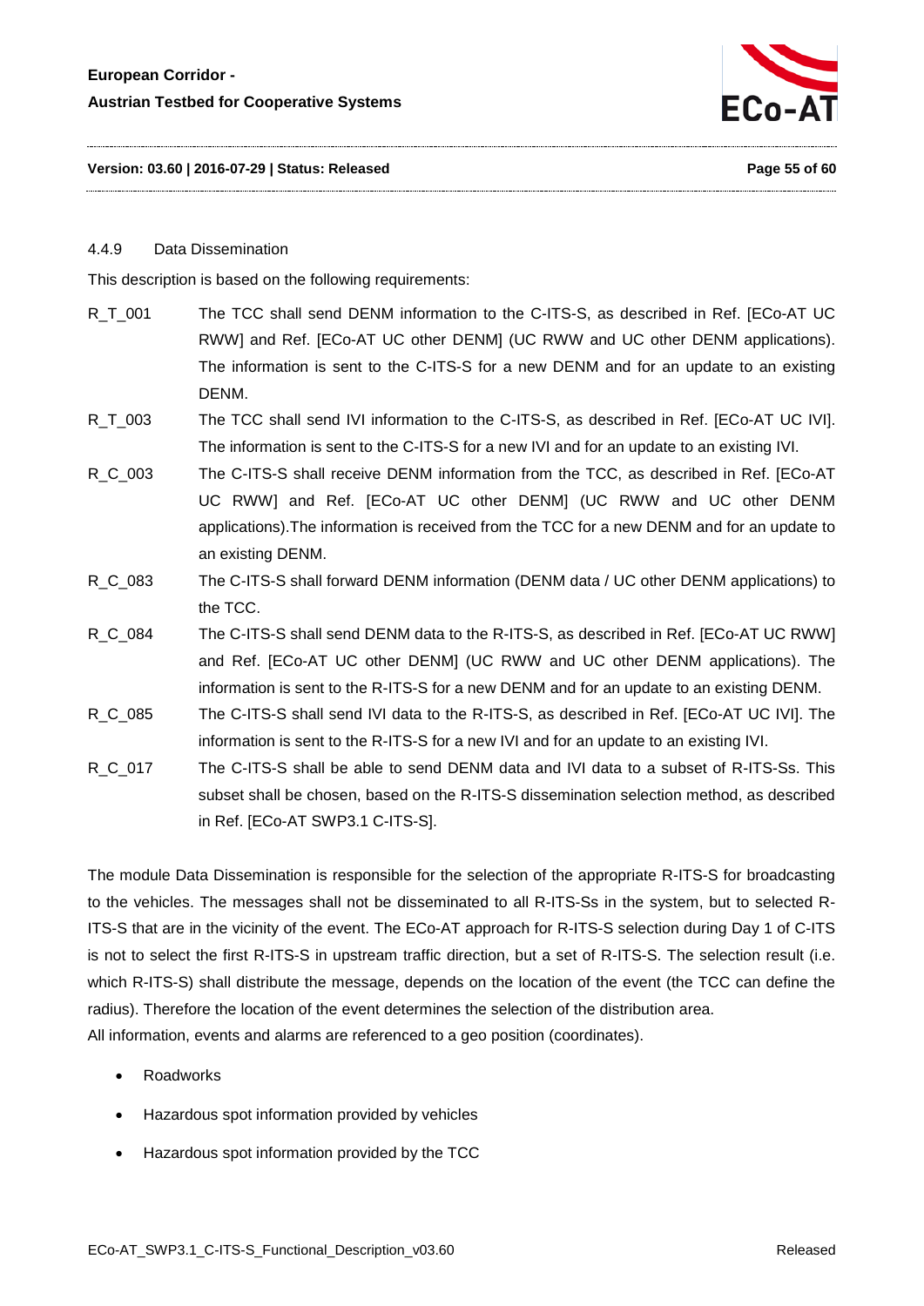#### 4.4.9 Data Dissemination

This description is based on the following requirements:

| | |
|---|---|
| R_T_001 | The TCC shall send DENM information to the C-ITS-S, as described in Ref. [ECo-AT UC RWW] and Ref. [ECo-AT UC other DENM] (UC RWW and UC other DENM applications). The information is sent to the C-ITS-S for a new DENM and for an update to an existing DENM. |
| R_T_003 | The TCC shall send IVI information to the C-ITS-S, as described in Ref. [ECo-AT UC IVI]. The information is sent to the C-ITS-S for a new IVI and for an update to an existing IVI. |
| R_C_003 | The C-ITS-S shall receive DENM information from the TCC, as described in Ref. [ECo-AT UC RWW] and Ref. [ECo-AT UC other DENM] (UC RWW and UC other DENM applications).The information is received from the TCC for a new DENM and for an update to an existing DENM. |
| R_C_083 | The C-ITS-S shall forward DENM information (DENM data / UC other DENM applications) to the TCC. |
| R_C_084 | The C-ITS-S shall send DENM data to the R-ITS-S, as described in Ref. [ECo-AT UC RWW] and Ref. [ECo-AT UC other DENM] (UC RWW and UC other DENM applications). The information is sent to the R-ITS-S for a new DENM and for an update to an existing DENM. |
| R_C_085 | The C-ITS-S shall send IVI data to the R-ITS-S, as described in Ref. [ECo-AT UC IVI]. The information is sent to the R-ITS-S for a new IVI and for an update to an existing IVI. |
| R_C_017 | The C-ITS-S shall be able to send DENM data and IVI data to a subset of R-ITS-Ss. This subset shall be chosen, based on the R-ITS-S dissemination selection method, as described in Ref. [ECo-AT SWP3.1 C-ITS-S]. |

The module Data Dissemination is responsible for the selection of the appropriate R-ITS-S for broadcasting to the vehicles. The messages shall not be disseminated to all R-ITS-Ss in the system, but to selected R-ITS-S that are in the vicinity of the event. The ECo-AT approach for R-ITS-S selection during Day 1 of C-ITS is not to select the first R-ITS-S in upstream traffic direction, but a set of R-ITS-S. The selection result (i.e. which R-ITS-S) shall distribute the message, depends on the location of the event (the TCC can define the radius). Therefore the location of the event determines the selection of the distribution area.
All information, events and alarms are referenced to a geo position (coordinates).

- Roadworks
- Hazardous spot information provided by vehicles
- Hazardous spot information provided by the TCC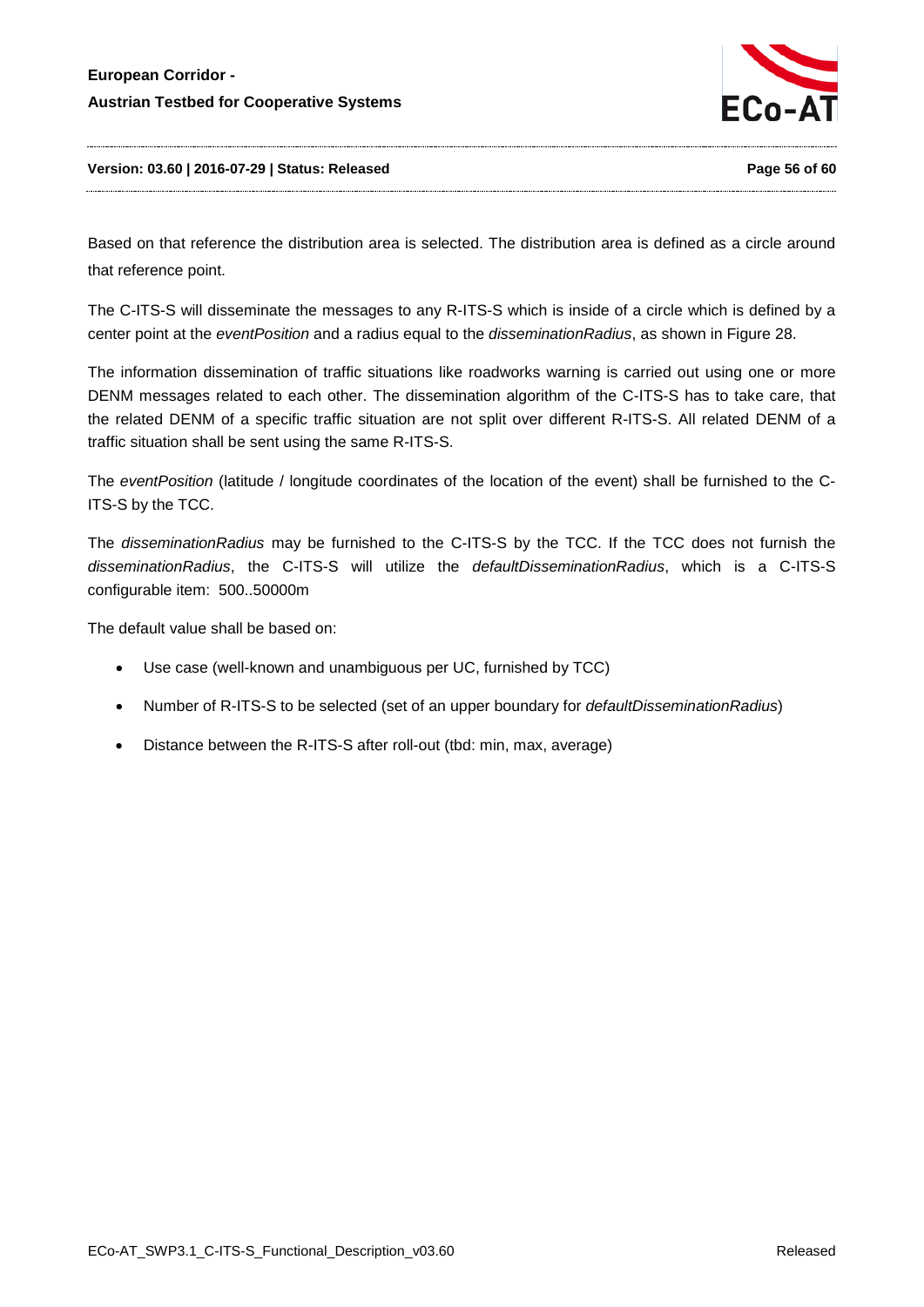Based on that reference the distribution area is selected. The distribution area is defined as a circle around that reference point.

The C-ITS-S will disseminate the messages to any R-ITS-S which is inside of a circle which is defined by a center point at the *eventPosition* and a radius equal to the *disseminationRadius*, as shown in Figure 28.

The information dissemination of traffic situations like roadworks warning is carried out using one or more DENM messages related to each other. The dissemination algorithm of the C-ITS-S has to take care, that the related DENM of a specific traffic situation are not split over different R-ITS-S. All related DENM of a traffic situation shall be sent using the same R-ITS-S.

The *eventPosition* (latitude / longitude coordinates of the location of the event) shall be furnished to the C-ITS-S by the TCC.

The *disseminationRadius* may be furnished to the C-ITS-S by the TCC. If the TCC does not furnish the *disseminationRadius*, the C-ITS-S will utilize the *defaultDisseminationRadius*, which is a C-ITS-S configurable item: 500..50000m

The default value shall be based on:

- Use case (well-known and unambiguous per UC, furnished by TCC)
- Number of R-ITS-S to be selected (set of an upper boundary for *defaultDisseminationRadius*)
- Distance between the R-ITS-S after roll-out (tbd: min, max, average)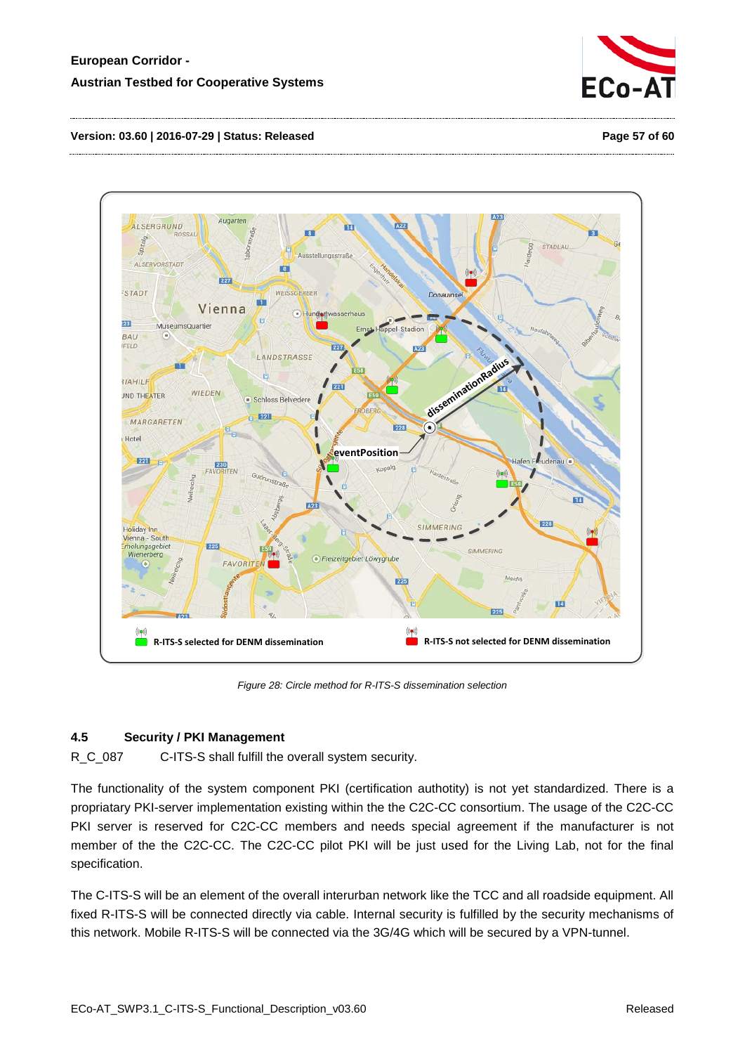eventPosition

disseminationRadius

R-ITS-S selected for DENM dissemination

R-ITS-S not selected for DENM dissemination

*Figure 28: Circle method for R-ITS-S dissemination selection*

## 4.5 Security / PKI Management

R_C_087 C-ITS-S shall fulfill the overall system security.

The functionality of the system component PKI (certification authotity) is not yet standardized. There is a propriatary PKI-server implementation existing within the the C2C-CC consortium. The usage of the C2C-CC PKI server is reserved for C2C-CC members and needs special agreement if the manufacturer is not member of the the C2C-CC. The C2C-CC pilot PKI will be just used for the Living Lab, not for the final specification.

The C-ITS-S will be an element of the overall interurban network like the TCC and all roadside equipment. All fixed R-ITS-S will be connected directly via cable. Internal security is fulfilled by the security mechanisms of this network. Mobile R-ITS-S will be connected via the 3G/4G which will be secured by a VPN-tunnel.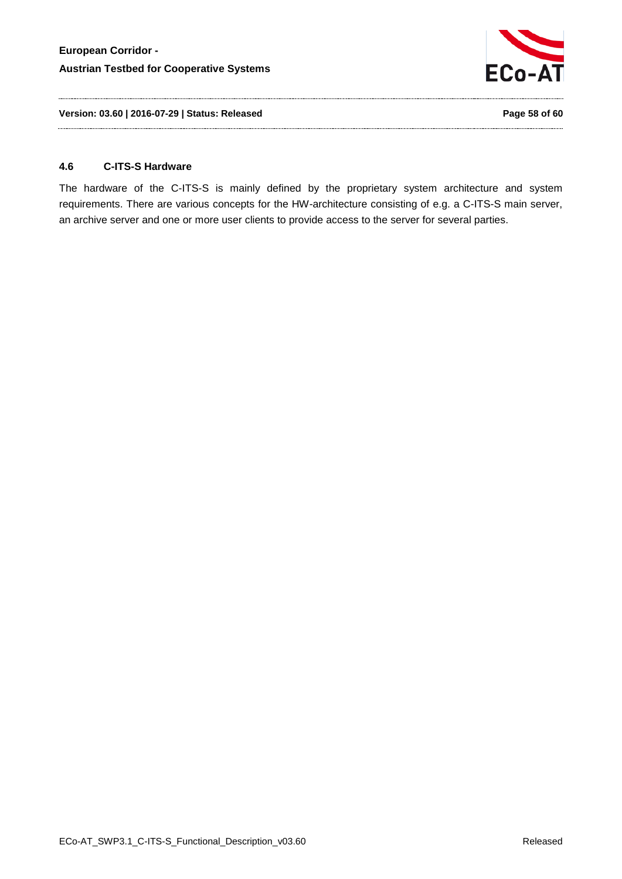### 4.6 C-ITS-S Hardware

The hardware of the C-ITS-S is mainly defined by the proprietary system architecture and system requirements. There are various concepts for the HW-architecture consisting of e.g. a C-ITS-S main server, an archive server and one or more user clients to provide access to the server for several parties.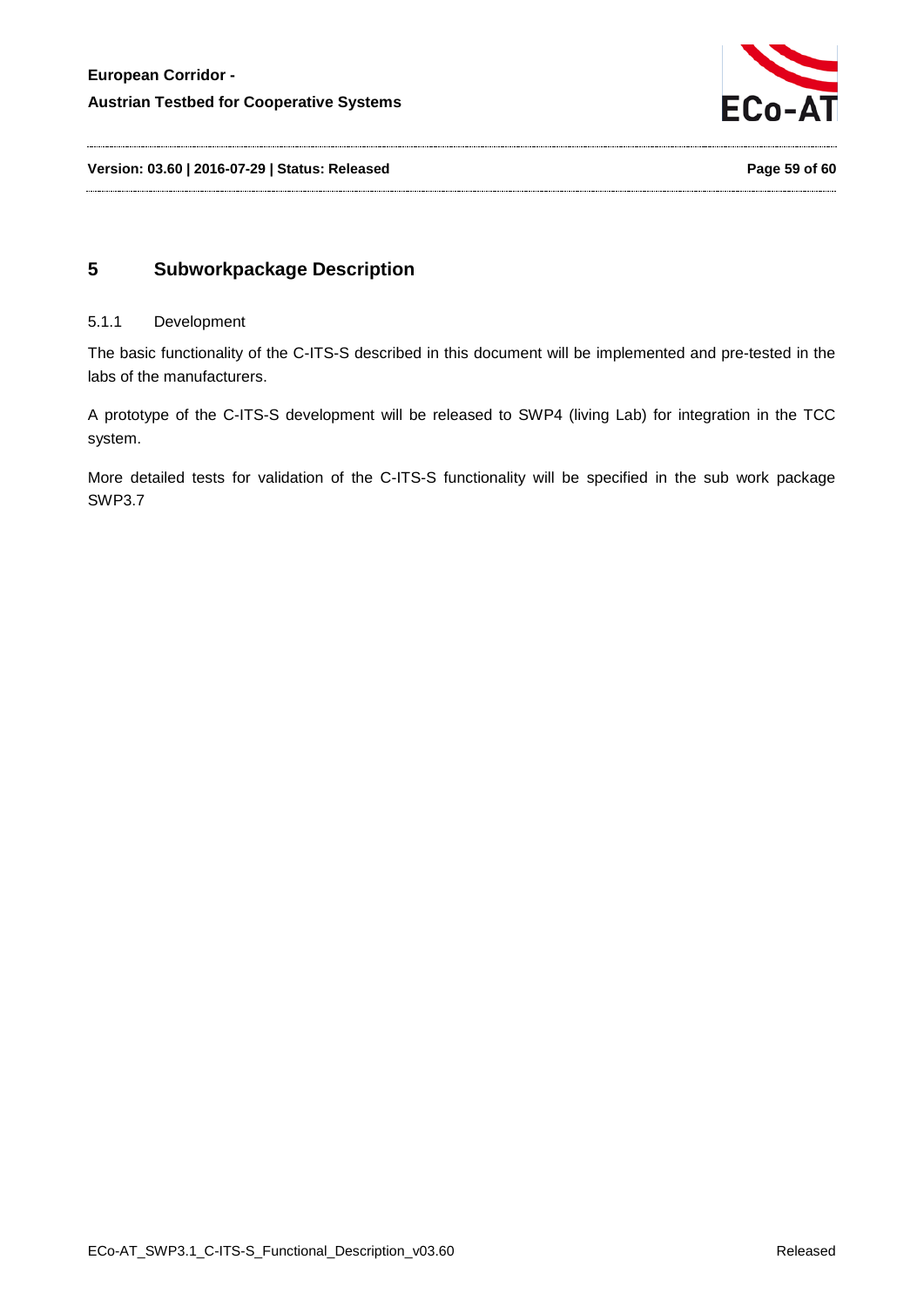# 5 Subworkpackage Description

### 5.1.1 Development

The basic functionality of the C-ITS-S described in this document will be implemented and pre-tested in the labs of the manufacturers.

A prototype of the C-ITS-S development will be released to SWP4 (living Lab) for integration in the TCC system.

More detailed tests for validation of the C-ITS-S functionality will be specified in the sub work package SWP3.7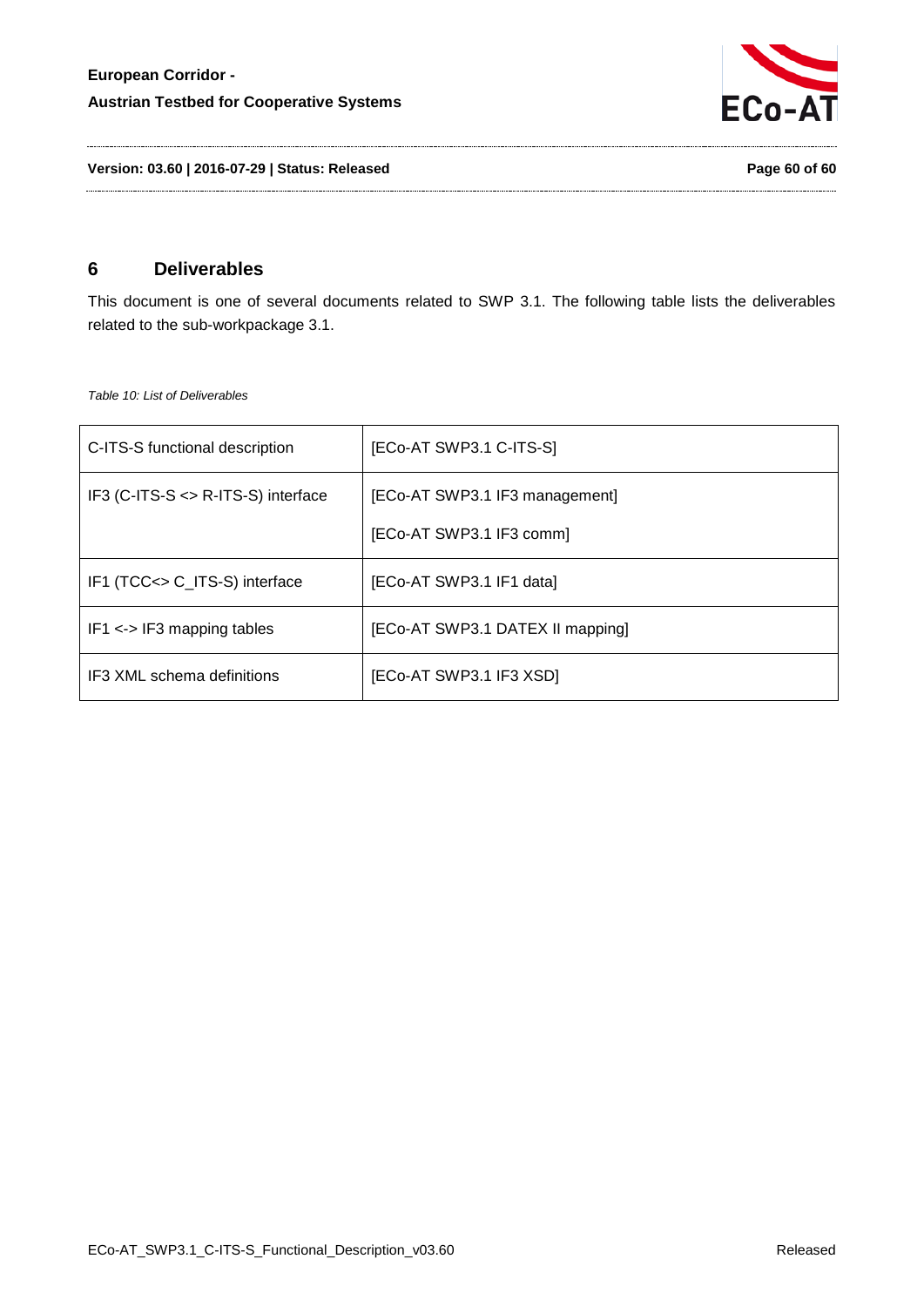# 6 Deliverables

This document is one of several documents related to SWP 3.1. The following table lists the deliverables related to the sub-workpackage 3.1.

*Table 10: List of Deliverables*

| | |
|---|---|
| C-ITS-S functional description | [ECo-AT SWP3.1 C-ITS-S] |
| IF3 (C-ITS-S <> R-ITS-S) interface | [ECo-AT SWP3.1 IF3 management]<br>[ECo-AT SWP3.1 IF3 comm] |
| IF1 (TCC<> C_ITS-S) interface | [ECo-AT SWP3.1 IF1 data] |
| IF1 <-> IF3 mapping tables | [ECo-AT SWP3.1 DATEX II mapping] |
| IF3 XML schema definitions | [ECo-AT SWP3.1 IF3 XSD] |